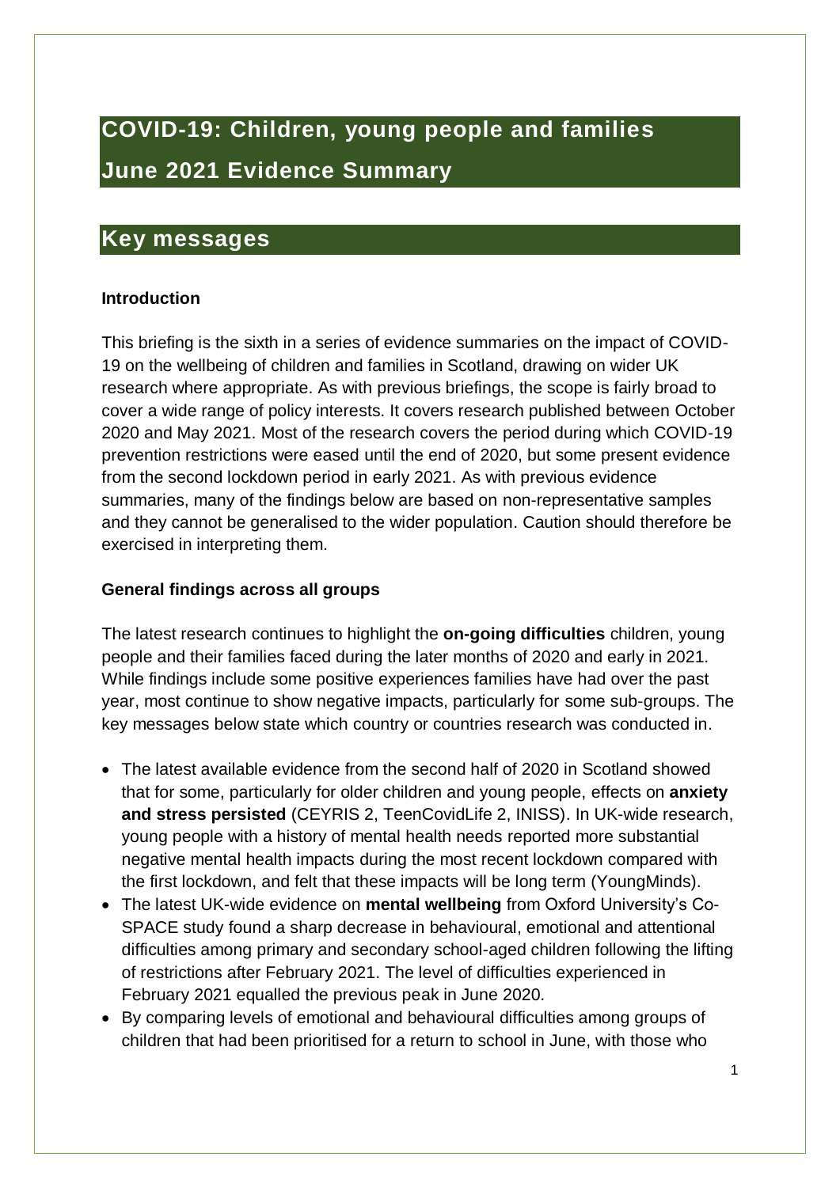# COVID-19: Children, young people and families June 2021 Evidence Summary

## Key messages

### Introduction

This briefing is the sixth in a series of evidence summaries on the impact of COVID-19 on the wellbeing of children and families in Scotland, drawing on wider UK research where appropriate. As with previous briefings, the scope is fairly broad to cover a wide range of policy interests. It covers research published between October 2020 and May 2021. Most of the research covers the period during which COVID-19 prevention restrictions were eased until the end of 2020, but some present evidence from the second lockdown period in early 2021. As with previous evidence summaries, many of the findings below are based on non-representative samples and they cannot be generalised to the wider population. Caution should therefore be exercised in interpreting them.

### General findings across all groups

The latest research continues to highlight the **on-going difficulties** children, young people and their families faced during the later months of 2020 and early in 2021. While findings include some positive experiences families have had over the past year, most continue to show negative impacts, particularly for some sub-groups. The key messages below state which country or countries research was conducted in.

- The latest available evidence from the second half of 2020 in Scotland showed that for some, particularly for older children and young people, effects on **anxiety and stress persisted** (CEYRIS 2, TeenCovidLife 2, INISS). In UK-wide research, young people with a history of mental health needs reported more substantial negative mental health impacts during the most recent lockdown compared with the first lockdown, and felt that these impacts will be long term (YoungMinds).
- The latest UK-wide evidence on **mental wellbeing** from Oxford University's Co-SPACE study found a sharp decrease in behavioural, emotional and attentional difficulties among primary and secondary school-aged children following the lifting of restrictions after February 2021. The level of difficulties experienced in February 2021 equalled the previous peak in June 2020.
- By comparing levels of emotional and behavioural difficulties among groups of children that had been prioritised for a return to school in June, with those who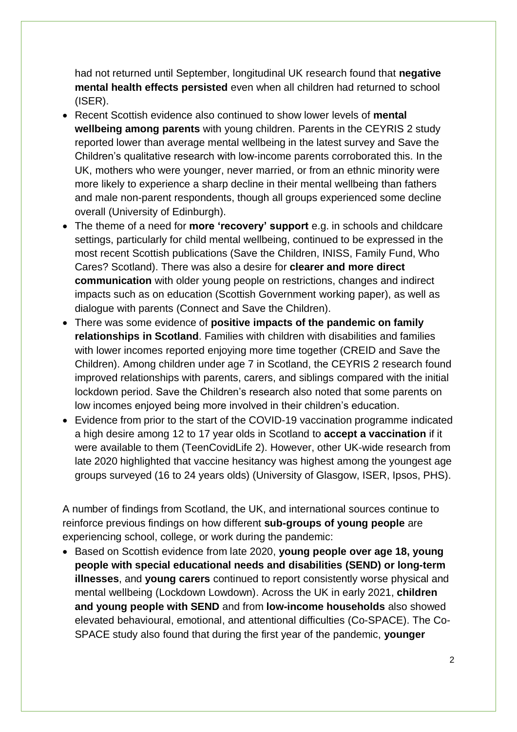had not returned until September, longitudinal UK research found that **negative mental health effects persisted** even when all children had returned to school (ISER).

- Recent Scottish evidence also continued to show lower levels of **mental wellbeing among parents** with young children. Parents in the CEYRIS 2 study reported lower than average mental wellbeing in the latest survey and Save the Children's qualitative research with low-income parents corroborated this. In the UK, mothers who were younger, never married, or from an ethnic minority were more likely to experience a sharp decline in their mental wellbeing than fathers and male non-parent respondents, though all groups experienced some decline overall (University of Edinburgh).
- The theme of a need for **more 'recovery' support** e.g. in schools and childcare settings, particularly for child mental wellbeing, continued to be expressed in the most recent Scottish publications (Save the Children, INISS, Family Fund, Who Cares? Scotland). There was also a desire for **clearer and more direct communication** with older young people on restrictions, changes and indirect impacts such as on education (Scottish Government working paper), as well as dialogue with parents (Connect and Save the Children).
- There was some evidence of **positive impacts of the pandemic on family relationships in Scotland**. Families with children with disabilities and families with lower incomes reported enjoying more time together (CREID and Save the Children). Among children under age 7 in Scotland, the CEYRIS 2 research found improved relationships with parents, carers, and siblings compared with the initial lockdown period. Save the Children's research also noted that some parents on low incomes enjoyed being more involved in their children's education.
- Evidence from prior to the start of the COVID-19 vaccination programme indicated a high desire among 12 to 17 year olds in Scotland to **accept a vaccination** if it were available to them (TeenCovidLife 2). However, other UK-wide research from late 2020 highlighted that vaccine hesitancy was highest among the youngest age groups surveyed (16 to 24 years olds) (University of Glasgow, ISER, Ipsos, PHS).

A number of findings from Scotland, the UK, and international sources continue to reinforce previous findings on how different **sub-groups of young people** are experiencing school, college, or work during the pandemic:

- Based on Scottish evidence from late 2020, **young people over age 18, young people with special educational needs and disabilities (SEND) or long-term illnesses**, and **young carers** continued to report consistently worse physical and mental wellbeing (Lockdown Lowdown). Across the UK in early 2021, **children and young people with SEND** and from **low-income households** also showed elevated behavioural, emotional, and attentional difficulties (Co-SPACE). The Co-SPACE study also found that during the first year of the pandemic, **younger**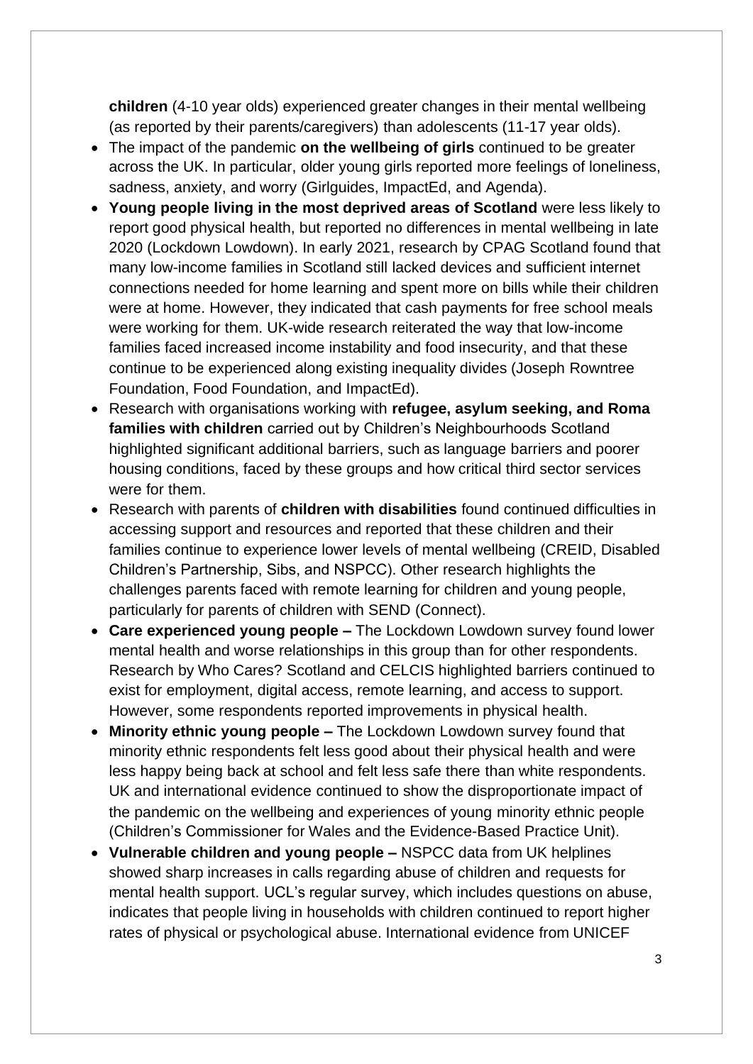**children** (4-10 year olds) experienced greater changes in their mental wellbeing (as reported by their parents/caregivers) than adolescents (11-17 year olds).

- The impact of the pandemic **on the wellbeing of girls** continued to be greater across the UK. In particular, older young girls reported more feelings of loneliness, sadness, anxiety, and worry (Girlguides, ImpactEd, and Agenda).
- **Young people living in the most deprived areas of Scotland** were less likely to report good physical health, but reported no differences in mental wellbeing in late 2020 (Lockdown Lowdown). In early 2021, research by CPAG Scotland found that many low-income families in Scotland still lacked devices and sufficient internet connections needed for home learning and spent more on bills while their children were at home. However, they indicated that cash payments for free school meals were working for them. UK-wide research reiterated the way that low-income families faced increased income instability and food insecurity, and that these continue to be experienced along existing inequality divides (Joseph Rowntree Foundation, Food Foundation, and ImpactEd).
- Research with organisations working with **refugee, asylum seeking, and Roma families with children** carried out by Children's Neighbourhoods Scotland highlighted significant additional barriers, such as language barriers and poorer housing conditions, faced by these groups and how critical third sector services were for them.
- Research with parents of **children with disabilities** found continued difficulties in accessing support and resources and reported that these children and their families continue to experience lower levels of mental wellbeing (CREID, Disabled Children's Partnership, Sibs, and NSPCC). Other research highlights the challenges parents faced with remote learning for children and young people, particularly for parents of children with SEND (Connect).
- **Care experienced young people –** The Lockdown Lowdown survey found lower mental health and worse relationships in this group than for other respondents. Research by Who Cares? Scotland and CELCIS highlighted barriers continued to exist for employment, digital access, remote learning, and access to support. However, some respondents reported improvements in physical health.
- **Minority ethnic young people –** The Lockdown Lowdown survey found that minority ethnic respondents felt less good about their physical health and were less happy being back at school and felt less safe there than white respondents. UK and international evidence continued to show the disproportionate impact of the pandemic on the wellbeing and experiences of young minority ethnic people (Children's Commissioner for Wales and the Evidence-Based Practice Unit).
- **Vulnerable children and young people –** NSPCC data from UK helplines showed sharp increases in calls regarding abuse of children and requests for mental health support. UCL's regular survey, which includes questions on abuse, indicates that people living in households with children continued to report higher rates of physical or psychological abuse. International evidence from UNICEF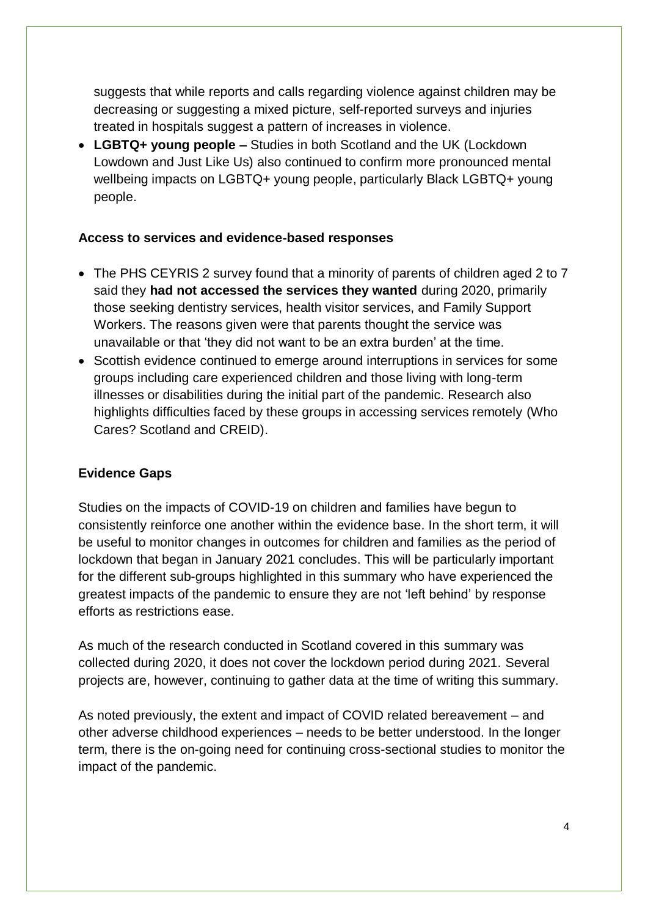suggests that while reports and calls regarding violence against children may be decreasing or suggesting a mixed picture, self-reported surveys and injuries treated in hospitals suggest a pattern of increases in violence.

- **LGBTQ+ young people –** Studies in both Scotland and the UK (Lockdown Lowdown and Just Like Us) also continued to confirm more pronounced mental wellbeing impacts on LGBTQ+ young people, particularly Black LGBTQ+ young people.

**Access to services and evidence-based responses**

- The PHS CEYRIS 2 survey found that a minority of parents of children aged 2 to 7 said they **had not accessed the services they wanted** during 2020, primarily those seeking dentistry services, health visitor services, and Family Support Workers. The reasons given were that parents thought the service was unavailable or that 'they did not want to be an extra burden' at the time.
- Scottish evidence continued to emerge around interruptions in services for some groups including care experienced children and those living with long-term illnesses or disabilities during the initial part of the pandemic. Research also highlights difficulties faced by these groups in accessing services remotely (Who Cares? Scotland and CREID).

**Evidence Gaps**

Studies on the impacts of COVID-19 on children and families have begun to consistently reinforce one another within the evidence base. In the short term, it will be useful to monitor changes in outcomes for children and families as the period of lockdown that began in January 2021 concludes. This will be particularly important for the different sub-groups highlighted in this summary who have experienced the greatest impacts of the pandemic to ensure they are not 'left behind' by response efforts as restrictions ease.

As much of the research conducted in Scotland covered in this summary was collected during 2020, it does not cover the lockdown period during 2021. Several projects are, however, continuing to gather data at the time of writing this summary.

As noted previously, the extent and impact of COVID related bereavement – and other adverse childhood experiences – needs to be better understood. In the longer term, there is the on-going need for continuing cross-sectional studies to monitor the impact of the pandemic.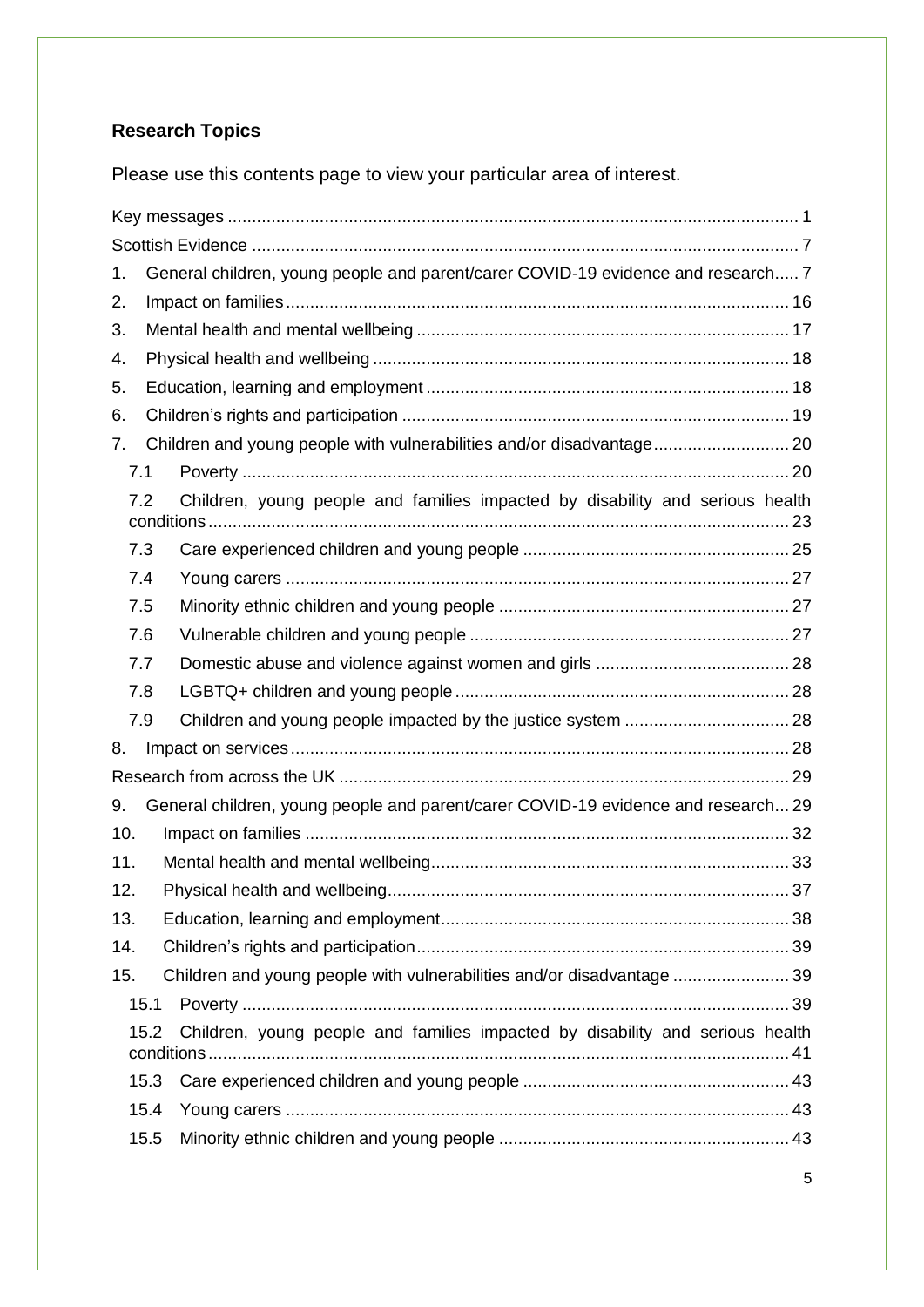**Research Topics**

Please use this contents page to view your particular area of interest.

Key messages ..................................................................................................................... 1

Scottish Evidence ................................................................................................................ 7

1. General children, young people and parent/carer COVID-19 evidence and research..... 7
2. Impact on families....................................................................................................... 16
3. Mental health and mental wellbeing ............................................................................ 17
4. Physical health and wellbeing ...................................................................................... 18
5. Education, learning and employment ........................................................................... 18
6. Children's rights and participation ................................................................................ 19
7. Children and young people with vulnerabilities and/or disadvantage............................ 20
   - 7.1 Poverty ................................................................................................................. 20
   - 7.2 Children, young people and families impacted by disability and serious health conditions ........................................................................................................................ 23
   - 7.3 Care experienced children and young people ....................................................... 25
   - 7.4 Young carers ........................................................................................................ 27
   - 7.5 Minority ethnic children and young people ............................................................ 27
   - 7.6 Vulnerable children and young people .................................................................. 27
   - 7.7 Domestic abuse and violence against women and girls ........................................ 28
   - 7.8 LGBTQ+ children and young people ..................................................................... 28
   - 7.9 Children and young people impacted by the justice system .................................. 28
8. Impact on services....................................................................................................... 28

Research from across the UK ............................................................................................ 29

9. General children, young people and parent/carer COVID-19 evidence and research... 29
10. Impact on families .................................................................................................... 32
11. Mental health and mental wellbeing.......................................................................... 33
12. Physical health and wellbeing................................................................................... 37
13. Education, learning and employment........................................................................ 38
14. Children's rights and participation............................................................................. 39
15. Children and young people with vulnerabilities and/or disadvantage ........................ 39
   - 15.1 Poverty ................................................................................................................ 39
   - 15.2 Children, young people and families impacted by disability and serious health conditions ........................................................................................................................ 41
   - 15.3 Care experienced children and young people ....................................................... 43
   - 15.4 Young carers ........................................................................................................ 43
   - 15.5 Minority ethnic children and young people ............................................................ 43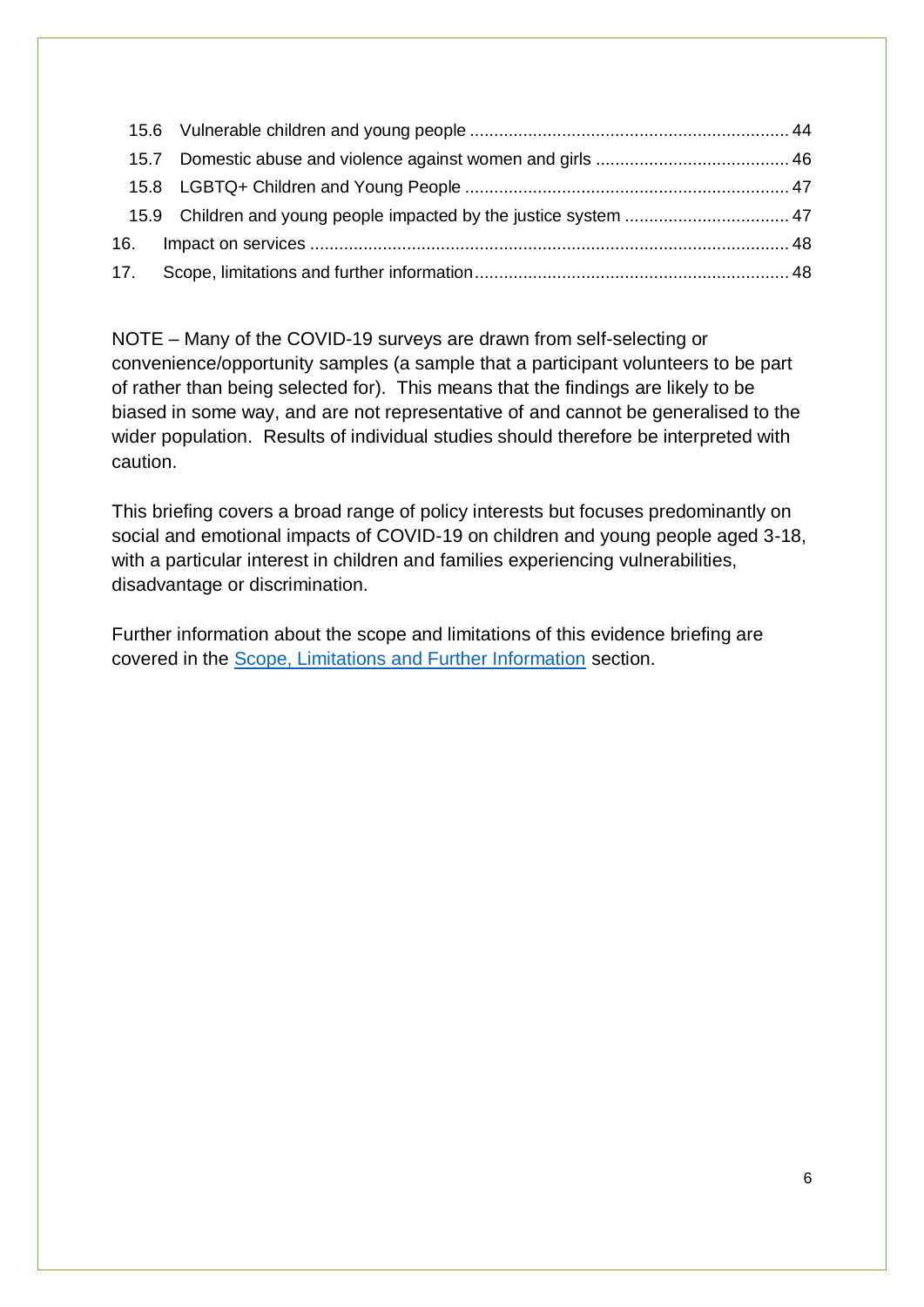15.6 Vulnerable children and young people ... 44
15.7 Domestic abuse and violence against women and girls ... 46
15.8 LGBTQ+ Children and Young People ... 47
15.9 Children and young people impacted by the justice system ... 47
16. Impact on services ... 48
17. Scope, limitations and further information ... 48

NOTE – Many of the COVID-19 surveys are drawn from self-selecting or convenience/opportunity samples (a sample that a participant volunteers to be part of rather than being selected for). This means that the findings are likely to be biased in some way, and are not representative of and cannot be generalised to the wider population. Results of individual studies should therefore be interpreted with caution.

This briefing covers a broad range of policy interests but focuses predominantly on social and emotional impacts of COVID-19 on children and young people aged 3-18, with a particular interest in children and families experiencing vulnerabilities, disadvantage or discrimination.

Further information about the scope and limitations of this evidence briefing are covered in the Scope, Limitations and Further Information section.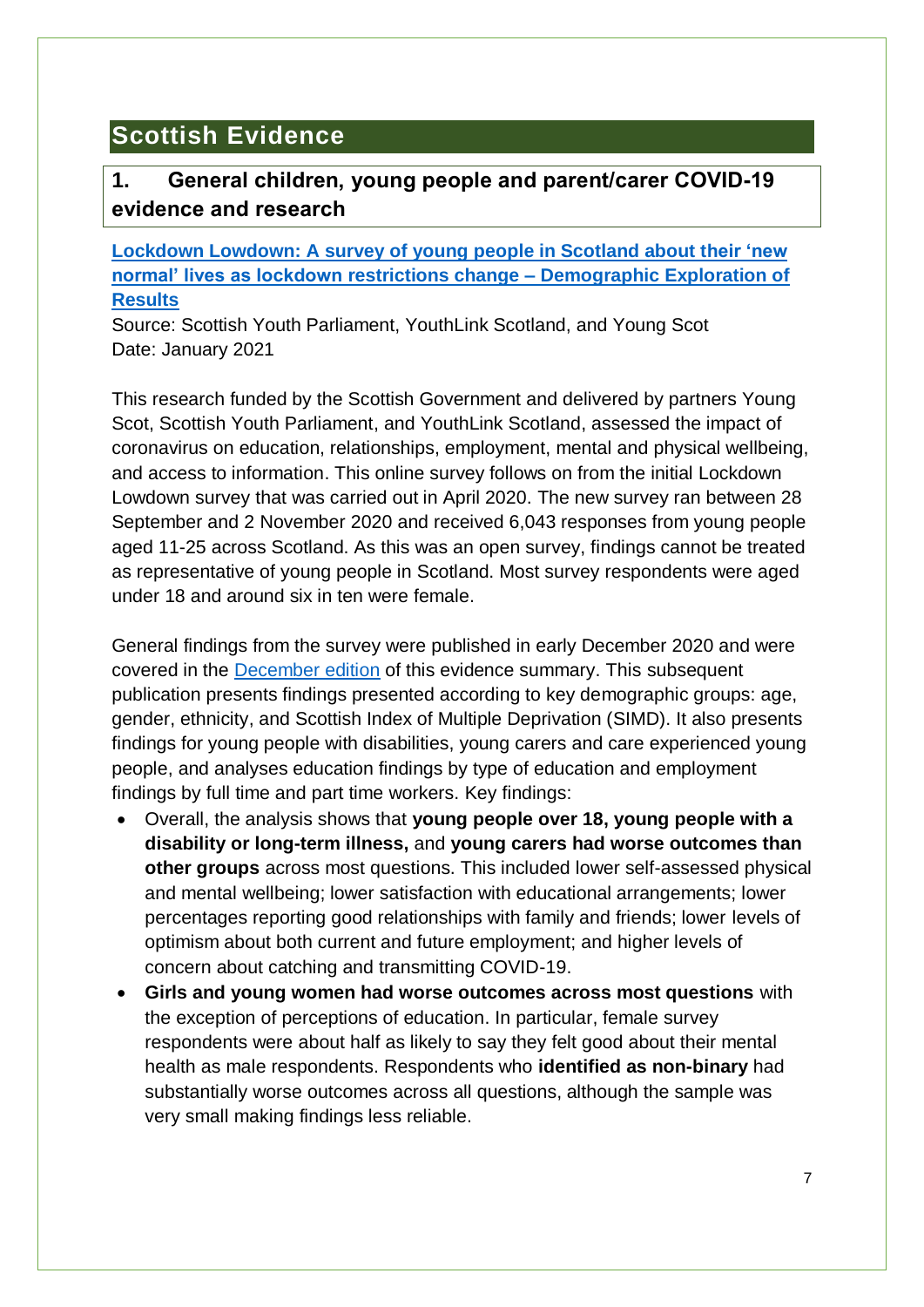# Scottish Evidence

## 1. General children, young people and parent/carer COVID-19 evidence and research

### Lockdown Lowdown: A survey of young people in Scotland about their 'new normal' lives as lockdown restrictions change – Demographic Exploration of Results

Source: Scottish Youth Parliament, YouthLink Scotland, and Young Scot
Date: January 2021

This research funded by the Scottish Government and delivered by partners Young Scot, Scottish Youth Parliament, and YouthLink Scotland, assessed the impact of coronavirus on education, relationships, employment, mental and physical wellbeing, and access to information. This online survey follows on from the initial Lockdown Lowdown survey that was carried out in April 2020. The new survey ran between 28 September and 2 November 2020 and received 6,043 responses from young people aged 11-25 across Scotland. As this was an open survey, findings cannot be treated as representative of young people in Scotland. Most survey respondents were aged under 18 and around six in ten were female.

General findings from the survey were published in early December 2020 and were covered in the December edition of this evidence summary. This subsequent publication presents findings presented according to key demographic groups: age, gender, ethnicity, and Scottish Index of Multiple Deprivation (SIMD). It also presents findings for young people with disabilities, young carers and care experienced young people, and analyses education findings by type of education and employment findings by full time and part time workers. Key findings:

- Overall, the analysis shows that **young people over 18, young people with a disability or long-term illness,** and **young carers had worse outcomes than other groups** across most questions. This included lower self-assessed physical and mental wellbeing; lower satisfaction with educational arrangements; lower percentages reporting good relationships with family and friends; lower levels of optimism about both current and future employment; and higher levels of concern about catching and transmitting COVID-19.
- **Girls and young women had worse outcomes across most questions** with the exception of perceptions of education. In particular, female survey respondents were about half as likely to say they felt good about their mental health as male respondents. Respondents who **identified as non-binary** had substantially worse outcomes across all questions, although the sample was very small making findings less reliable.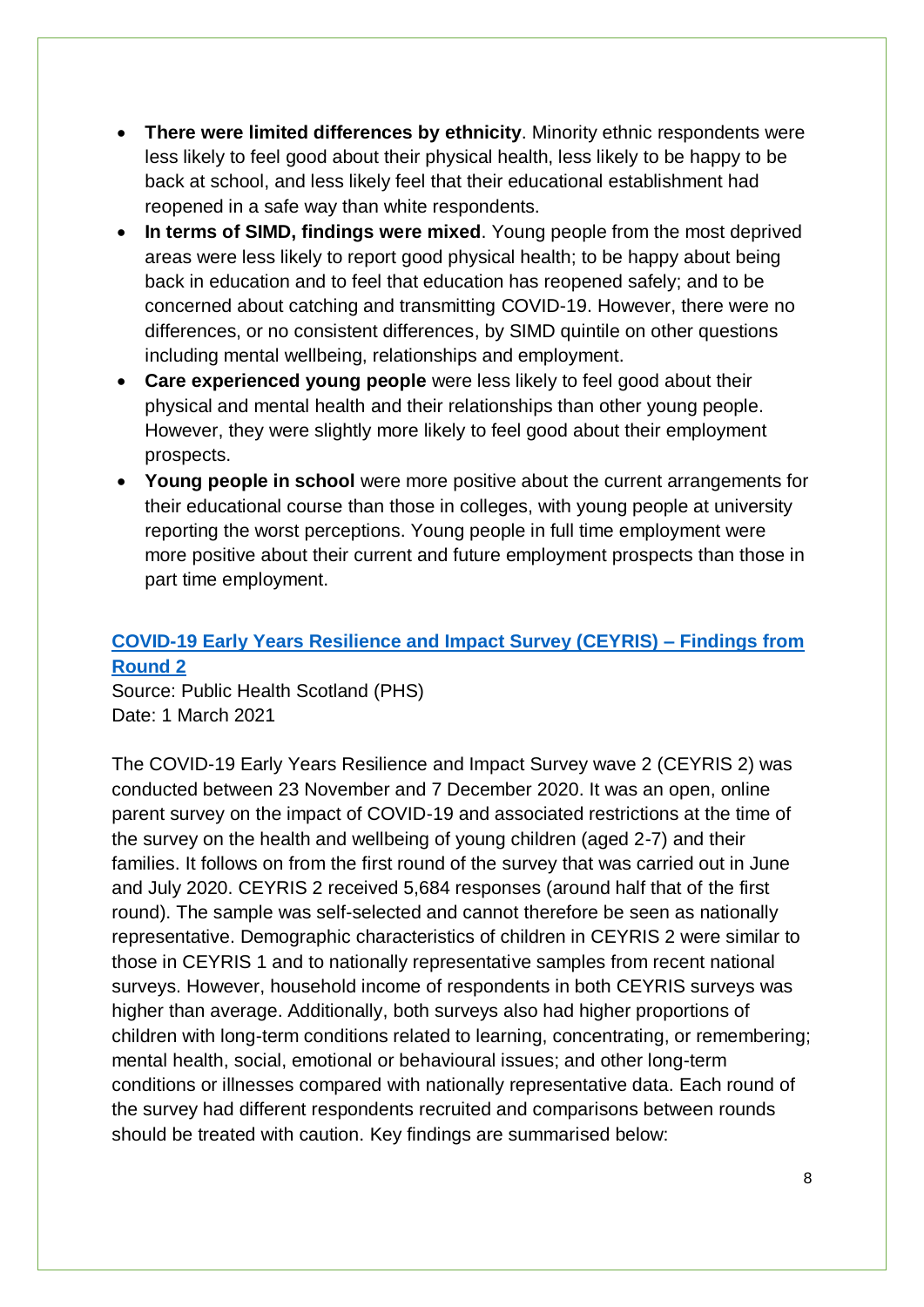- **There were limited differences by ethnicity**. Minority ethnic respondents were less likely to feel good about their physical health, less likely to be happy to be back at school, and less likely feel that their educational establishment had reopened in a safe way than white respondents.
- **In terms of SIMD, findings were mixed**. Young people from the most deprived areas were less likely to report good physical health; to be happy about being back in education and to feel that education has reopened safely; and to be concerned about catching and transmitting COVID-19. However, there were no differences, or no consistent differences, by SIMD quintile on other questions including mental wellbeing, relationships and employment.
- **Care experienced young people** were less likely to feel good about their physical and mental health and their relationships than other young people. However, they were slightly more likely to feel good about their employment prospects.
- **Young people in school** were more positive about the current arrangements for their educational course than those in colleges, with young people at university reporting the worst perceptions. Young people in full time employment were more positive about their current and future employment prospects than those in part time employment.

### COVID-19 Early Years Resilience and Impact Survey (CEYRIS) – Findings from Round 2

Source: Public Health Scotland (PHS)
Date: 1 March 2021

The COVID-19 Early Years Resilience and Impact Survey wave 2 (CEYRIS 2) was conducted between 23 November and 7 December 2020. It was an open, online parent survey on the impact of COVID-19 and associated restrictions at the time of the survey on the health and wellbeing of young children (aged 2-7) and their families. It follows on from the first round of the survey that was carried out in June and July 2020. CEYRIS 2 received 5,684 responses (around half that of the first round). The sample was self-selected and cannot therefore be seen as nationally representative. Demographic characteristics of children in CEYRIS 2 were similar to those in CEYRIS 1 and to nationally representative samples from recent national surveys. However, household income of respondents in both CEYRIS surveys was higher than average. Additionally, both surveys also had higher proportions of children with long-term conditions related to learning, concentrating, or remembering; mental health, social, emotional or behavioural issues; and other long-term conditions or illnesses compared with nationally representative data. Each round of the survey had different respondents recruited and comparisons between rounds should be treated with caution. Key findings are summarised below: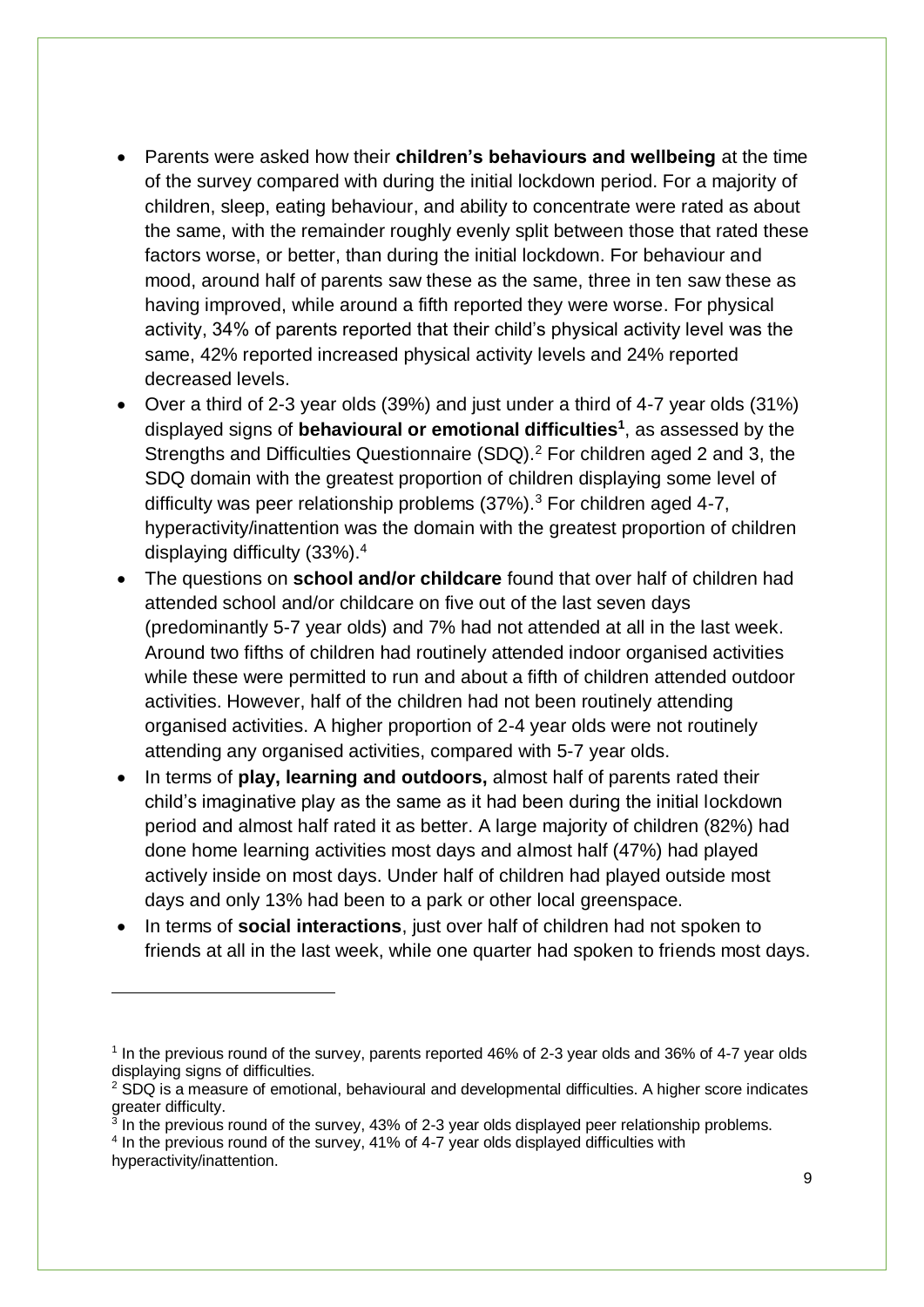- Parents were asked how their **children's behaviours and wellbeing** at the time of the survey compared with during the initial lockdown period. For a majority of children, sleep, eating behaviour, and ability to concentrate were rated as about the same, with the remainder roughly evenly split between those that rated these factors worse, or better, than during the initial lockdown. For behaviour and mood, around half of parents saw these as the same, three in ten saw these as having improved, while around a fifth reported they were worse. For physical activity, 34% of parents reported that their child's physical activity level was the same, 42% reported increased physical activity levels and 24% reported decreased levels.
- Over a third of 2-3 year olds (39%) and just under a third of 4-7 year olds (31%) displayed signs of **behavioural or emotional difficulties**[1], as assessed by the Strengths and Difficulties Questionnaire (SDQ).[2] For children aged 2 and 3, the SDQ domain with the greatest proportion of children displaying some level of difficulty was peer relationship problems (37%).[3] For children aged 4-7, hyperactivity/inattention was the domain with the greatest proportion of children displaying difficulty (33%).[4]
- The questions on **school and/or childcare** found that over half of children had attended school and/or childcare on five out of the last seven days (predominantly 5-7 year olds) and 7% had not attended at all in the last week. Around two fifths of children had routinely attended indoor organised activities while these were permitted to run and about a fifth of children attended outdoor activities. However, half of the children had not been routinely attending organised activities. A higher proportion of 2-4 year olds were not routinely attending any organised activities, compared with 5-7 year olds.
- In terms of **play, learning and outdoors,** almost half of parents rated their child's imaginative play as the same as it had been during the initial lockdown period and almost half rated it as better. A large majority of children (82%) had done home learning activities most days and almost half (47%) had played actively inside on most days. Under half of children had played outside most days and only 13% had been to a park or other local greenspace.
- In terms of **social interactions**, just over half of children had not spoken to friends at all in the last week, while one quarter had spoken to friends most days.

---

[1] In the previous round of the survey, parents reported 46% of 2-3 year olds and 36% of 4-7 year olds displaying signs of difficulties.

[2] SDQ is a measure of emotional, behavioural and developmental difficulties. A higher score indicates greater difficulty.

[3] In the previous round of the survey, 43% of 2-3 year olds displayed peer relationship problems.

[4] In the previous round of the survey, 41% of 4-7 year olds displayed difficulties with hyperactivity/inattention.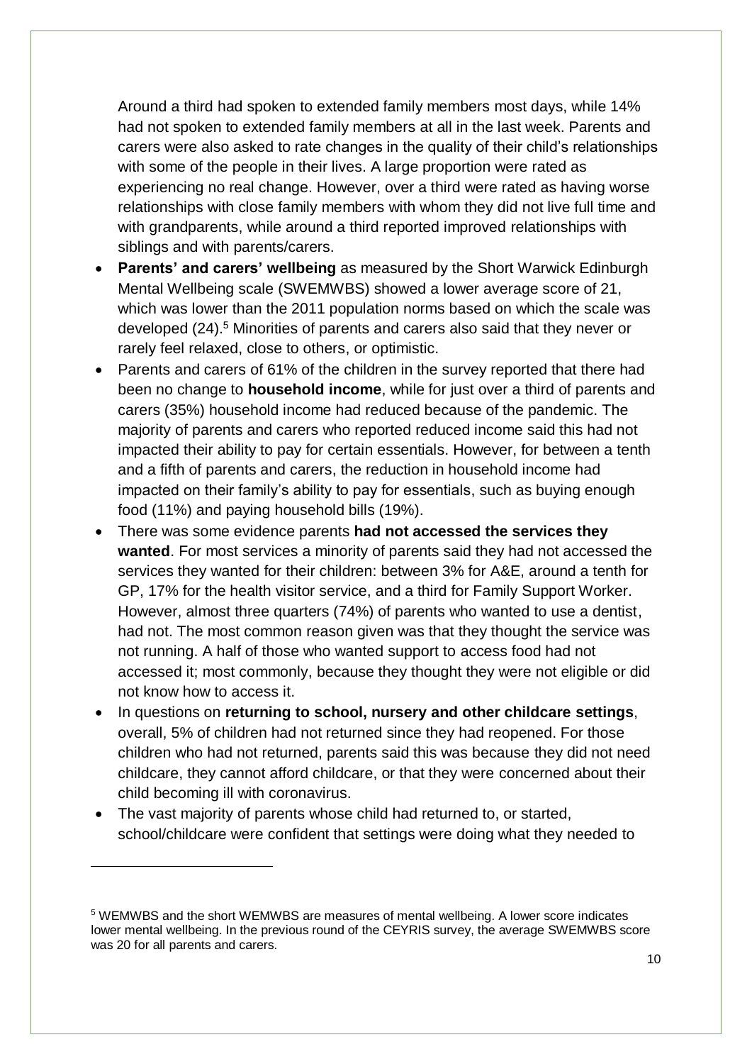Around a third had spoken to extended family members most days, while 14% had not spoken to extended family members at all in the last week. Parents and carers were also asked to rate changes in the quality of their child's relationships with some of the people in their lives. A large proportion were rated as experiencing no real change. However, over a third were rated as having worse relationships with close family members with whom they did not live full time and with grandparents, while around a third reported improved relationships with siblings and with parents/carers.

- **Parents' and carers' wellbeing** as measured by the Short Warwick Edinburgh Mental Wellbeing scale (SWEMWBS) showed a lower average score of 21, which was lower than the 2011 population norms based on which the scale was developed (24).[5] Minorities of parents and carers also said that they never or rarely feel relaxed, close to others, or optimistic.
- Parents and carers of 61% of the children in the survey reported that there had been no change to **household income**, while for just over a third of parents and carers (35%) household income had reduced because of the pandemic. The majority of parents and carers who reported reduced income said this had not impacted their ability to pay for certain essentials. However, for between a tenth and a fifth of parents and carers, the reduction in household income had impacted on their family's ability to pay for essentials, such as buying enough food (11%) and paying household bills (19%).
- There was some evidence parents **had not accessed the services they wanted**. For most services a minority of parents said they had not accessed the services they wanted for their children: between 3% for A&E, around a tenth for GP, 17% for the health visitor service, and a third for Family Support Worker. However, almost three quarters (74%) of parents who wanted to use a dentist, had not. The most common reason given was that they thought the service was not running. A half of those who wanted support to access food had not accessed it; most commonly, because they thought they were not eligible or did not know how to access it.
- In questions on **returning to school, nursery and other childcare settings**, overall, 5% of children had not returned since they had reopened. For those children who had not returned, parents said this was because they did not need childcare, they cannot afford childcare, or that they were concerned about their child becoming ill with coronavirus.
- The vast majority of parents whose child had returned to, or started, school/childcare were confident that settings were doing what they needed to

---

[5] WEMWBS and the short WEMWBS are measures of mental wellbeing. A lower score indicates lower mental wellbeing. In the previous round of the CEYRIS survey, the average SWEMWBS score was 20 for all parents and carers.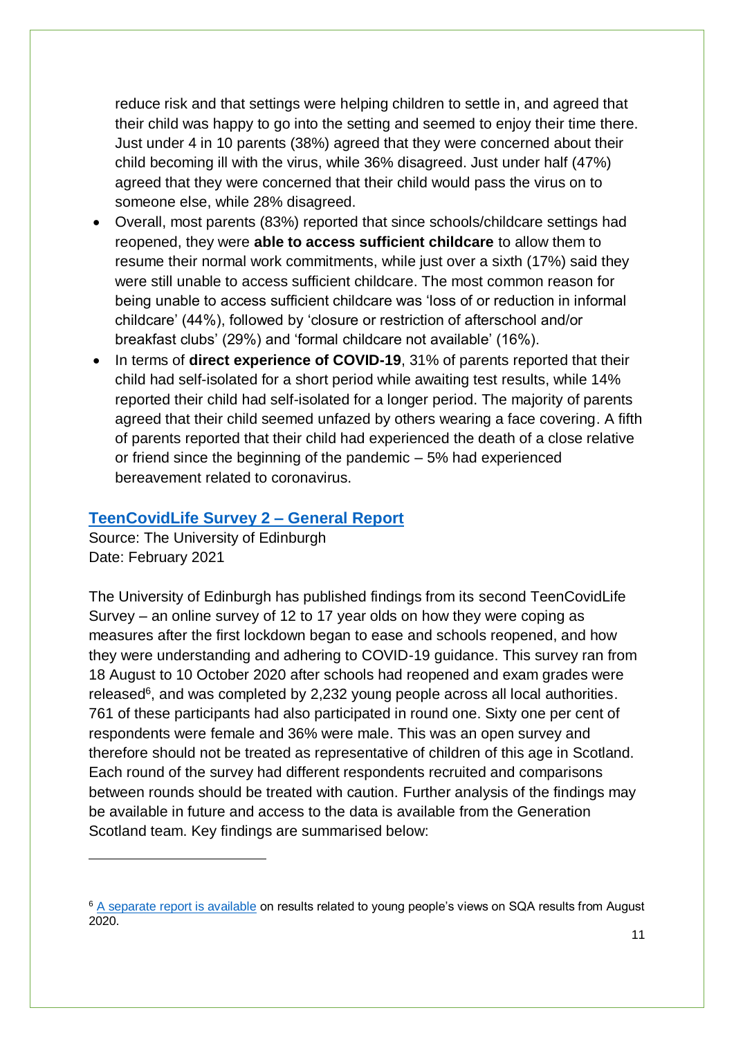reduce risk and that settings were helping children to settle in, and agreed that their child was happy to go into the setting and seemed to enjoy their time there. Just under 4 in 10 parents (38%) agreed that they were concerned about their child becoming ill with the virus, while 36% disagreed. Just under half (47%) agreed that they were concerned that their child would pass the virus on to someone else, while 28% disagreed.

- Overall, most parents (83%) reported that since schools/childcare settings had reopened, they were **able to access sufficient childcare** to allow them to resume their normal work commitments, while just over a sixth (17%) said they were still unable to access sufficient childcare. The most common reason for being unable to access sufficient childcare was 'loss of or reduction in informal childcare' (44%), followed by 'closure or restriction of afterschool and/or breakfast clubs' (29%) and 'formal childcare not available' (16%).
- In terms of **direct experience of COVID-19**, 31% of parents reported that their child had self-isolated for a short period while awaiting test results, while 14% reported their child had self-isolated for a longer period. The majority of parents agreed that their child seemed unfazed by others wearing a face covering. A fifth of parents reported that their child had experienced the death of a close relative or friend since the beginning of the pandemic – 5% had experienced bereavement related to coronavirus.

## TeenCovidLife Survey 2 – General Report

Source: The University of Edinburgh
Date: February 2021

The University of Edinburgh has published findings from its second TeenCovidLife Survey – an online survey of 12 to 17 year olds on how they were coping as measures after the first lockdown began to ease and schools reopened, and how they were understanding and adhering to COVID-19 guidance. This survey ran from 18 August to 10 October 2020 after schools had reopened and exam grades were released[6], and was completed by 2,232 young people across all local authorities. 761 of these participants had also participated in round one. Sixty one per cent of respondents were female and 36% were male. This was an open survey and therefore should not be treated as representative of children of this age in Scotland. Each round of the survey had different respondents recruited and comparisons between rounds should be treated with caution. Further analysis of the findings may be available in future and access to the data is available from the Generation Scotland team. Key findings are summarised below:

---

[6] A separate report is available on results related to young people's views on SQA results from August 2020.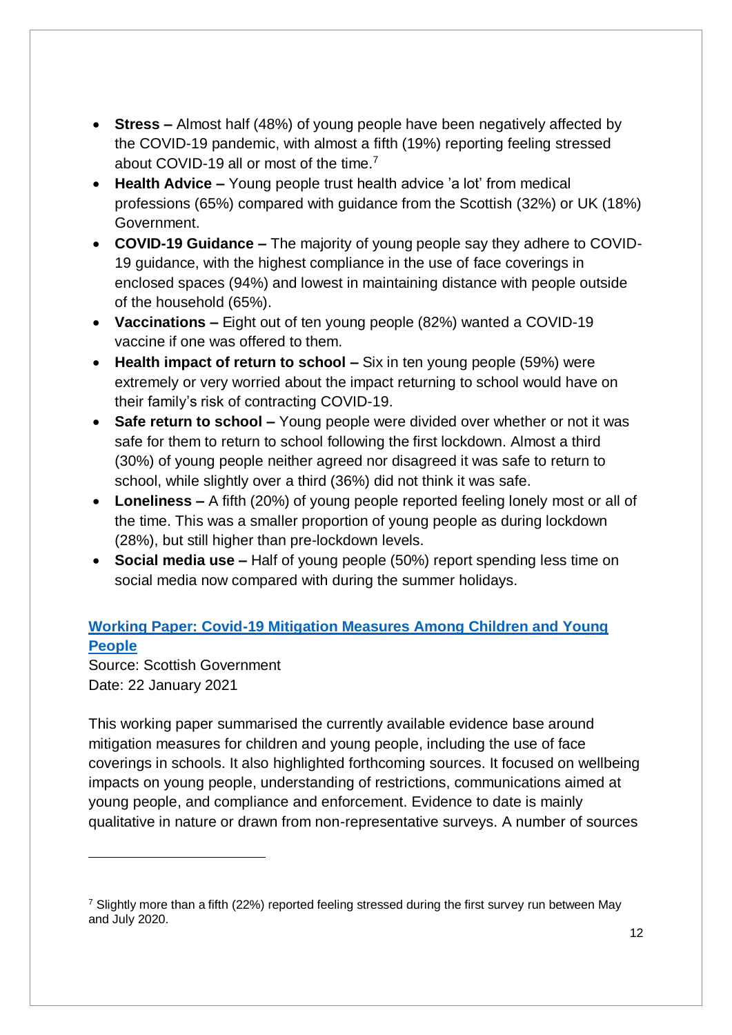- **Stress –** Almost half (48%) of young people have been negatively affected by the COVID-19 pandemic, with almost a fifth (19%) reporting feeling stressed about COVID-19 all or most of the time.[7]
- **Health Advice –** Young people trust health advice 'a lot' from medical professions (65%) compared with guidance from the Scottish (32%) or UK (18%) Government.
- **COVID-19 Guidance –** The majority of young people say they adhere to COVID-19 guidance, with the highest compliance in the use of face coverings in enclosed spaces (94%) and lowest in maintaining distance with people outside of the household (65%).
- **Vaccinations –** Eight out of ten young people (82%) wanted a COVID-19 vaccine if one was offered to them.
- **Health impact of return to school –** Six in ten young people (59%) were extremely or very worried about the impact returning to school would have on their family's risk of contracting COVID-19.
- **Safe return to school –** Young people were divided over whether or not it was safe for them to return to school following the first lockdown. Almost a third (30%) of young people neither agreed nor disagreed it was safe to return to school, while slightly over a third (36%) did not think it was safe.
- **Loneliness –** A fifth (20%) of young people reported feeling lonely most or all of the time. This was a smaller proportion of young people as during lockdown (28%), but still higher than pre-lockdown levels.
- **Social media use –** Half of young people (50%) report spending less time on social media now compared with during the summer holidays.

**Working Paper: Covid-19 Mitigation Measures Among Children and Young People**

Source: Scottish Government
Date: 22 January 2021

This working paper summarised the currently available evidence base around mitigation measures for children and young people, including the use of face coverings in schools. It also highlighted forthcoming sources. It focused on wellbeing impacts on young people, understanding of restrictions, communications aimed at young people, and compliance and enforcement. Evidence to date is mainly qualitative in nature or drawn from non-representative surveys. A number of sources

[7] Slightly more than a fifth (22%) reported feeling stressed during the first survey run between May and July 2020.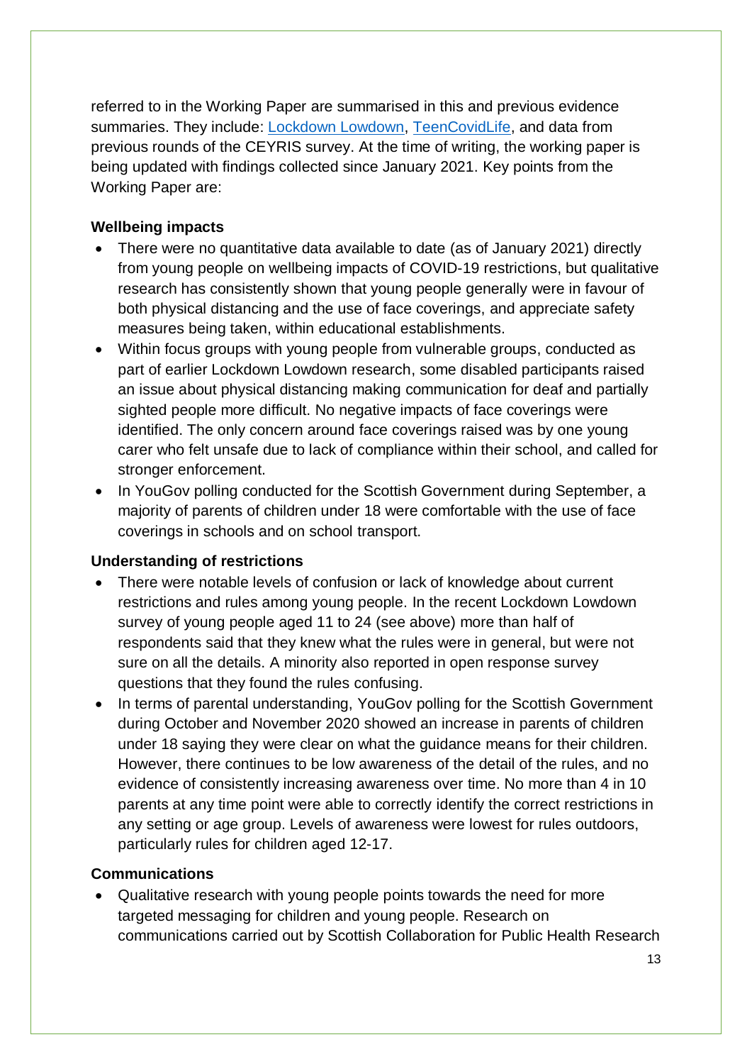referred to in the Working Paper are summarised in this and previous evidence summaries. They include: Lockdown Lowdown, TeenCovidLife, and data from previous rounds of the CEYRIS survey. At the time of writing, the working paper is being updated with findings collected since January 2021. Key points from the Working Paper are:

**Wellbeing impacts**

- There were no quantitative data available to date (as of January 2021) directly from young people on wellbeing impacts of COVID-19 restrictions, but qualitative research has consistently shown that young people generally were in favour of both physical distancing and the use of face coverings, and appreciate safety measures being taken, within educational establishments.
- Within focus groups with young people from vulnerable groups, conducted as part of earlier Lockdown Lowdown research, some disabled participants raised an issue about physical distancing making communication for deaf and partially sighted people more difficult. No negative impacts of face coverings were identified. The only concern around face coverings raised was by one young carer who felt unsafe due to lack of compliance within their school, and called for stronger enforcement.
- In YouGov polling conducted for the Scottish Government during September, a majority of parents of children under 18 were comfortable with the use of face coverings in schools and on school transport.

**Understanding of restrictions**

- There were notable levels of confusion or lack of knowledge about current restrictions and rules among young people. In the recent Lockdown Lowdown survey of young people aged 11 to 24 (see above) more than half of respondents said that they knew what the rules were in general, but were not sure on all the details. A minority also reported in open response survey questions that they found the rules confusing.
- In terms of parental understanding, YouGov polling for the Scottish Government during October and November 2020 showed an increase in parents of children under 18 saying they were clear on what the guidance means for their children. However, there continues to be low awareness of the detail of the rules, and no evidence of consistently increasing awareness over time. No more than 4 in 10 parents at any time point were able to correctly identify the correct restrictions in any setting or age group. Levels of awareness were lowest for rules outdoors, particularly rules for children aged 12-17.

**Communications**

- Qualitative research with young people points towards the need for more targeted messaging for children and young people. Research on communications carried out by Scottish Collaboration for Public Health Research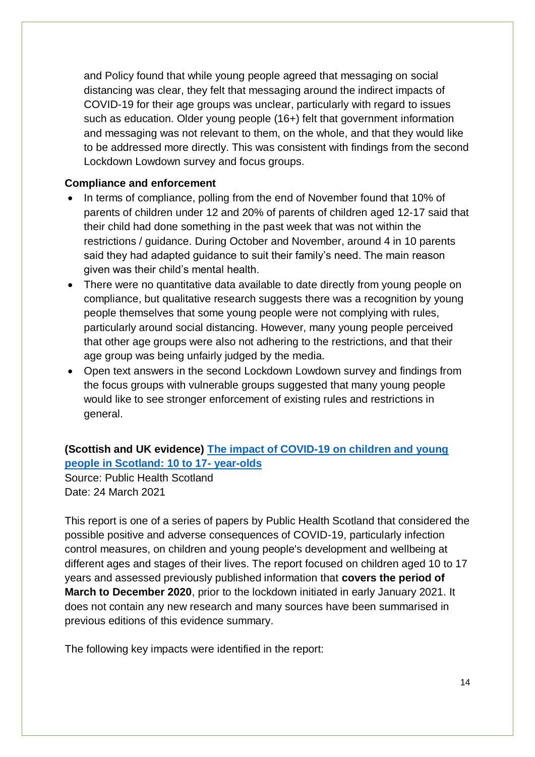and Policy found that while young people agreed that messaging on social distancing was clear, they felt that messaging around the indirect impacts of COVID-19 for their age groups was unclear, particularly with regard to issues such as education. Older young people (16+) felt that government information and messaging was not relevant to them, on the whole, and that they would like to be addressed more directly. This was consistent with findings from the second Lockdown Lowdown survey and focus groups.

**Compliance and enforcement**

- In terms of compliance, polling from the end of November found that 10% of parents of children under 12 and 20% of parents of children aged 12-17 said that their child had done something in the past week that was not within the restrictions / guidance. During October and November, around 4 in 10 parents said they had adapted guidance to suit their family's need. The main reason given was their child's mental health.
- There were no quantitative data available to date directly from young people on compliance, but qualitative research suggests there was a recognition by young people themselves that some young people were not complying with rules, particularly around social distancing. However, many young people perceived that other age groups were also not adhering to the restrictions, and that their age group was being unfairly judged by the media.
- Open text answers in the second Lockdown Lowdown survey and findings from the focus groups with vulnerable groups suggested that many young people would like to see stronger enforcement of existing rules and restrictions in general.

**(Scottish and UK evidence) The impact of COVID-19 on children and young people in Scotland: 10 to 17- year-olds**

Source: Public Health Scotland
Date: 24 March 2021

This report is one of a series of papers by Public Health Scotland that considered the possible positive and adverse consequences of COVID-19, particularly infection control measures, on children and young people's development and wellbeing at different ages and stages of their lives. The report focused on children aged 10 to 17 years and assessed previously published information that **covers the period of March to December 2020**, prior to the lockdown initiated in early January 2021. It does not contain any new research and many sources have been summarised in previous editions of this evidence summary.

The following key impacts were identified in the report: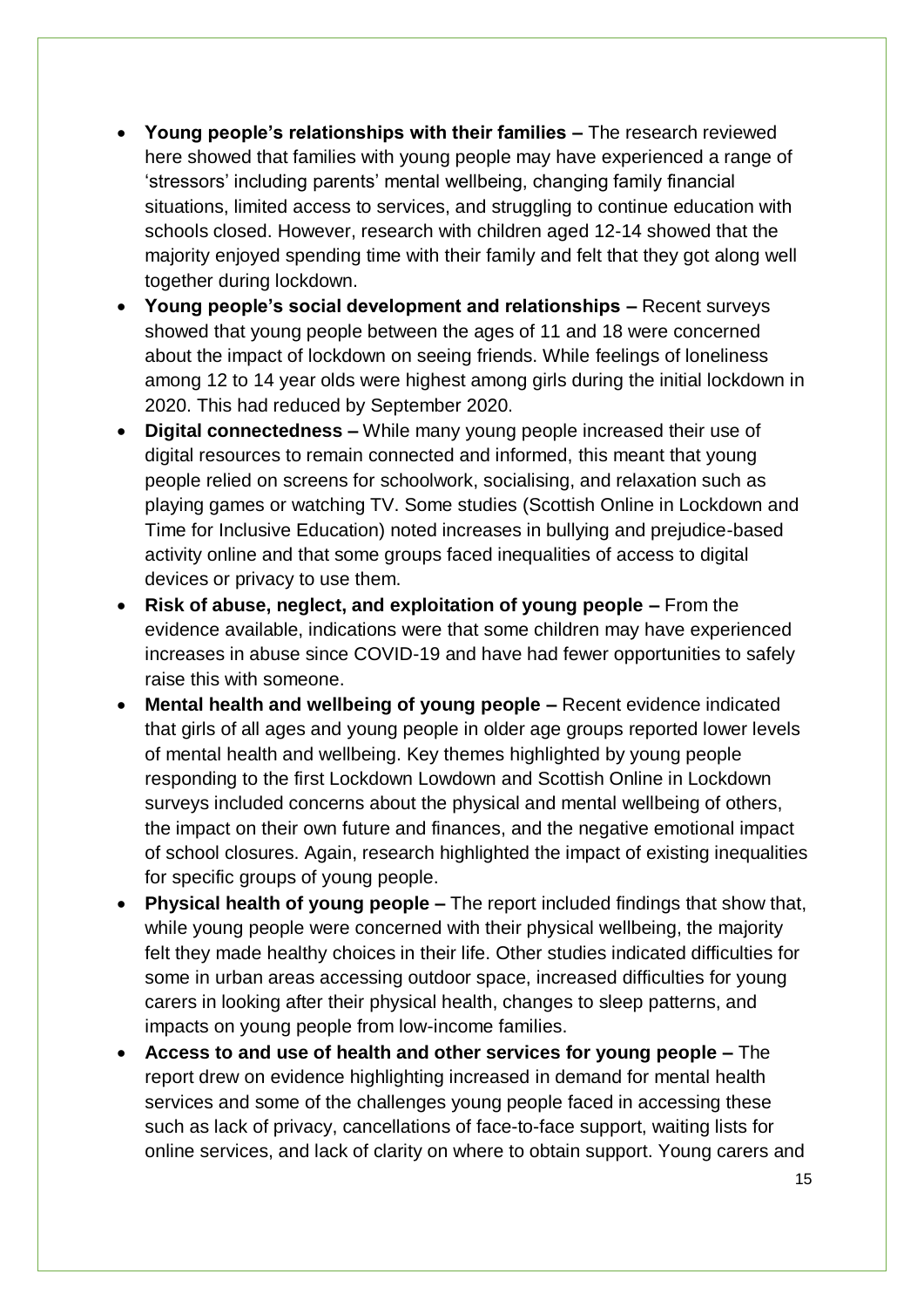- **Young people's relationships with their families –** The research reviewed here showed that families with young people may have experienced a range of 'stressors' including parents' mental wellbeing, changing family financial situations, limited access to services, and struggling to continue education with schools closed. However, research with children aged 12-14 showed that the majority enjoyed spending time with their family and felt that they got along well together during lockdown.
- **Young people's social development and relationships –** Recent surveys showed that young people between the ages of 11 and 18 were concerned about the impact of lockdown on seeing friends. While feelings of loneliness among 12 to 14 year olds were highest among girls during the initial lockdown in 2020. This had reduced by September 2020.
- **Digital connectedness –** While many young people increased their use of digital resources to remain connected and informed, this meant that young people relied on screens for schoolwork, socialising, and relaxation such as playing games or watching TV. Some studies (Scottish Online in Lockdown and Time for Inclusive Education) noted increases in bullying and prejudice-based activity online and that some groups faced inequalities of access to digital devices or privacy to use them.
- **Risk of abuse, neglect, and exploitation of young people –** From the evidence available, indications were that some children may have experienced increases in abuse since COVID-19 and have had fewer opportunities to safely raise this with someone.
- **Mental health and wellbeing of young people –** Recent evidence indicated that girls of all ages and young people in older age groups reported lower levels of mental health and wellbeing. Key themes highlighted by young people responding to the first Lockdown Lowdown and Scottish Online in Lockdown surveys included concerns about the physical and mental wellbeing of others, the impact on their own future and finances, and the negative emotional impact of school closures. Again, research highlighted the impact of existing inequalities for specific groups of young people.
- **Physical health of young people –** The report included findings that show that, while young people were concerned with their physical wellbeing, the majority felt they made healthy choices in their life. Other studies indicated difficulties for some in urban areas accessing outdoor space, increased difficulties for young carers in looking after their physical health, changes to sleep patterns, and impacts on young people from low-income families.
- **Access to and use of health and other services for young people –** The report drew on evidence highlighting increased in demand for mental health services and some of the challenges young people faced in accessing these such as lack of privacy, cancellations of face-to-face support, waiting lists for online services, and lack of clarity on where to obtain support. Young carers and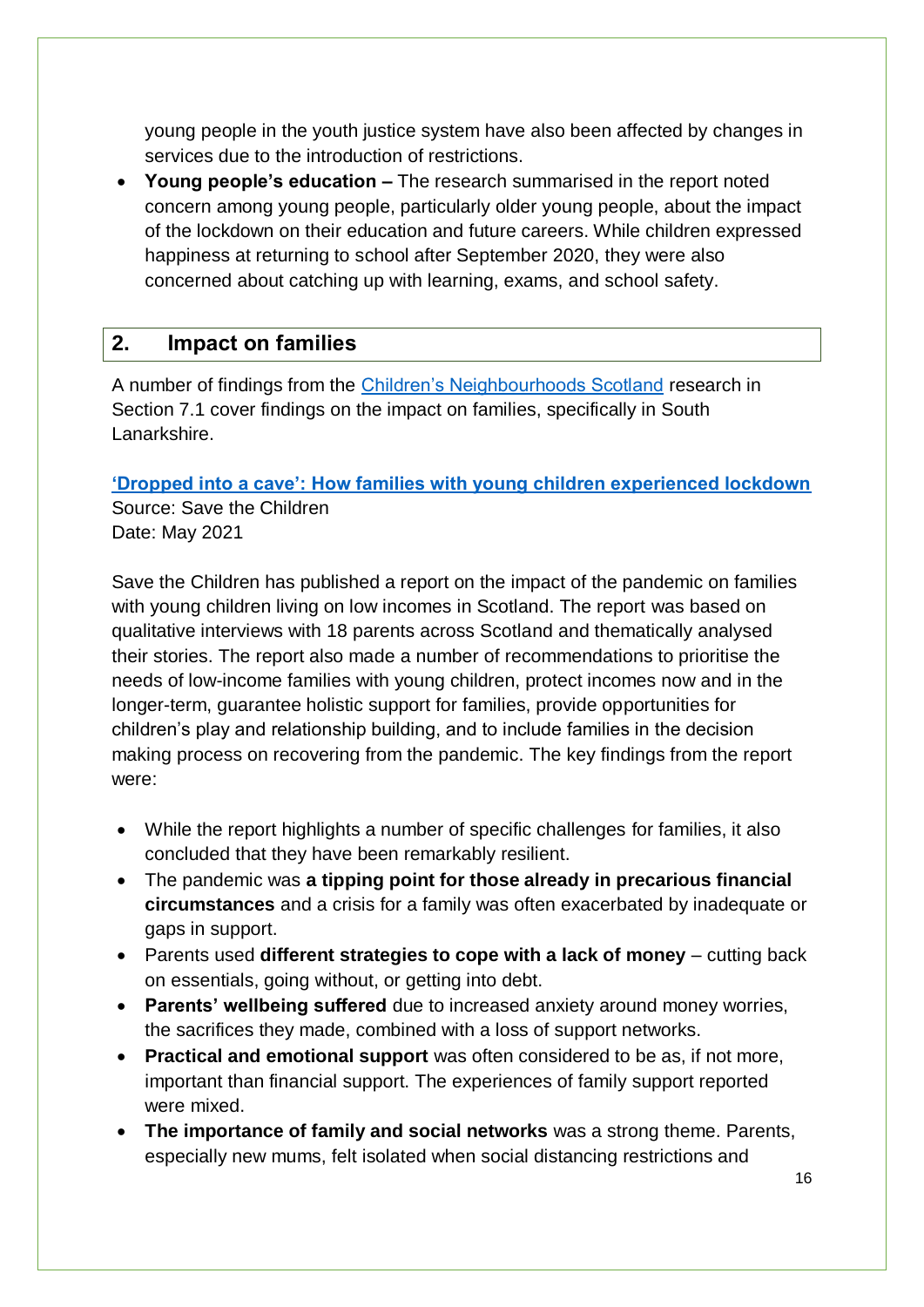young people in the youth justice system have also been affected by changes in services due to the introduction of restrictions.

- **Young people's education –** The research summarised in the report noted concern among young people, particularly older young people, about the impact of the lockdown on their education and future careers. While children expressed happiness at returning to school after September 2020, they were also concerned about catching up with learning, exams, and school safety.

## 2. Impact on families

A number of findings from the Children's Neighbourhoods Scotland research in Section 7.1 cover findings on the impact on families, specifically in South Lanarkshire.

**'Dropped into a cave': How families with young children experienced lockdown**
Source: Save the Children
Date: May 2021

Save the Children has published a report on the impact of the pandemic on families with young children living on low incomes in Scotland. The report was based on qualitative interviews with 18 parents across Scotland and thematically analysed their stories. The report also made a number of recommendations to prioritise the needs of low-income families with young children, protect incomes now and in the longer-term, guarantee holistic support for families, provide opportunities for children's play and relationship building, and to include families in the decision making process on recovering from the pandemic. The key findings from the report were:

- While the report highlights a number of specific challenges for families, it also concluded that they have been remarkably resilient.
- The pandemic was **a tipping point for those already in precarious financial circumstances** and a crisis for a family was often exacerbated by inadequate or gaps in support.
- Parents used **different strategies to cope with a lack of money** – cutting back on essentials, going without, or getting into debt.
- **Parents' wellbeing suffered** due to increased anxiety around money worries, the sacrifices they made, combined with a loss of support networks.
- **Practical and emotional support** was often considered to be as, if not more, important than financial support. The experiences of family support reported were mixed.
- **The importance of family and social networks** was a strong theme. Parents, especially new mums, felt isolated when social distancing restrictions and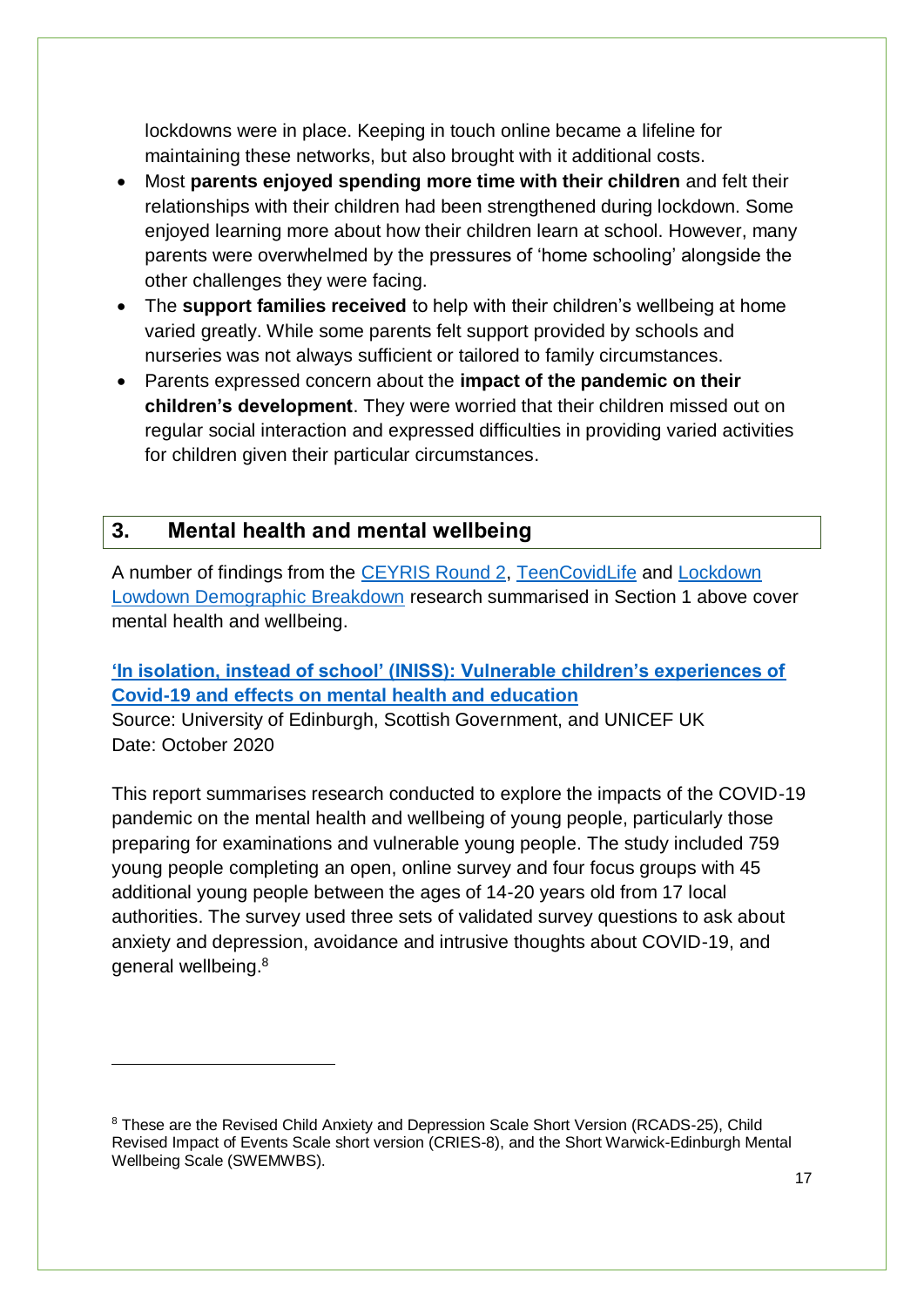lockdowns were in place. Keeping in touch online became a lifeline for maintaining these networks, but also brought with it additional costs.

- Most **parents enjoyed spending more time with their children** and felt their relationships with their children had been strengthened during lockdown. Some enjoyed learning more about how their children learn at school. However, many parents were overwhelmed by the pressures of 'home schooling' alongside the other challenges they were facing.
- The **support families received** to help with their children's wellbeing at home varied greatly. While some parents felt support provided by schools and nurseries was not always sufficient or tailored to family circumstances.
- Parents expressed concern about the **impact of the pandemic on their children's development**. They were worried that their children missed out on regular social interaction and expressed difficulties in providing varied activities for children given their particular circumstances.

## 3. Mental health and mental wellbeing

A number of findings from the CEYRIS Round 2, TeenCovidLife and Lockdown Lowdown Demographic Breakdown research summarised in Section 1 above cover mental health and wellbeing.

### 'In isolation, instead of school' (INISS): Vulnerable children's experiences of Covid-19 and effects on mental health and education

Source: University of Edinburgh, Scottish Government, and UNICEF UK
Date: October 2020

This report summarises research conducted to explore the impacts of the COVID-19 pandemic on the mental health and wellbeing of young people, particularly those preparing for examinations and vulnerable young people. The study included 759 young people completing an open, online survey and four focus groups with 45 additional young people between the ages of 14-20 years old from 17 local authorities. The survey used three sets of validated survey questions to ask about anxiety and depression, avoidance and intrusive thoughts about COVID-19, and general wellbeing.[8]

[8] These are the Revised Child Anxiety and Depression Scale Short Version (RCADS-25), Child Revised Impact of Events Scale short version (CRIES-8), and the Short Warwick-Edinburgh Mental Wellbeing Scale (SWEMWBS).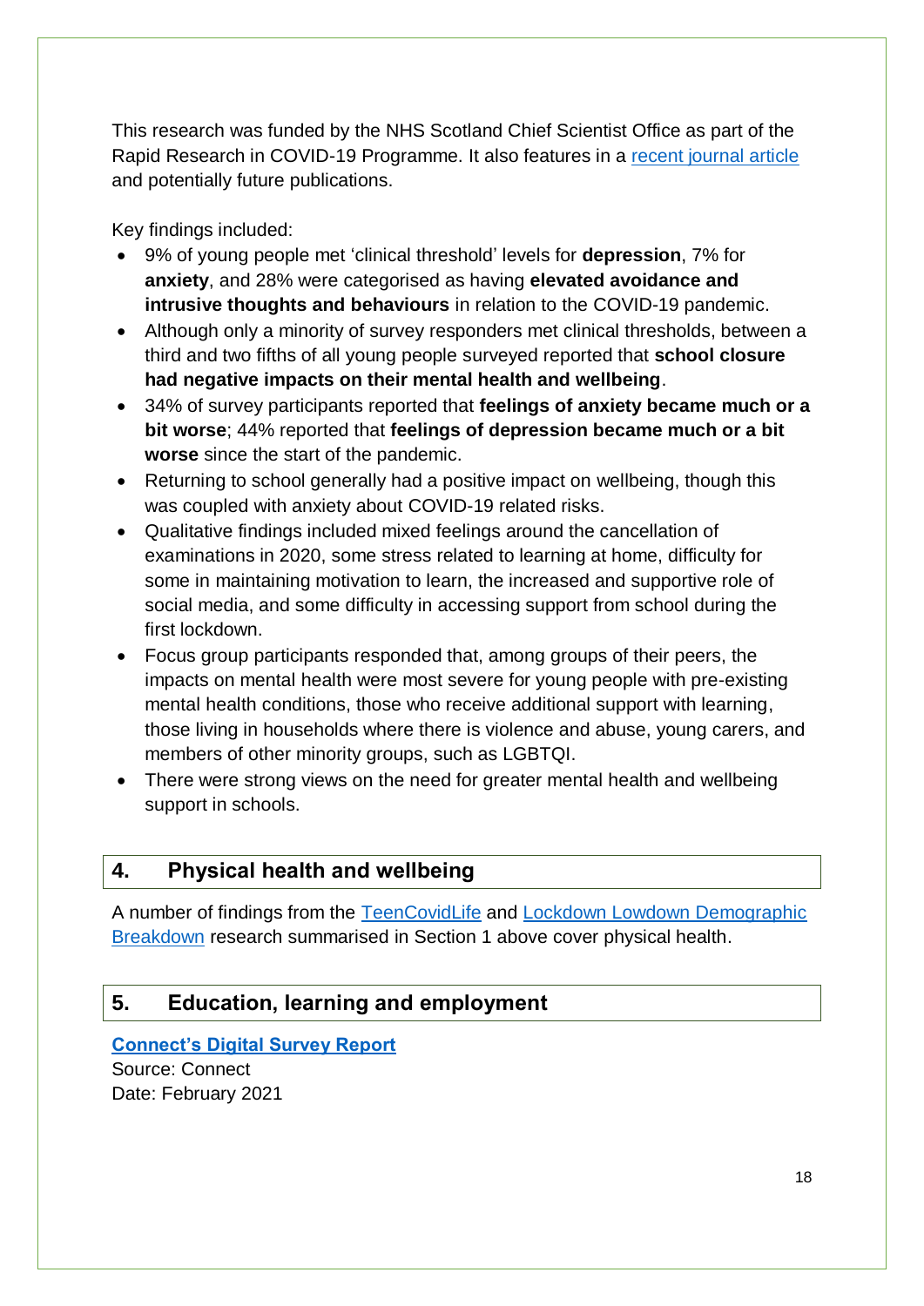This research was funded by the NHS Scotland Chief Scientist Office as part of the Rapid Research in COVID-19 Programme. It also features in a recent journal article and potentially future publications.

Key findings included:

- 9% of young people met 'clinical threshold' levels for **depression**, 7% for **anxiety**, and 28% were categorised as having **elevated avoidance and intrusive thoughts and behaviours** in relation to the COVID-19 pandemic.
- Although only a minority of survey responders met clinical thresholds, between a third and two fifths of all young people surveyed reported that **school closure had negative impacts on their mental health and wellbeing**.
- 34% of survey participants reported that **feelings of anxiety became much or a bit worse**; 44% reported that **feelings of depression became much or a bit worse** since the start of the pandemic.
- Returning to school generally had a positive impact on wellbeing, though this was coupled with anxiety about COVID-19 related risks.
- Qualitative findings included mixed feelings around the cancellation of examinations in 2020, some stress related to learning at home, difficulty for some in maintaining motivation to learn, the increased and supportive role of social media, and some difficulty in accessing support from school during the first lockdown.
- Focus group participants responded that, among groups of their peers, the impacts on mental health were most severe for young people with pre-existing mental health conditions, those who receive additional support with learning, those living in households where there is violence and abuse, young carers, and members of other minority groups, such as LGBTQI.
- There were strong views on the need for greater mental health and wellbeing support in schools.

## 4. Physical health and wellbeing

A number of findings from the TeenCovidLife and Lockdown Lowdown Demographic Breakdown research summarised in Section 1 above cover physical health.

## 5. Education, learning and employment

**Connect's Digital Survey Report**
Source: Connect
Date: February 2021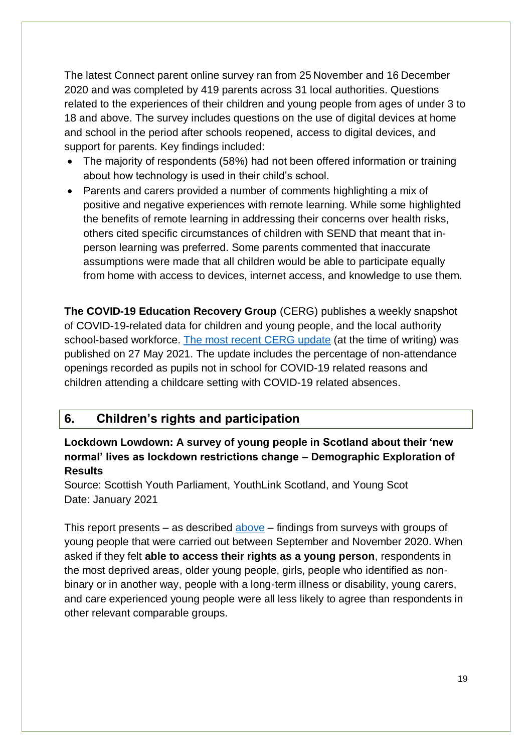The latest Connect parent online survey ran from 25 November and 16 December 2020 and was completed by 419 parents across 31 local authorities. Questions related to the experiences of their children and young people from ages of under 3 to 18 and above. The survey includes questions on the use of digital devices at home and school in the period after schools reopened, access to digital devices, and support for parents. Key findings included:

- The majority of respondents (58%) had not been offered information or training about how technology is used in their child's school.
- Parents and carers provided a number of comments highlighting a mix of positive and negative experiences with remote learning. While some highlighted the benefits of remote learning in addressing their concerns over health risks, others cited specific circumstances of children with SEND that meant that in-person learning was preferred. Some parents commented that inaccurate assumptions were made that all children would be able to participate equally from home with access to devices, internet access, and knowledge to use them.

**The COVID-19 Education Recovery Group** (CERG) publishes a weekly snapshot of COVID-19-related data for children and young people, and the local authority school-based workforce. [The most recent CERG update](#) (at the time of writing) was published on 27 May 2021. The update includes the percentage of non-attendance openings recorded as pupils not in school for COVID-19 related reasons and children attending a childcare setting with COVID-19 related absences.

## 6. Children's rights and participation

**Lockdown Lowdown: A survey of young people in Scotland about their 'new normal' lives as lockdown restrictions change – Demographic Exploration of Results**

Source: Scottish Youth Parliament, YouthLink Scotland, and Young Scot
Date: January 2021

This report presents – as described [above](#) – findings from surveys with groups of young people that were carried out between September and November 2020. When asked if they felt **able to access their rights as a young person**, respondents in the most deprived areas, older young people, girls, people who identified as non-binary or in another way, people with a long-term illness or disability, young carers, and care experienced young people were all less likely to agree than respondents in other relevant comparable groups.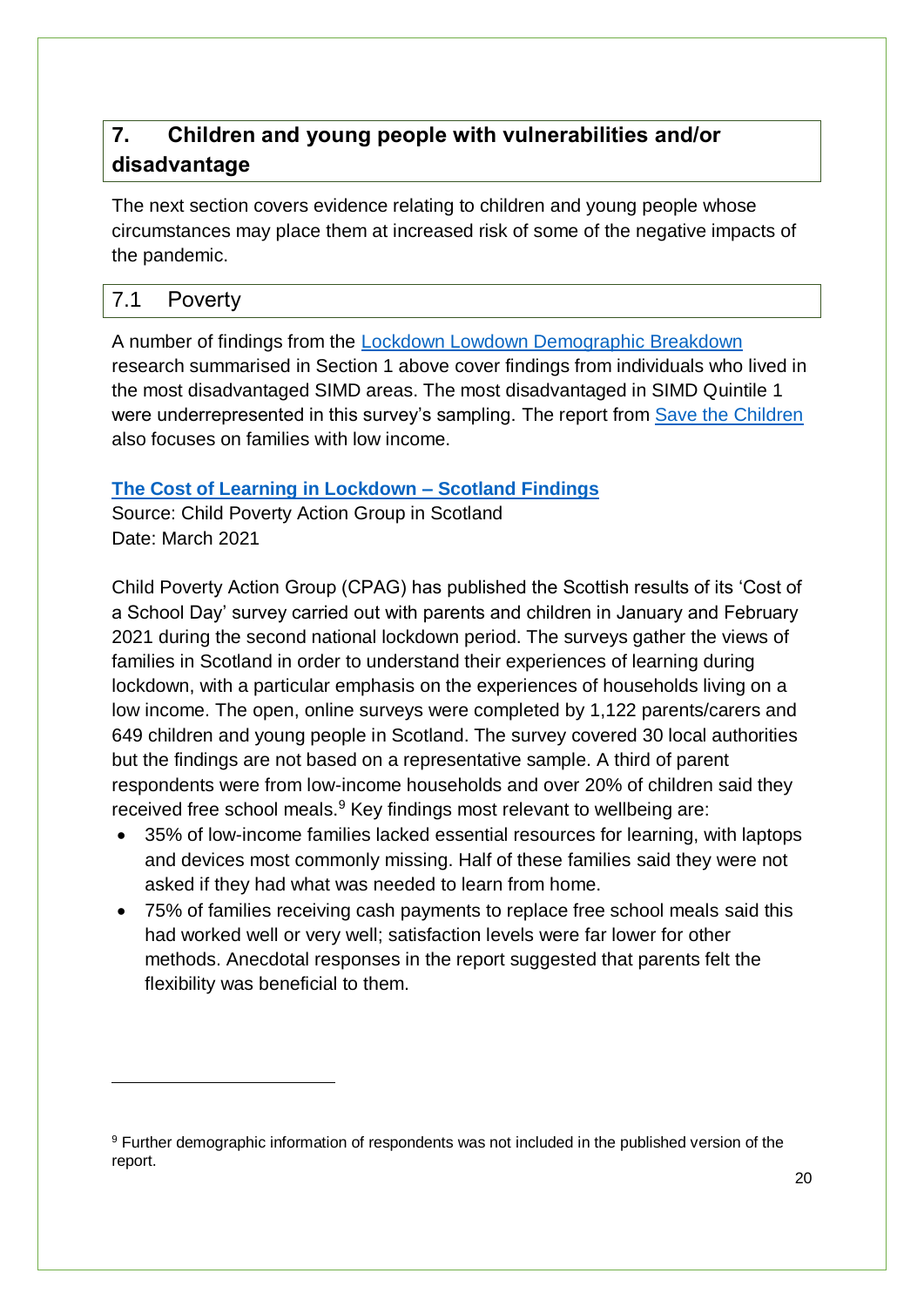## 7. Children and young people with vulnerabilities and/or disadvantage

The next section covers evidence relating to children and young people whose circumstances may place them at increased risk of some of the negative impacts of the pandemic.

### 7.1 Poverty

A number of findings from the Lockdown Lowdown Demographic Breakdown research summarised in Section 1 above cover findings from individuals who lived in the most disadvantaged SIMD areas. The most disadvantaged in SIMD Quintile 1 were underrepresented in this survey's sampling. The report from Save the Children also focuses on families with low income.

**The Cost of Learning in Lockdown – Scotland Findings**
Source: Child Poverty Action Group in Scotland
Date: March 2021

Child Poverty Action Group (CPAG) has published the Scottish results of its 'Cost of a School Day' survey carried out with parents and children in January and February 2021 during the second national lockdown period. The surveys gather the views of families in Scotland in order to understand their experiences of learning during lockdown, with a particular emphasis on the experiences of households living on a low income. The open, online surveys were completed by 1,122 parents/carers and 649 children and young people in Scotland. The survey covered 30 local authorities but the findings are not based on a representative sample. A third of parent respondents were from low-income households and over 20% of children said they received free school meals.[9] Key findings most relevant to wellbeing are:

- 35% of low-income families lacked essential resources for learning, with laptops and devices most commonly missing. Half of these families said they were not asked if they had what was needed to learn from home.
- 75% of families receiving cash payments to replace free school meals said this had worked well or very well; satisfaction levels were far lower for other methods. Anecdotal responses in the report suggested that parents felt the flexibility was beneficial to them.

[9] Further demographic information of respondents was not included in the published version of the report.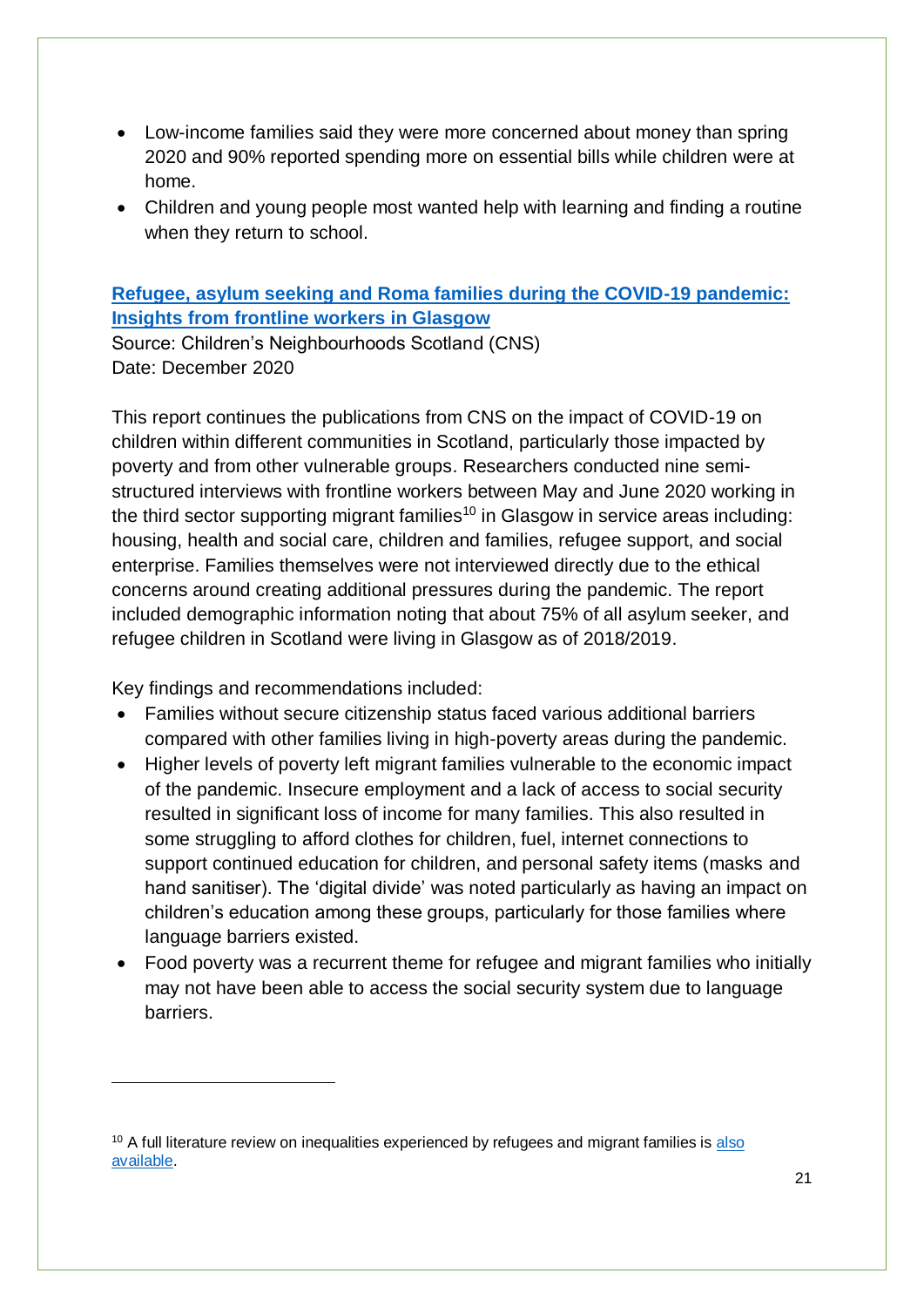- Low-income families said they were more concerned about money than spring 2020 and 90% reported spending more on essential bills while children were at home.
- Children and young people most wanted help with learning and finding a routine when they return to school.

### [Refugee, asylum seeking and Roma families during the COVID-19 pandemic: Insights from frontline workers in Glasgow]

Source: Children's Neighbourhoods Scotland (CNS)
Date: December 2020

This report continues the publications from CNS on the impact of COVID-19 on children within different communities in Scotland, particularly those impacted by poverty and from other vulnerable groups. Researchers conducted nine semi-structured interviews with frontline workers between May and June 2020 working in the third sector supporting migrant families[10] in Glasgow in service areas including: housing, health and social care, children and families, refugee support, and social enterprise. Families themselves were not interviewed directly due to the ethical concerns around creating additional pressures during the pandemic. The report included demographic information noting that about 75% of all asylum seeker, and refugee children in Scotland were living in Glasgow as of 2018/2019.

Key findings and recommendations included:

- Families without secure citizenship status faced various additional barriers compared with other families living in high-poverty areas during the pandemic.
- Higher levels of poverty left migrant families vulnerable to the economic impact of the pandemic. Insecure employment and a lack of access to social security resulted in significant loss of income for many families. This also resulted in some struggling to afford clothes for children, fuel, internet connections to support continued education for children, and personal safety items (masks and hand sanitiser). The 'digital divide' was noted particularly as having an impact on children's education among these groups, particularly for those families where language barriers existed.
- Food poverty was a recurrent theme for refugee and migrant families who initially may not have been able to access the social security system due to language barriers.

---

[10] A full literature review on inequalities experienced by refugees and migrant families is also available.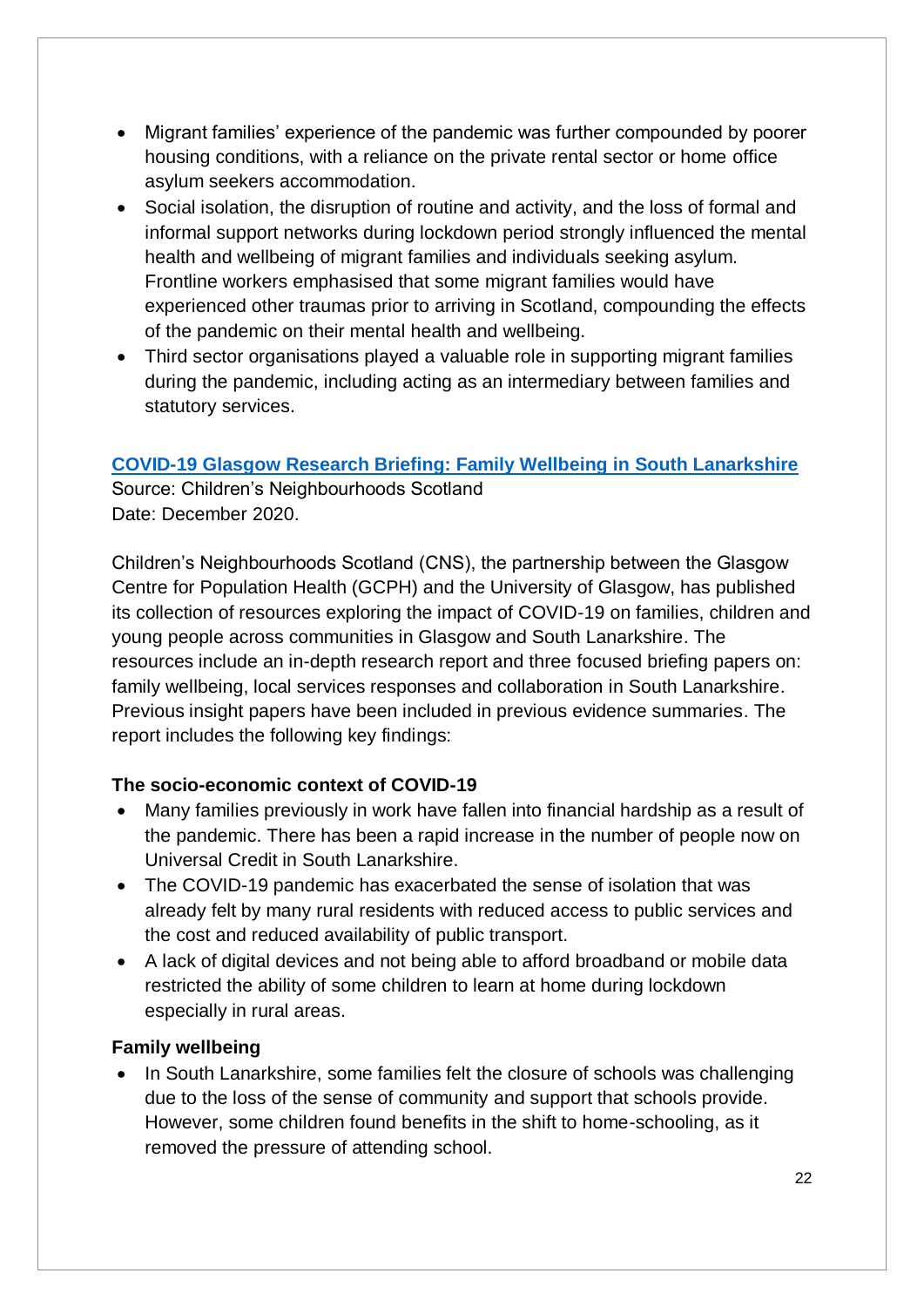- Migrant families' experience of the pandemic was further compounded by poorer housing conditions, with a reliance on the private rental sector or home office asylum seekers accommodation.
- Social isolation, the disruption of routine and activity, and the loss of formal and informal support networks during lockdown period strongly influenced the mental health and wellbeing of migrant families and individuals seeking asylum. Frontline workers emphasised that some migrant families would have experienced other traumas prior to arriving in Scotland, compounding the effects of the pandemic on their mental health and wellbeing.
- Third sector organisations played a valuable role in supporting migrant families during the pandemic, including acting as an intermediary between families and statutory services.

**COVID-19 Glasgow Research Briefing: Family Wellbeing in South Lanarkshire**

Source: Children's Neighbourhoods Scotland
Date: December 2020.

Children's Neighbourhoods Scotland (CNS), the partnership between the Glasgow Centre for Population Health (GCPH) and the University of Glasgow, has published its collection of resources exploring the impact of COVID-19 on families, children and young people across communities in Glasgow and South Lanarkshire. The resources include an in-depth research report and three focused briefing papers on: family wellbeing, local services responses and collaboration in South Lanarkshire. Previous insight papers have been included in previous evidence summaries. The report includes the following key findings:

**The socio-economic context of COVID-19**

- Many families previously in work have fallen into financial hardship as a result of the pandemic. There has been a rapid increase in the number of people now on Universal Credit in South Lanarkshire.
- The COVID-19 pandemic has exacerbated the sense of isolation that was already felt by many rural residents with reduced access to public services and the cost and reduced availability of public transport.
- A lack of digital devices and not being able to afford broadband or mobile data restricted the ability of some children to learn at home during lockdown especially in rural areas.

**Family wellbeing**

- In South Lanarkshire, some families felt the closure of schools was challenging due to the loss of the sense of community and support that schools provide. However, some children found benefits in the shift to home-schooling, as it removed the pressure of attending school.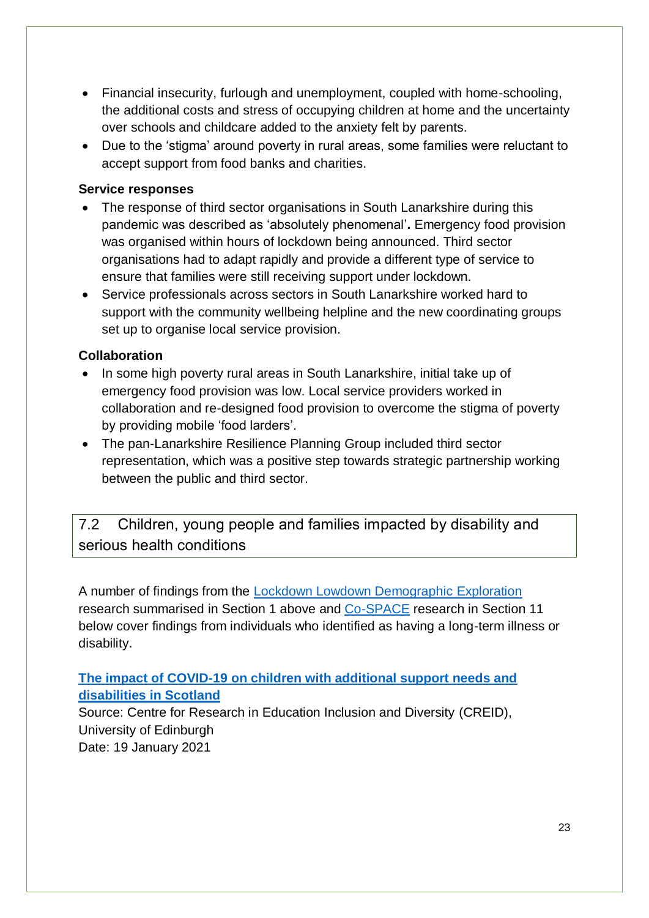- Financial insecurity, furlough and unemployment, coupled with home-schooling, the additional costs and stress of occupying children at home and the uncertainty over schools and childcare added to the anxiety felt by parents.
- Due to the 'stigma' around poverty in rural areas, some families were reluctant to accept support from food banks and charities.

**Service responses**

- The response of third sector organisations in South Lanarkshire during this pandemic was described as 'absolutely phenomenal'**.** Emergency food provision was organised within hours of lockdown being announced. Third sector organisations had to adapt rapidly and provide a different type of service to ensure that families were still receiving support under lockdown.
- Service professionals across sectors in South Lanarkshire worked hard to support with the community wellbeing helpline and the new coordinating groups set up to organise local service provision.

**Collaboration**

- In some high poverty rural areas in South Lanarkshire, initial take up of emergency food provision was low. Local service providers worked in collaboration and re-designed food provision to overcome the stigma of poverty by providing mobile 'food larders'.
- The pan-Lanarkshire Resilience Planning Group included third sector representation, which was a positive step towards strategic partnership working between the public and third sector.

## 7.2 Children, young people and families impacted by disability and serious health conditions

A number of findings from the Lockdown Lowdown Demographic Exploration research summarised in Section 1 above and Co-SPACE research in Section 11 below cover findings from individuals who identified as having a long-term illness or disability.

**The impact of COVID-19 on children with additional support needs and disabilities in Scotland**
Source: Centre for Research in Education Inclusion and Diversity (CREID), University of Edinburgh
Date: 19 January 2021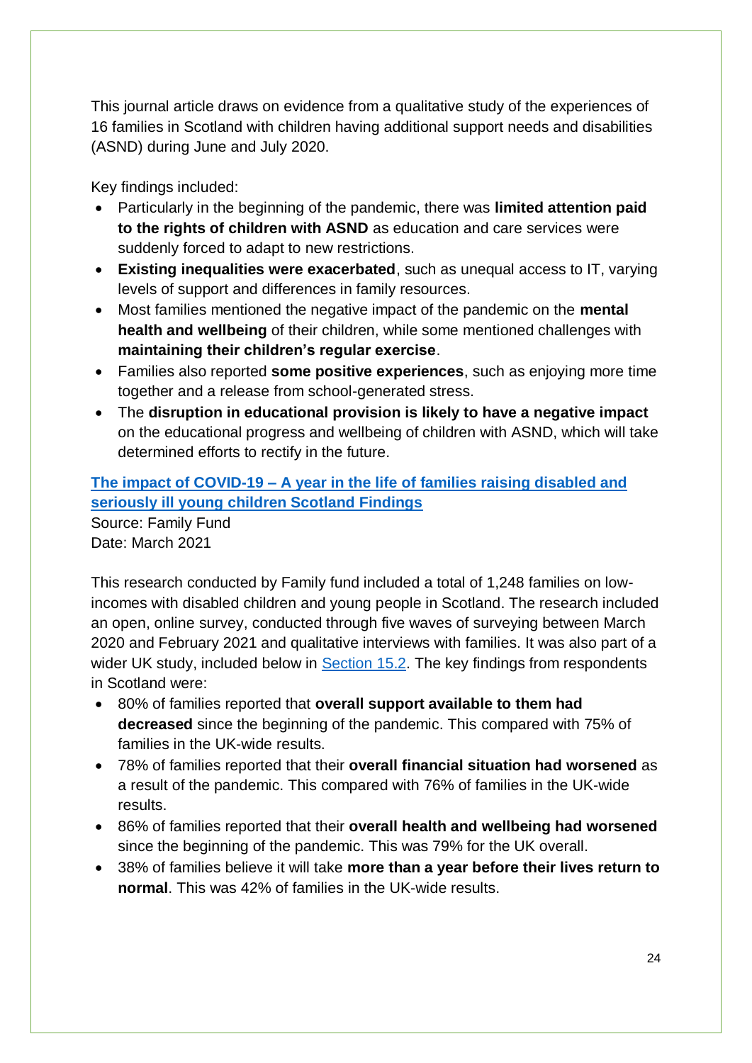This journal article draws on evidence from a qualitative study of the experiences of 16 families in Scotland with children having additional support needs and disabilities (ASND) during June and July 2020.

Key findings included:

- Particularly in the beginning of the pandemic, there was **limited attention paid to the rights of children with ASND** as education and care services were suddenly forced to adapt to new restrictions.
- **Existing inequalities were exacerbated**, such as unequal access to IT, varying levels of support and differences in family resources.
- Most families mentioned the negative impact of the pandemic on the **mental health and wellbeing** of their children, while some mentioned challenges with **maintaining their children's regular exercise**.
- Families also reported **some positive experiences**, such as enjoying more time together and a release from school-generated stress.
- The **disruption in educational provision is likely to have a negative impact** on the educational progress and wellbeing of children with ASND, which will take determined efforts to rectify in the future.

**The impact of COVID-19 – A year in the life of families raising disabled and seriously ill young children Scotland Findings**

Source: Family Fund
Date: March 2021

This research conducted by Family fund included a total of 1,248 families on low-incomes with disabled children and young people in Scotland. The research included an open, online survey, conducted through five waves of surveying between March 2020 and February 2021 and qualitative interviews with families. It was also part of a wider UK study, included below in Section 15.2. The key findings from respondents in Scotland were:

- 80% of families reported that **overall support available to them had decreased** since the beginning of the pandemic. This compared with 75% of families in the UK-wide results.
- 78% of families reported that their **overall financial situation had worsened** as a result of the pandemic. This compared with 76% of families in the UK-wide results.
- 86% of families reported that their **overall health and wellbeing had worsened** since the beginning of the pandemic. This was 79% for the UK overall.
- 38% of families believe it will take **more than a year before their lives return to normal**. This was 42% of families in the UK-wide results.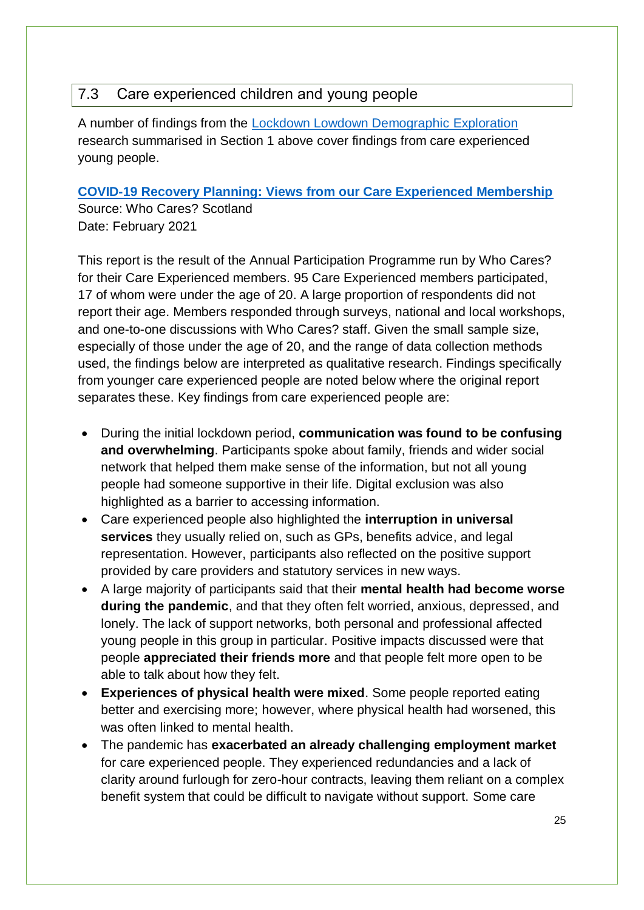## 7.3 Care experienced children and young people

A number of findings from the Lockdown Lowdown Demographic Exploration research summarised in Section 1 above cover findings from care experienced young people.

**COVID-19 Recovery Planning: Views from our Care Experienced Membership**
Source: Who Cares? Scotland
Date: February 2021

This report is the result of the Annual Participation Programme run by Who Cares? for their Care Experienced members. 95 Care Experienced members participated, 17 of whom were under the age of 20. A large proportion of respondents did not report their age. Members responded through surveys, national and local workshops, and one-to-one discussions with Who Cares? staff. Given the small sample size, especially of those under the age of 20, and the range of data collection methods used, the findings below are interpreted as qualitative research. Findings specifically from younger care experienced people are noted below where the original report separates these. Key findings from care experienced people are:

- During the initial lockdown period, **communication was found to be confusing and overwhelming**. Participants spoke about family, friends and wider social network that helped them make sense of the information, but not all young people had someone supportive in their life. Digital exclusion was also highlighted as a barrier to accessing information.
- Care experienced people also highlighted the **interruption in universal services** they usually relied on, such as GPs, benefits advice, and legal representation. However, participants also reflected on the positive support provided by care providers and statutory services in new ways.
- A large majority of participants said that their **mental health had become worse during the pandemic**, and that they often felt worried, anxious, depressed, and lonely. The lack of support networks, both personal and professional affected young people in this group in particular. Positive impacts discussed were that people **appreciated their friends more** and that people felt more open to be able to talk about how they felt.
- **Experiences of physical health were mixed**. Some people reported eating better and exercising more; however, where physical health had worsened, this was often linked to mental health.
- The pandemic has **exacerbated an already challenging employment market** for care experienced people. They experienced redundancies and a lack of clarity around furlough for zero-hour contracts, leaving them reliant on a complex benefit system that could be difficult to navigate without support. Some care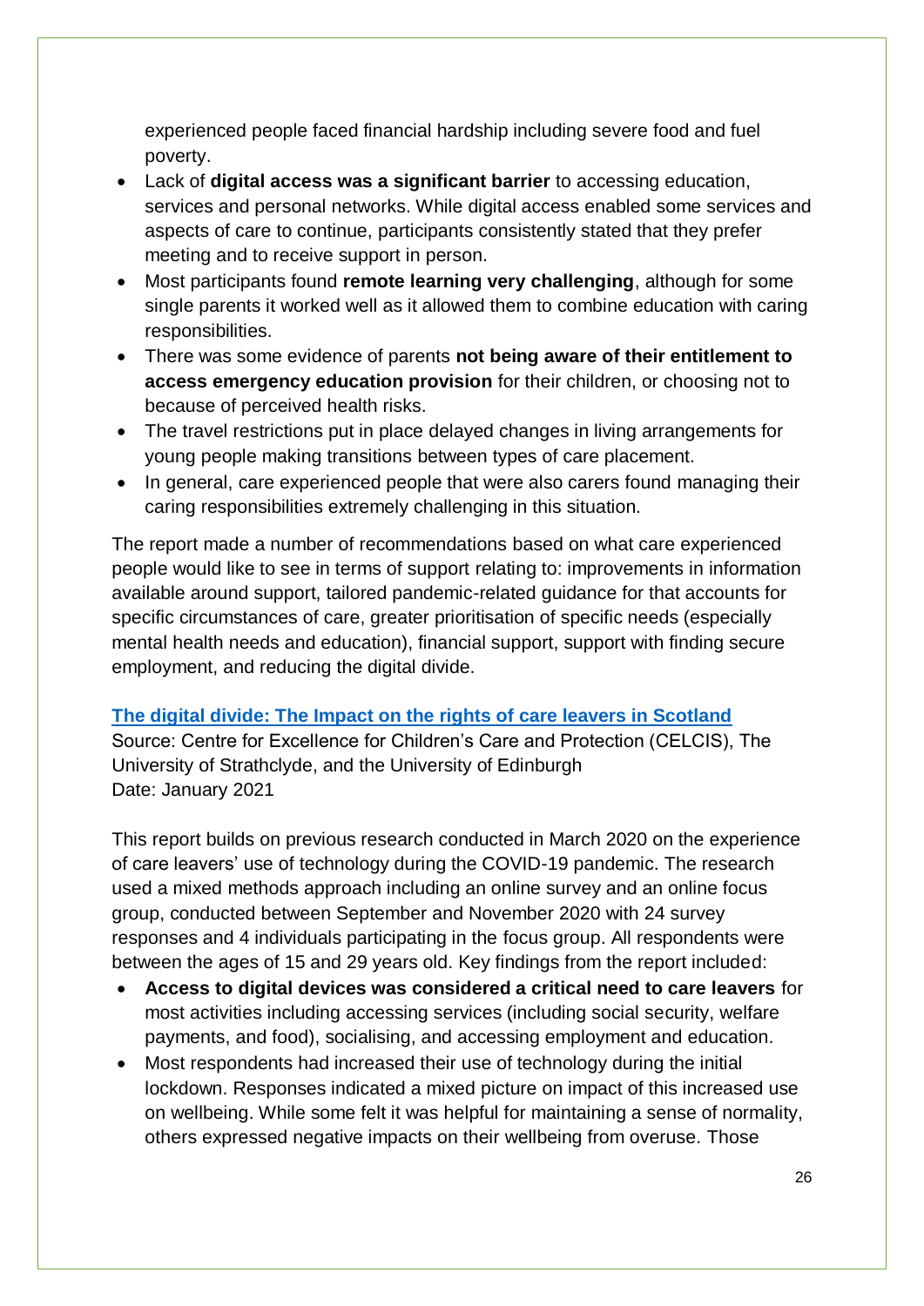experienced people faced financial hardship including severe food and fuel poverty.

- Lack of **digital access was a significant barrier** to accessing education, services and personal networks. While digital access enabled some services and aspects of care to continue, participants consistently stated that they prefer meeting and to receive support in person.
- Most participants found **remote learning very challenging**, although for some single parents it worked well as it allowed them to combine education with caring responsibilities.
- There was some evidence of parents **not being aware of their entitlement to access emergency education provision** for their children, or choosing not to because of perceived health risks.
- The travel restrictions put in place delayed changes in living arrangements for young people making transitions between types of care placement.
- In general, care experienced people that were also carers found managing their caring responsibilities extremely challenging in this situation.

The report made a number of recommendations based on what care experienced people would like to see in terms of support relating to: improvements in information available around support, tailored pandemic-related guidance for that accounts for specific circumstances of care, greater prioritisation of specific needs (especially mental health needs and education), financial support, support with finding secure employment, and reducing the digital divide.

**The digital divide: The Impact on the rights of care leavers in Scotland**

Source: Centre for Excellence for Children's Care and Protection (CELCIS), The University of Strathclyde, and the University of Edinburgh
Date: January 2021

This report builds on previous research conducted in March 2020 on the experience of care leavers' use of technology during the COVID-19 pandemic. The research used a mixed methods approach including an online survey and an online focus group, conducted between September and November 2020 with 24 survey responses and 4 individuals participating in the focus group. All respondents were between the ages of 15 and 29 years old. Key findings from the report included:

- **Access to digital devices was considered a critical need to care leavers** for most activities including accessing services (including social security, welfare payments, and food), socialising, and accessing employment and education.
- Most respondents had increased their use of technology during the initial lockdown. Responses indicated a mixed picture on impact of this increased use on wellbeing. While some felt it was helpful for maintaining a sense of normality, others expressed negative impacts on their wellbeing from overuse. Those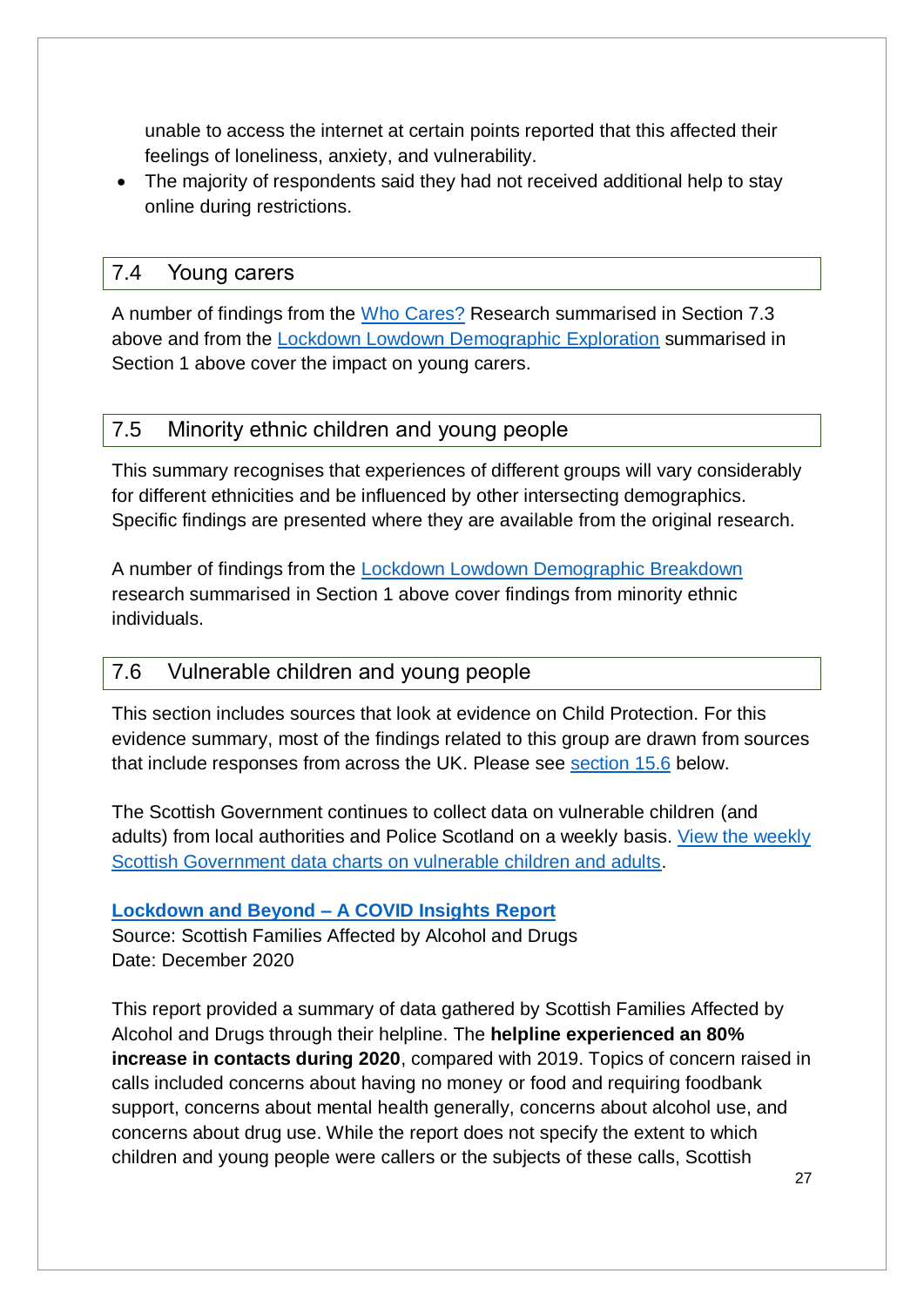unable to access the internet at certain points reported that this affected their feelings of loneliness, anxiety, and vulnerability.

- The majority of respondents said they had not received additional help to stay online during restrictions.

## 7.4 Young carers

A number of findings from the Who Cares? Research summarised in Section 7.3 above and from the Lockdown Lowdown Demographic Exploration summarised in Section 1 above cover the impact on young carers.

## 7.5 Minority ethnic children and young people

This summary recognises that experiences of different groups will vary considerably for different ethnicities and be influenced by other intersecting demographics. Specific findings are presented where they are available from the original research.

A number of findings from the Lockdown Lowdown Demographic Breakdown research summarised in Section 1 above cover findings from minority ethnic individuals.

## 7.6 Vulnerable children and young people

This section includes sources that look at evidence on Child Protection. For this evidence summary, most of the findings related to this group are drawn from sources that include responses from across the UK. Please see section 15.6 below.

The Scottish Government continues to collect data on vulnerable children (and adults) from local authorities and Police Scotland on a weekly basis. View the weekly Scottish Government data charts on vulnerable children and adults.

**Lockdown and Beyond – A COVID Insights Report**

Source: Scottish Families Affected by Alcohol and Drugs
Date: December 2020

This report provided a summary of data gathered by Scottish Families Affected by Alcohol and Drugs through their helpline. The **helpline experienced an 80% increase in contacts during 2020**, compared with 2019. Topics of concern raised in calls included concerns about having no money or food and requiring foodbank support, concerns about mental health generally, concerns about alcohol use, and concerns about drug use. While the report does not specify the extent to which children and young people were callers or the subjects of these calls, Scottish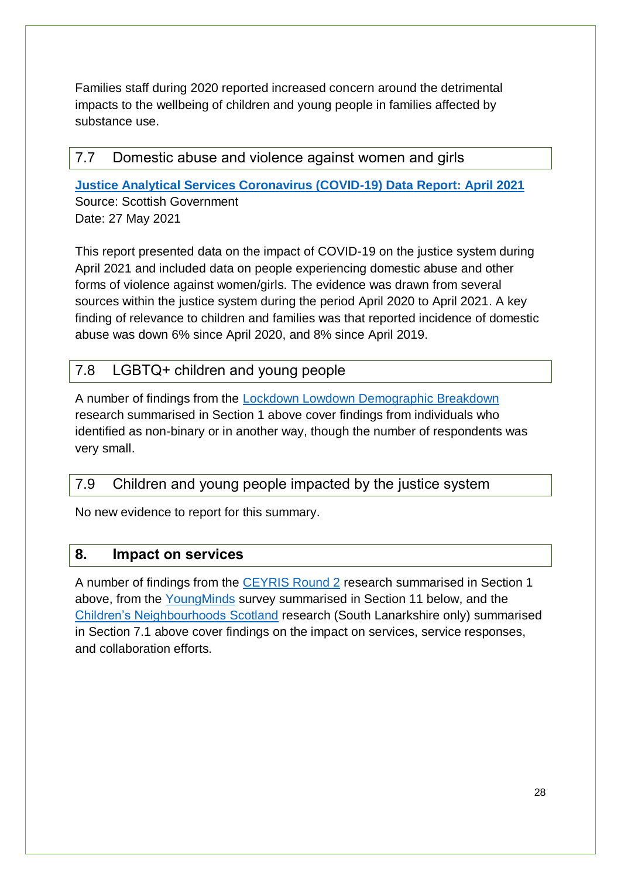Families staff during 2020 reported increased concern around the detrimental impacts to the wellbeing of children and young people in families affected by substance use.

### 7.7 Domestic abuse and violence against women and girls

**Justice Analytical Services Coronavirus (COVID-19) Data Report: April 2021**
Source: Scottish Government
Date: 27 May 2021

This report presented data on the impact of COVID-19 on the justice system during April 2021 and included data on people experiencing domestic abuse and other forms of violence against women/girls. The evidence was drawn from several sources within the justice system during the period April 2020 to April 2021. A key finding of relevance to children and families was that reported incidence of domestic abuse was down 6% since April 2020, and 8% since April 2019.

### 7.8 LGBTQ+ children and young people

A number of findings from the Lockdown Lowdown Demographic Breakdown research summarised in Section 1 above cover findings from individuals who identified as non-binary or in another way, though the number of respondents was very small.

### 7.9 Children and young people impacted by the justice system

No new evidence to report for this summary.

## 8. Impact on services

A number of findings from the CEYRIS Round 2 research summarised in Section 1 above, from the YoungMinds survey summarised in Section 11 below, and the Children's Neighbourhoods Scotland research (South Lanarkshire only) summarised in Section 7.1 above cover findings on the impact on services, service responses, and collaboration efforts.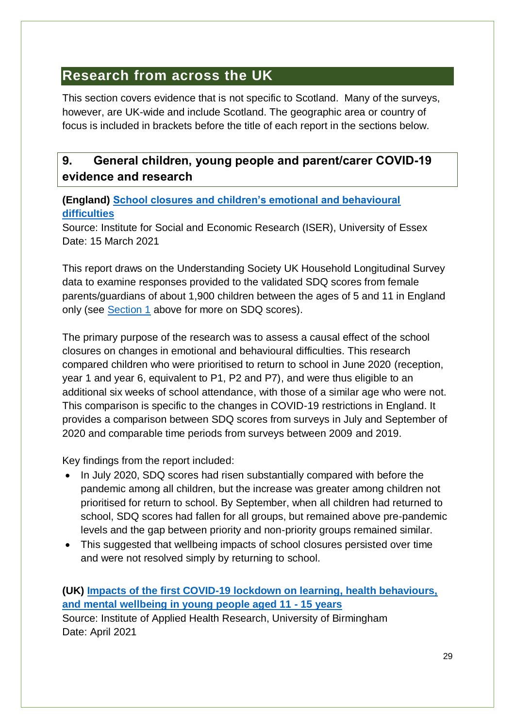## Research from across the UK

This section covers evidence that is not specific to Scotland. Many of the surveys, however, are UK-wide and include Scotland. The geographic area or country of focus is included in brackets before the title of each report in the sections below.

### 9. General children, young people and parent/carer COVID-19 evidence and research

**(England) School closures and children's emotional and behavioural difficulties**

Source: Institute for Social and Economic Research (ISER), University of Essex
Date: 15 March 2021

This report draws on the Understanding Society UK Household Longitudinal Survey data to examine responses provided to the validated SDQ scores from female parents/guardians of about 1,900 children between the ages of 5 and 11 in England only (see Section 1 above for more on SDQ scores).

The primary purpose of the research was to assess a causal effect of the school closures on changes in emotional and behavioural difficulties. This research compared children who were prioritised to return to school in June 2020 (reception, year 1 and year 6, equivalent to P1, P2 and P7), and were thus eligible to an additional six weeks of school attendance, with those of a similar age who were not. This comparison is specific to the changes in COVID-19 restrictions in England. It provides a comparison between SDQ scores from surveys in July and September of 2020 and comparable time periods from surveys between 2009 and 2019.

Key findings from the report included:

- In July 2020, SDQ scores had risen substantially compared with before the pandemic among all children, but the increase was greater among children not prioritised for return to school. By September, when all children had returned to school, SDQ scores had fallen for all groups, but remained above pre-pandemic levels and the gap between priority and non-priority groups remained similar.
- This suggested that wellbeing impacts of school closures persisted over time and were not resolved simply by returning to school.

**(UK) Impacts of the first COVID-19 lockdown on learning, health behaviours, and mental wellbeing in young people aged 11 - 15 years**

Source: Institute of Applied Health Research, University of Birmingham
Date: April 2021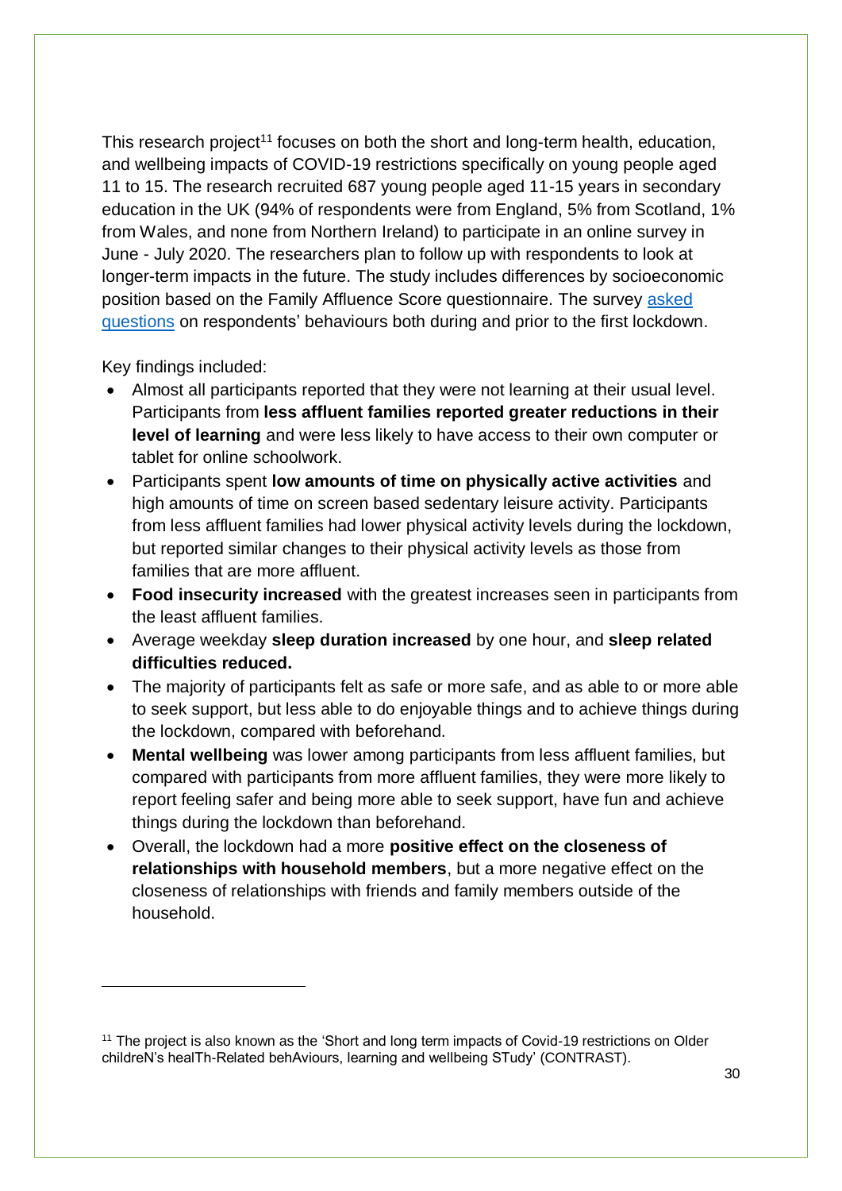This research project[11] focuses on both the short and long-term health, education, and wellbeing impacts of COVID-19 restrictions specifically on young people aged 11 to 15. The research recruited 687 young people aged 11-15 years in secondary education in the UK (94% of respondents were from England, 5% from Scotland, 1% from Wales, and none from Northern Ireland) to participate in an online survey in June - July 2020. The researchers plan to follow up with respondents to look at longer-term impacts in the future. The study includes differences by socioeconomic position based on the Family Affluence Score questionnaire. The survey asked questions on respondents' behaviours both during and prior to the first lockdown.

Key findings included:

- Almost all participants reported that they were not learning at their usual level. Participants from **less affluent families reported greater reductions in their level of learning** and were less likely to have access to their own computer or tablet for online schoolwork.
- Participants spent **low amounts of time on physically active activities** and high amounts of time on screen based sedentary leisure activity. Participants from less affluent families had lower physical activity levels during the lockdown, but reported similar changes to their physical activity levels as those from families that are more affluent.
- **Food insecurity increased** with the greatest increases seen in participants from the least affluent families.
- Average weekday **sleep duration increased** by one hour, and **sleep related difficulties reduced.**
- The majority of participants felt as safe or more safe, and as able to or more able to seek support, but less able to do enjoyable things and to achieve things during the lockdown, compared with beforehand.
- **Mental wellbeing** was lower among participants from less affluent families, but compared with participants from more affluent families, they were more likely to report feeling safer and being more able to seek support, have fun and achieve things during the lockdown than beforehand.
- Overall, the lockdown had a more **positive effect on the closeness of relationships with household members**, but a more negative effect on the closeness of relationships with friends and family members outside of the household.

---

[11] The project is also known as the 'Short and long term impacts of Covid-19 restrictions on Older childreN's healTh-Related behAviours, learning and wellbeing STudy' (CONTRAST).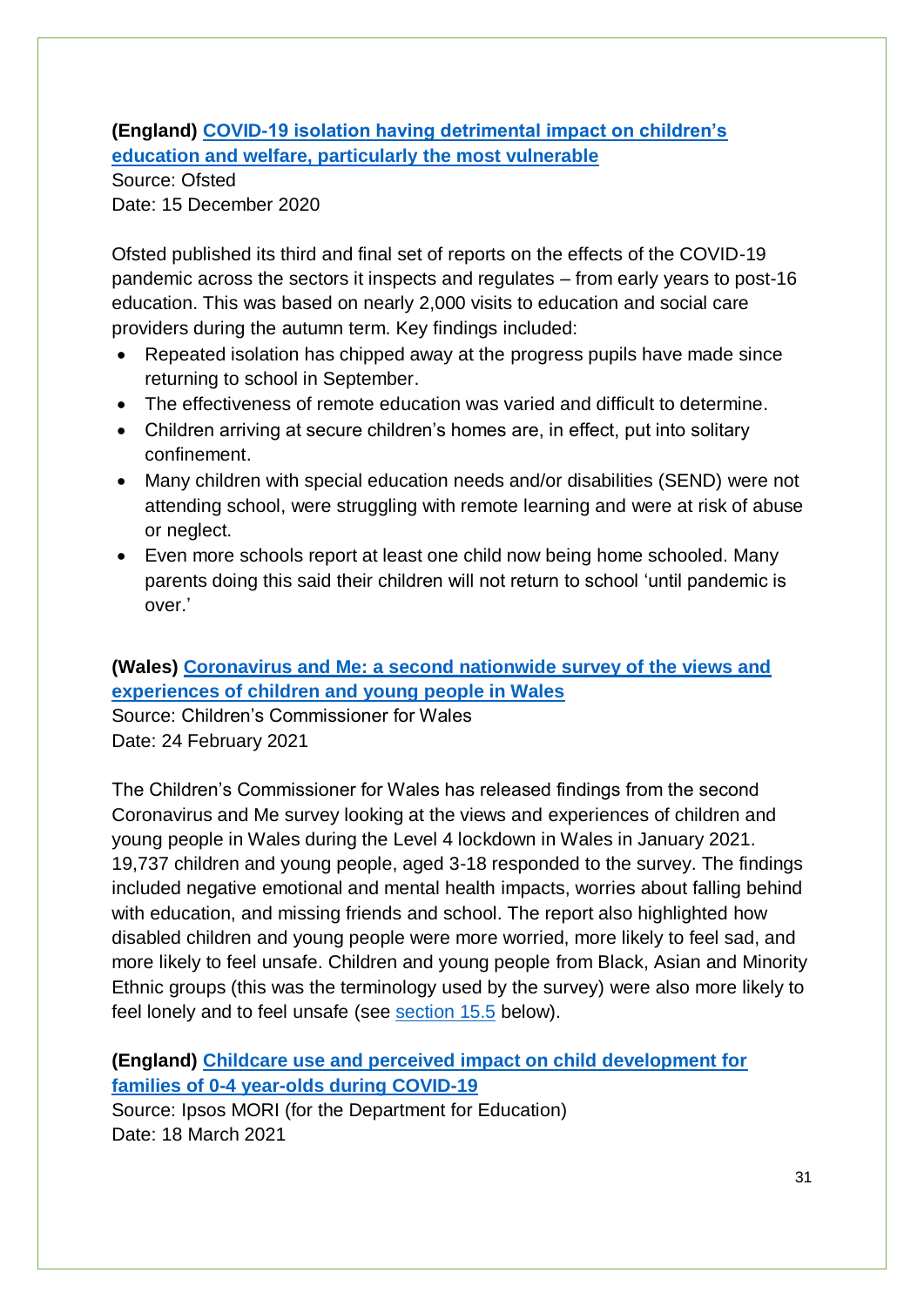**(England) COVID-19 isolation having detrimental impact on children's education and welfare, particularly the most vulnerable**

Source: Ofsted

Date: 15 December 2020

Ofsted published its third and final set of reports on the effects of the COVID-19 pandemic across the sectors it inspects and regulates – from early years to post-16 education. This was based on nearly 2,000 visits to education and social care providers during the autumn term. Key findings included:

- Repeated isolation has chipped away at the progress pupils have made since returning to school in September.
- The effectiveness of remote education was varied and difficult to determine.
- Children arriving at secure children's homes are, in effect, put into solitary confinement.
- Many children with special education needs and/or disabilities (SEND) were not attending school, were struggling with remote learning and were at risk of abuse or neglect.
- Even more schools report at least one child now being home schooled. Many parents doing this said their children will not return to school 'until pandemic is over.'

**(Wales) Coronavirus and Me: a second nationwide survey of the views and experiences of children and young people in Wales**

Source: Children's Commissioner for Wales

Date: 24 February 2021

The Children's Commissioner for Wales has released findings from the second Coronavirus and Me survey looking at the views and experiences of children and young people in Wales during the Level 4 lockdown in Wales in January 2021. 19,737 children and young people, aged 3-18 responded to the survey. The findings included negative emotional and mental health impacts, worries about falling behind with education, and missing friends and school. The report also highlighted how disabled children and young people were more worried, more likely to feel sad, and more likely to feel unsafe. Children and young people from Black, Asian and Minority Ethnic groups (this was the terminology used by the survey) were also more likely to feel lonely and to feel unsafe (see section 15.5 below).

**(England) Childcare use and perceived impact on child development for families of 0-4 year-olds during COVID-19**

Source: Ipsos MORI (for the Department for Education)

Date: 18 March 2021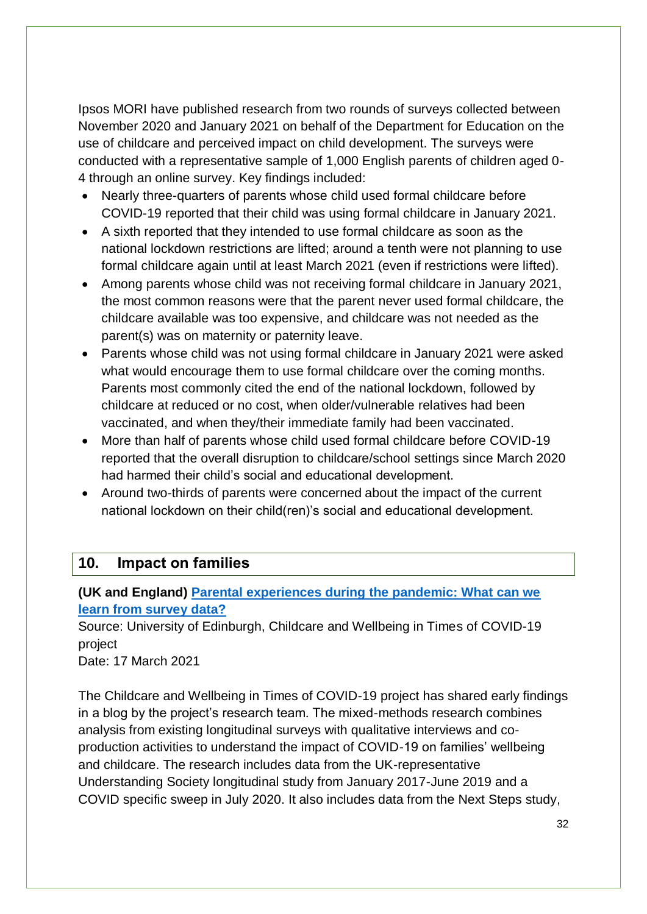Ipsos MORI have published research from two rounds of surveys collected between November 2020 and January 2021 on behalf of the Department for Education on the use of childcare and perceived impact on child development. The surveys were conducted with a representative sample of 1,000 English parents of children aged 0-4 through an online survey. Key findings included:

- Nearly three-quarters of parents whose child used formal childcare before COVID-19 reported that their child was using formal childcare in January 2021.
- A sixth reported that they intended to use formal childcare as soon as the national lockdown restrictions are lifted; around a tenth were not planning to use formal childcare again until at least March 2021 (even if restrictions were lifted).
- Among parents whose child was not receiving formal childcare in January 2021, the most common reasons were that the parent never used formal childcare, the childcare available was too expensive, and childcare was not needed as the parent(s) was on maternity or paternity leave.
- Parents whose child was not using formal childcare in January 2021 were asked what would encourage them to use formal childcare over the coming months. Parents most commonly cited the end of the national lockdown, followed by childcare at reduced or no cost, when older/vulnerable relatives had been vaccinated, and when they/their immediate family had been vaccinated.
- More than half of parents whose child used formal childcare before COVID-19 reported that the overall disruption to childcare/school settings since March 2020 had harmed their child's social and educational development.
- Around two-thirds of parents were concerned about the impact of the current national lockdown on their child(ren)'s social and educational development.

## 10. Impact on families

**(UK and England) Parental experiences during the pandemic: What can we learn from survey data?**

Source: University of Edinburgh, Childcare and Wellbeing in Times of COVID-19 project
Date: 17 March 2021

The Childcare and Wellbeing in Times of COVID-19 project has shared early findings in a blog by the project's research team. The mixed-methods research combines analysis from existing longitudinal surveys with qualitative interviews and co-production activities to understand the impact of COVID-19 on families' wellbeing and childcare. The research includes data from the UK-representative Understanding Society longitudinal study from January 2017-June 2019 and a COVID specific sweep in July 2020. It also includes data from the Next Steps study,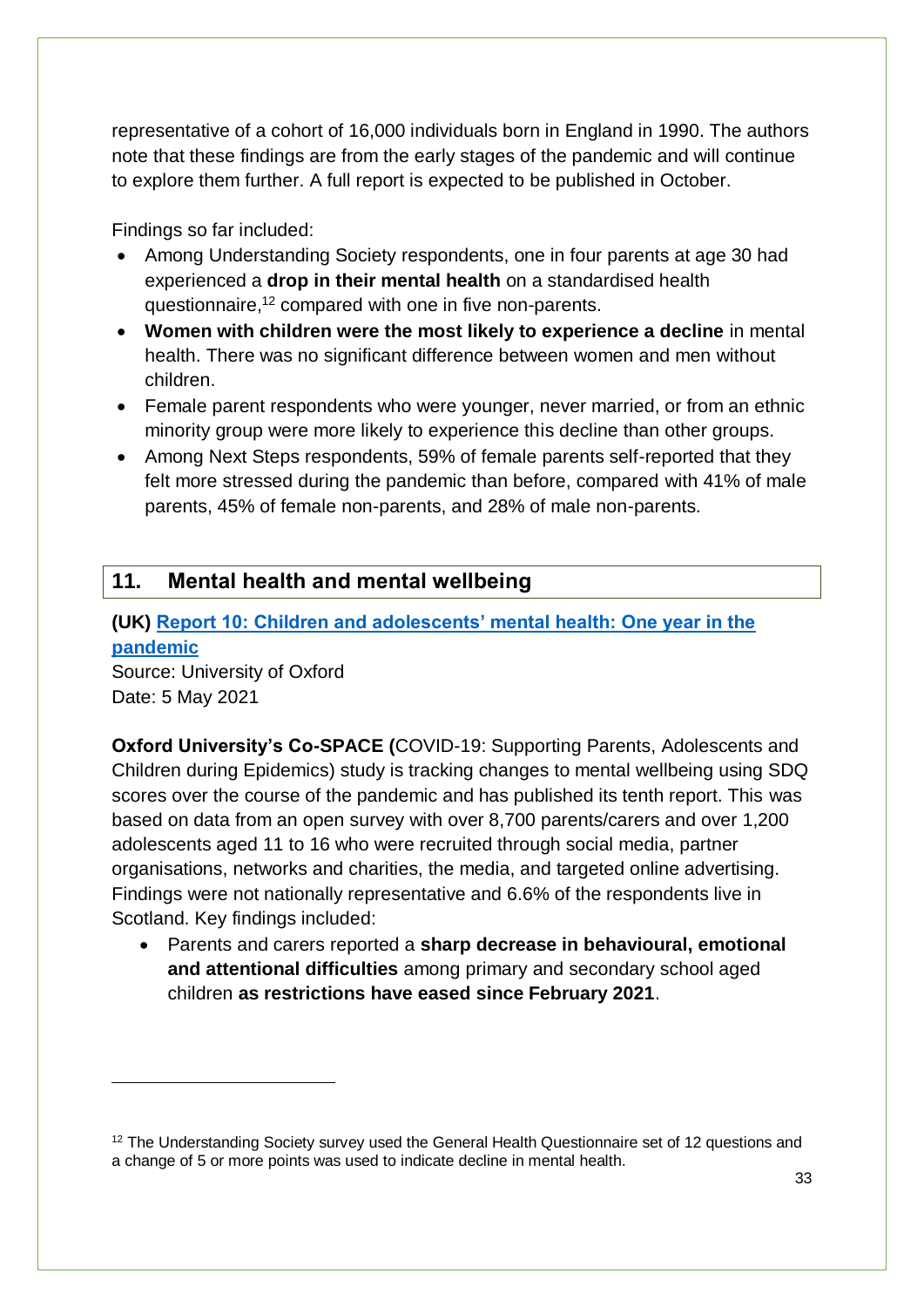representative of a cohort of 16,000 individuals born in England in 1990. The authors note that these findings are from the early stages of the pandemic and will continue to explore them further. A full report is expected to be published in October.

Findings so far included:

- Among Understanding Society respondents, one in four parents at age 30 had experienced a **drop in their mental health** on a standardised health questionnaire,[12] compared with one in five non-parents.
- **Women with children were the most likely to experience a decline** in mental health. There was no significant difference between women and men without children.
- Female parent respondents who were younger, never married, or from an ethnic minority group were more likely to experience this decline than other groups.
- Among Next Steps respondents, 59% of female parents self-reported that they felt more stressed during the pandemic than before, compared with 41% of male parents, 45% of female non-parents, and 28% of male non-parents.

## 11. Mental health and mental wellbeing

### (UK) Report 10: Children and adolescents' mental health: One year in the pandemic

Source: University of Oxford
Date: 5 May 2021

**Oxford University's Co-SPACE (**COVID-19: Supporting Parents, Adolescents and Children during Epidemics) study is tracking changes to mental wellbeing using SDQ scores over the course of the pandemic and has published its tenth report. This was based on data from an open survey with over 8,700 parents/carers and over 1,200 adolescents aged 11 to 16 who were recruited through social media, partner organisations, networks and charities, the media, and targeted online advertising. Findings were not nationally representative and 6.6% of the respondents live in Scotland. Key findings included:

- Parents and carers reported a **sharp decrease in behavioural, emotional and attentional difficulties** among primary and secondary school aged children **as restrictions have eased since February 2021**.

---

[12] The Understanding Society survey used the General Health Questionnaire set of 12 questions and a change of 5 or more points was used to indicate decline in mental health.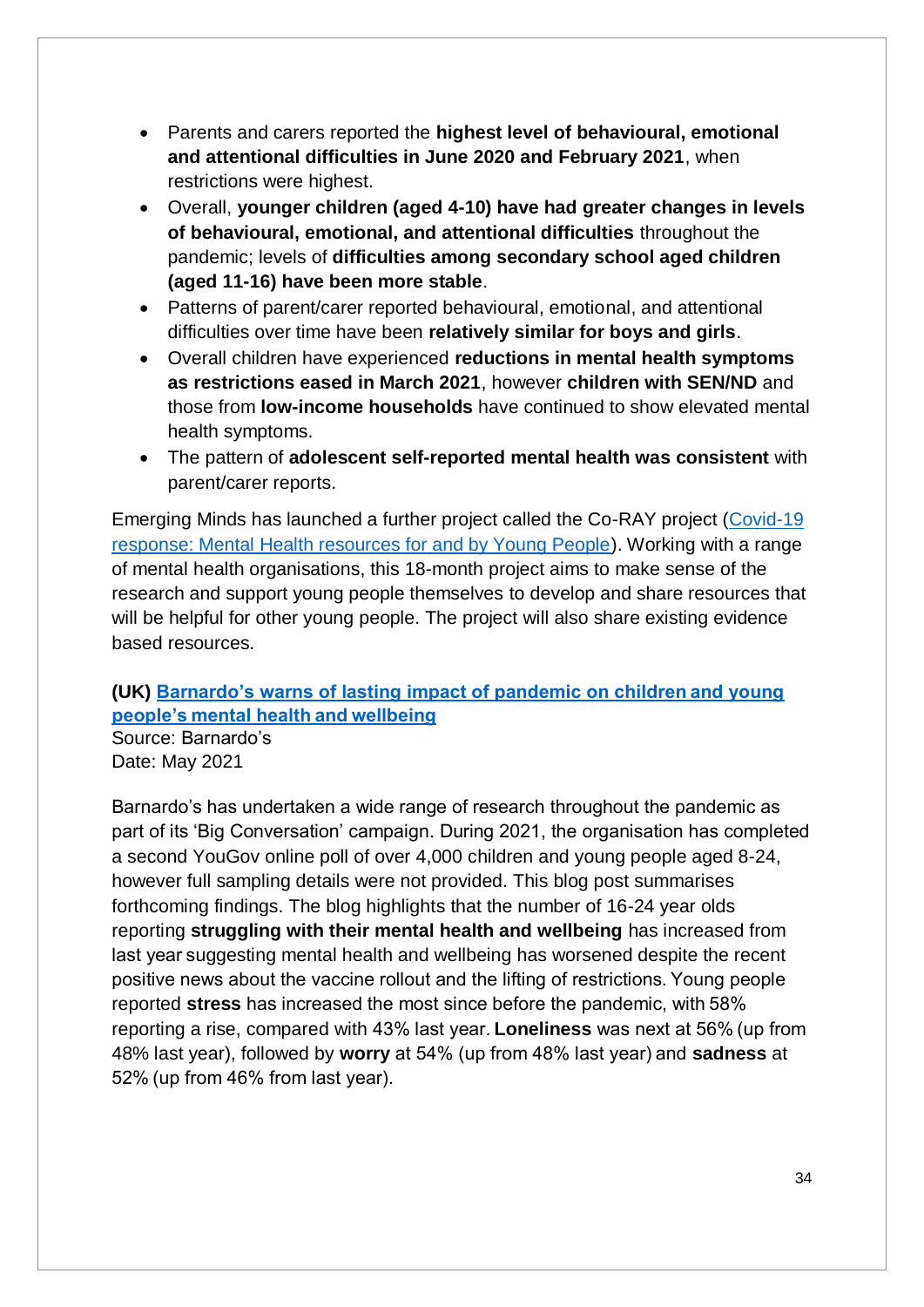- Parents and carers reported the **highest level of behavioural, emotional and attentional difficulties in June 2020 and February 2021**, when restrictions were highest.
- Overall, **younger children (aged 4-10) have had greater changes in levels of behavioural, emotional, and attentional difficulties** throughout the pandemic; levels of **difficulties among secondary school aged children (aged 11-16) have been more stable**.
- Patterns of parent/carer reported behavioural, emotional, and attentional difficulties over time have been **relatively similar for boys and girls**.
- Overall children have experienced **reductions in mental health symptoms as restrictions eased in March 2021**, however **children with SEN/ND** and those from **low-income households** have continued to show elevated mental health symptoms.
- The pattern of **adolescent self-reported mental health was consistent** with parent/carer reports.

Emerging Minds has launched a further project called the Co-RAY project ([Covid-19 response: Mental Health resources for and by Young People]()). Working with a range of mental health organisations, this 18-month project aims to make sense of the research and support young people themselves to develop and share resources that will be helpful for other young people. The project will also share existing evidence based resources.

**(UK) [Barnardo's warns of lasting impact of pandemic on children and young people's mental health and wellbeing]()**
Source: Barnardo's
Date: May 2021

Barnardo's has undertaken a wide range of research throughout the pandemic as part of its 'Big Conversation' campaign. During 2021, the organisation has completed a second YouGov online poll of over 4,000 children and young people aged 8-24, however full sampling details were not provided. This blog post summarises forthcoming findings. The blog highlights that the number of 16-24 year olds reporting **struggling with their mental health and wellbeing** has increased from last year suggesting mental health and wellbeing has worsened despite the recent positive news about the vaccine rollout and the lifting of restrictions. Young people reported **stress** has increased the most since before the pandemic, with 58% reporting a rise, compared with 43% last year. **Loneliness** was next at 56% (up from 48% last year), followed by **worry** at 54% (up from 48% last year) and **sadness** at 52% (up from 46% from last year).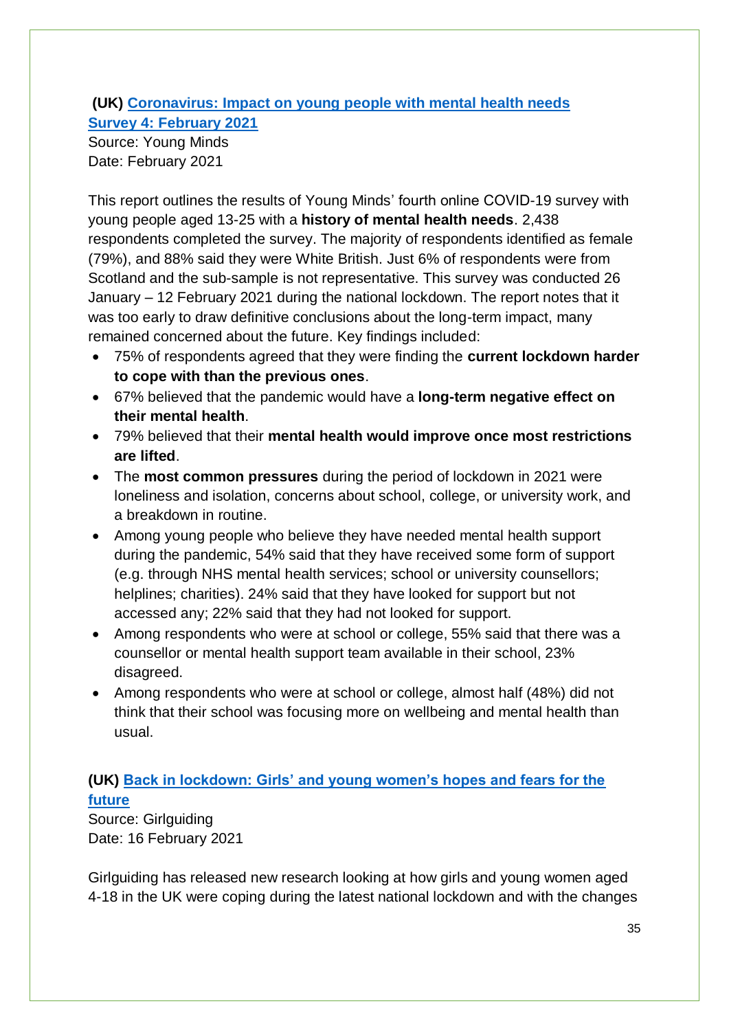### (UK) [Coronavirus: Impact on young people with mental health needs Survey 4: February 2021]()

Source: Young Minds
Date: February 2021

This report outlines the results of Young Minds' fourth online COVID-19 survey with young people aged 13-25 with a **history of mental health needs**. 2,438 respondents completed the survey. The majority of respondents identified as female (79%), and 88% said they were White British. Just 6% of respondents were from Scotland and the sub-sample is not representative. This survey was conducted 26 January – 12 February 2021 during the national lockdown. The report notes that it was too early to draw definitive conclusions about the long-term impact, many remained concerned about the future. Key findings included:

- 75% of respondents agreed that they were finding the **current lockdown harder to cope with than the previous ones**.
- 67% believed that the pandemic would have a **long-term negative effect on their mental health**.
- 79% believed that their **mental health would improve once most restrictions are lifted**.
- The **most common pressures** during the period of lockdown in 2021 were loneliness and isolation, concerns about school, college, or university work, and a breakdown in routine.
- Among young people who believe they have needed mental health support during the pandemic, 54% said that they have received some form of support (e.g. through NHS mental health services; school or university counsellors; helplines; charities). 24% said that they have looked for support but not accessed any; 22% said that they had not looked for support.
- Among respondents who were at school or college, 55% said that there was a counsellor or mental health support team available in their school, 23% disagreed.
- Among respondents who were at school or college, almost half (48%) did not think that their school was focusing more on wellbeing and mental health than usual.

### (UK) [Back in lockdown: Girls' and young women's hopes and fears for the future]()

Source: Girlguiding
Date: 16 February 2021

Girlguiding has released new research looking at how girls and young women aged 4-18 in the UK were coping during the latest national lockdown and with the changes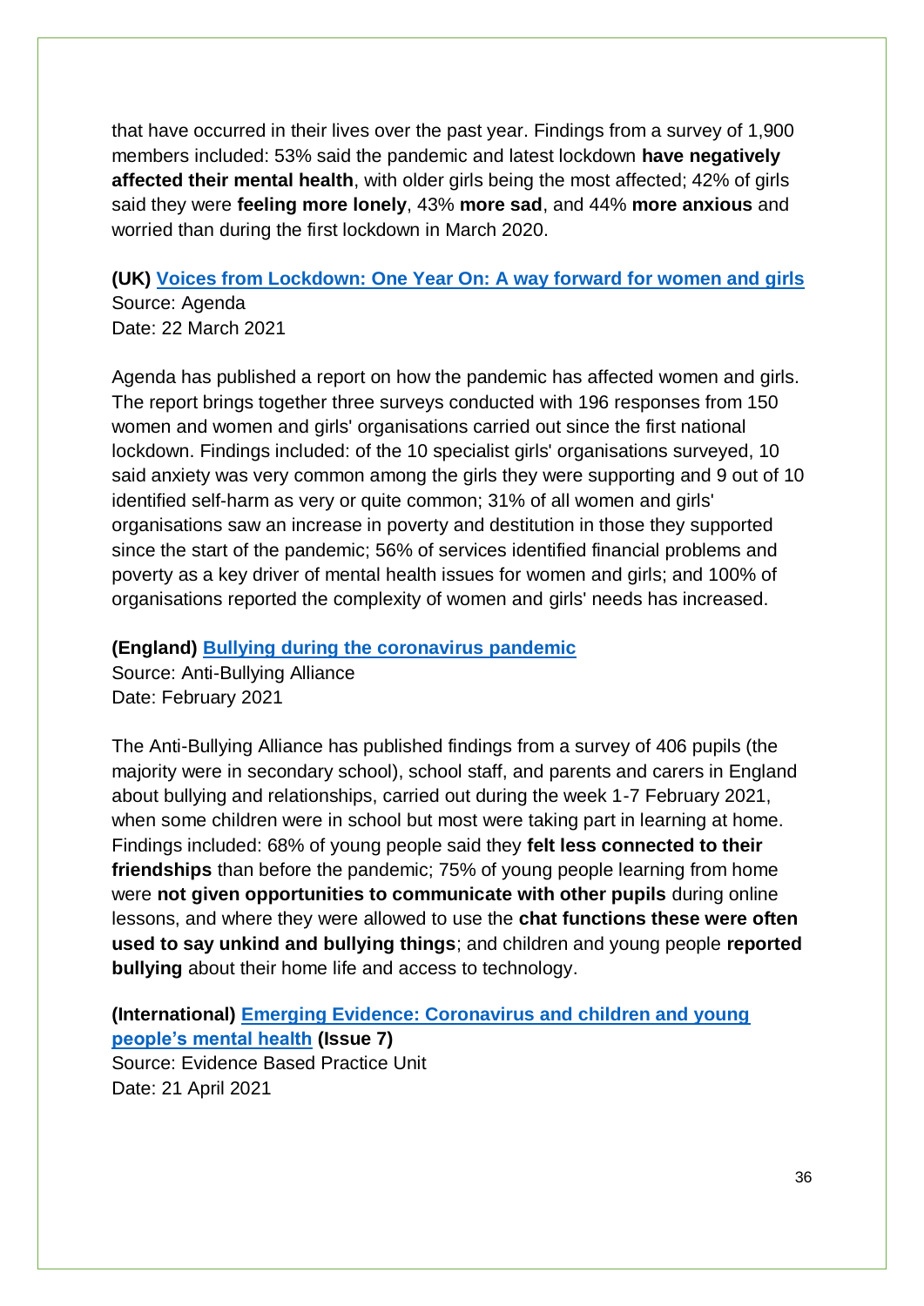that have occurred in their lives over the past year. Findings from a survey of 1,900 members included: 53% said the pandemic and latest lockdown **have negatively affected their mental health**, with older girls being the most affected; 42% of girls said they were **feeling more lonely**, 43% **more sad**, and 44% **more anxious** and worried than during the first lockdown in March 2020.

**(UK) Voices from Lockdown: One Year On: A way forward for women and girls**
Source: Agenda
Date: 22 March 2021

Agenda has published a report on how the pandemic has affected women and girls. The report brings together three surveys conducted with 196 responses from 150 women and women and girls' organisations carried out since the first national lockdown. Findings included: of the 10 specialist girls' organisations surveyed, 10 said anxiety was very common among the girls they were supporting and 9 out of 10 identified self-harm as very or quite common; 31% of all women and girls' organisations saw an increase in poverty and destitution in those they supported since the start of the pandemic; 56% of services identified financial problems and poverty as a key driver of mental health issues for women and girls; and 100% of organisations reported the complexity of women and girls' needs has increased.

**(England) Bullying during the coronavirus pandemic**
Source: Anti-Bullying Alliance
Date: February 2021

The Anti-Bullying Alliance has published findings from a survey of 406 pupils (the majority were in secondary school), school staff, and parents and carers in England about bullying and relationships, carried out during the week 1-7 February 2021, when some children were in school but most were taking part in learning at home. Findings included: 68% of young people said they **felt less connected to their friendships** than before the pandemic; 75% of young people learning from home were **not given opportunities to communicate with other pupils** during online lessons, and where they were allowed to use the **chat functions these were often used to say unkind and bullying things**; and children and young people **reported bullying** about their home life and access to technology.

**(International) Emerging Evidence: Coronavirus and children and young people's mental health (Issue 7)**
Source: Evidence Based Practice Unit
Date: 21 April 2021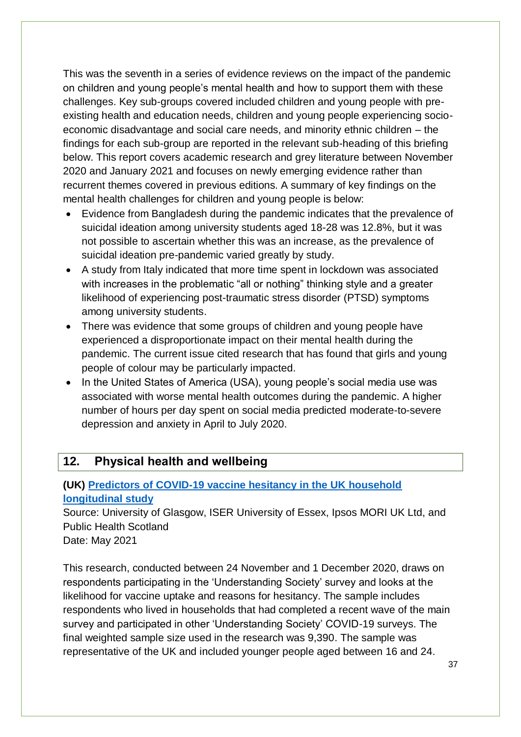This was the seventh in a series of evidence reviews on the impact of the pandemic on children and young people's mental health and how to support them with these challenges. Key sub-groups covered included children and young people with pre-existing health and education needs, children and young people experiencing socio-economic disadvantage and social care needs, and minority ethnic children – the findings for each sub-group are reported in the relevant sub-heading of this briefing below. This report covers academic research and grey literature between November 2020 and January 2021 and focuses on newly emerging evidence rather than recurrent themes covered in previous editions. A summary of key findings on the mental health challenges for children and young people is below:

- Evidence from Bangladesh during the pandemic indicates that the prevalence of suicidal ideation among university students aged 18-28 was 12.8%, but it was not possible to ascertain whether this was an increase, as the prevalence of suicidal ideation pre-pandemic varied greatly by study.
- A study from Italy indicated that more time spent in lockdown was associated with increases in the problematic "all or nothing" thinking style and a greater likelihood of experiencing post-traumatic stress disorder (PTSD) symptoms among university students.
- There was evidence that some groups of children and young people have experienced a disproportionate impact on their mental health during the pandemic. The current issue cited research that has found that girls and young people of colour may be particularly impacted.
- In the United States of America (USA), young people's social media use was associated with worse mental health outcomes during the pandemic. A higher number of hours per day spent on social media predicted moderate-to-severe depression and anxiety in April to July 2020.

## 12. Physical health and wellbeing

### (UK) Predictors of COVID-19 vaccine hesitancy in the UK household longitudinal study

Source: University of Glasgow, ISER University of Essex, Ipsos MORI UK Ltd, and Public Health Scotland
Date: May 2021

This research, conducted between 24 November and 1 December 2020, draws on respondents participating in the 'Understanding Society' survey and looks at the likelihood for vaccine uptake and reasons for hesitancy. The sample includes respondents who lived in households that had completed a recent wave of the main survey and participated in other 'Understanding Society' COVID-19 surveys. The final weighted sample size used in the research was 9,390. The sample was representative of the UK and included younger people aged between 16 and 24.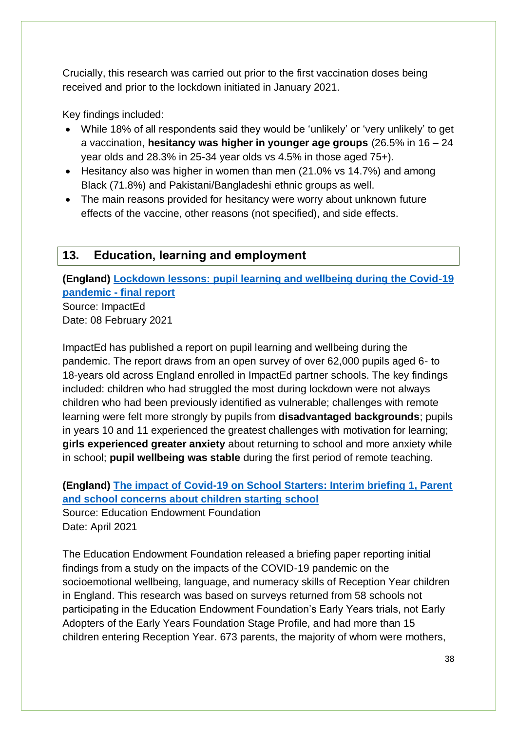Crucially, this research was carried out prior to the first vaccination doses being received and prior to the lockdown initiated in January 2021.

Key findings included:

- While 18% of all respondents said they would be 'unlikely' or 'very unlikely' to get a vaccination, **hesitancy was higher in younger age groups** (26.5% in 16 – 24 year olds and 28.3% in 25-34 year olds vs 4.5% in those aged 75+).
- Hesitancy also was higher in women than men (21.0% vs 14.7%) and among Black (71.8%) and Pakistani/Bangladeshi ethnic groups as well.
- The main reasons provided for hesitancy were worry about unknown future effects of the vaccine, other reasons (not specified), and side effects.

## 13. Education, learning and employment

**(England) Lockdown lessons: pupil learning and wellbeing during the Covid-19 pandemic - final report**
Source: ImpactEd
Date: 08 February 2021

ImpactEd has published a report on pupil learning and wellbeing during the pandemic. The report draws from an open survey of over 62,000 pupils aged 6- to 18-years old across England enrolled in ImpactEd partner schools. The key findings included: children who had struggled the most during lockdown were not always children who had been previously identified as vulnerable; challenges with remote learning were felt more strongly by pupils from **disadvantaged backgrounds**; pupils in years 10 and 11 experienced the greatest challenges with motivation for learning; **girls experienced greater anxiety** about returning to school and more anxiety while in school; **pupil wellbeing was stable** during the first period of remote teaching.

**(England) The impact of Covid-19 on School Starters: Interim briefing 1, Parent and school concerns about children starting school**
Source: Education Endowment Foundation
Date: April 2021

The Education Endowment Foundation released a briefing paper reporting initial findings from a study on the impacts of the COVID-19 pandemic on the socioemotional wellbeing, language, and numeracy skills of Reception Year children in England. This research was based on surveys returned from 58 schools not participating in the Education Endowment Foundation's Early Years trials, not Early Adopters of the Early Years Foundation Stage Profile, and had more than 15 children entering Reception Year. 673 parents, the majority of whom were mothers,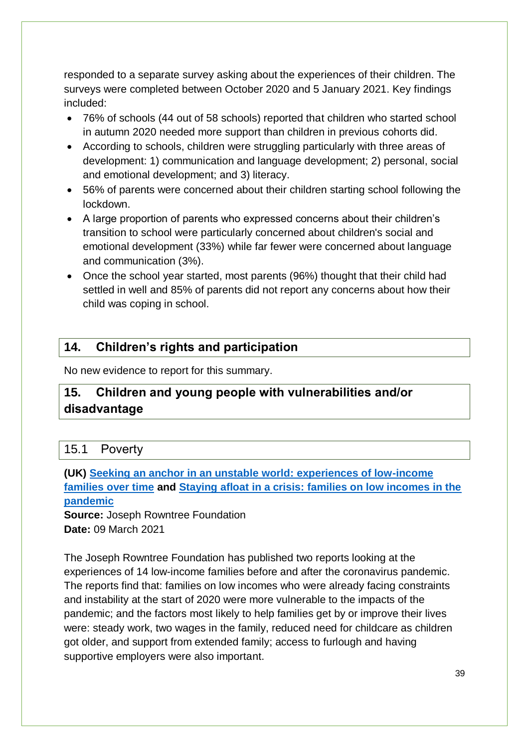responded to a separate survey asking about the experiences of their children. The surveys were completed between October 2020 and 5 January 2021. Key findings included:

- 76% of schools (44 out of 58 schools) reported that children who started school in autumn 2020 needed more support than children in previous cohorts did.
- According to schools, children were struggling particularly with three areas of development: 1) communication and language development; 2) personal, social and emotional development; and 3) literacy.
- 56% of parents were concerned about their children starting school following the lockdown.
- A large proportion of parents who expressed concerns about their children's transition to school were particularly concerned about children's social and emotional development (33%) while far fewer were concerned about language and communication (3%).
- Once the school year started, most parents (96%) thought that their child had settled in well and 85% of parents did not report any concerns about how their child was coping in school.

## 14. Children's rights and participation

No new evidence to report for this summary.

## 15. Children and young people with vulnerabilities and/or disadvantage

### 15.1 Poverty

**(UK) Seeking an anchor in an unstable world: experiences of low-income families over time and Staying afloat in a crisis: families on low incomes in the pandemic**

**Source:** Joseph Rowntree Foundation
**Date:** 09 March 2021

The Joseph Rowntree Foundation has published two reports looking at the experiences of 14 low-income families before and after the coronavirus pandemic. The reports find that: families on low incomes who were already facing constraints and instability at the start of 2020 were more vulnerable to the impacts of the pandemic; and the factors most likely to help families get by or improve their lives were: steady work, two wages in the family, reduced need for childcare as children got older, and support from extended family; access to furlough and having supportive employers were also important.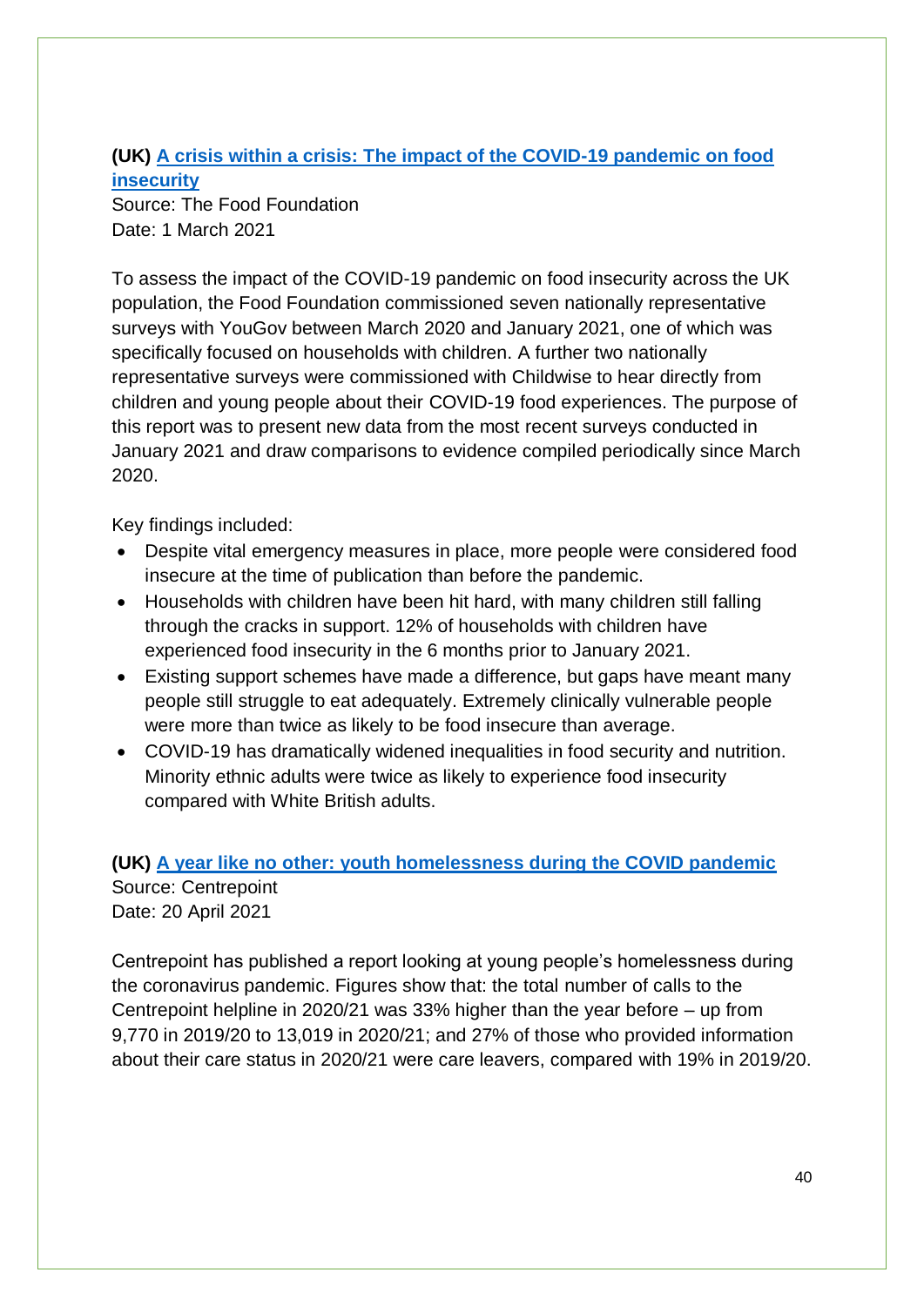**(UK) A crisis within a crisis: The impact of the COVID-19 pandemic on food insecurity**
Source: The Food Foundation
Date: 1 March 2021

To assess the impact of the COVID-19 pandemic on food insecurity across the UK population, the Food Foundation commissioned seven nationally representative surveys with YouGov between March 2020 and January 2021, one of which was specifically focused on households with children. A further two nationally representative surveys were commissioned with Childwise to hear directly from children and young people about their COVID-19 food experiences. The purpose of this report was to present new data from the most recent surveys conducted in January 2021 and draw comparisons to evidence compiled periodically since March 2020.

Key findings included:

- Despite vital emergency measures in place, more people were considered food insecure at the time of publication than before the pandemic.
- Households with children have been hit hard, with many children still falling through the cracks in support. 12% of households with children have experienced food insecurity in the 6 months prior to January 2021.
- Existing support schemes have made a difference, but gaps have meant many people still struggle to eat adequately. Extremely clinically vulnerable people were more than twice as likely to be food insecure than average.
- COVID-19 has dramatically widened inequalities in food security and nutrition. Minority ethnic adults were twice as likely to experience food insecurity compared with White British adults.

**(UK) A year like no other: youth homelessness during the COVID pandemic**
Source: Centrepoint
Date: 20 April 2021

Centrepoint has published a report looking at young people's homelessness during the coronavirus pandemic. Figures show that: the total number of calls to the Centrepoint helpline in 2020/21 was 33% higher than the year before – up from 9,770 in 2019/20 to 13,019 in 2020/21; and 27% of those who provided information about their care status in 2020/21 were care leavers, compared with 19% in 2019/20.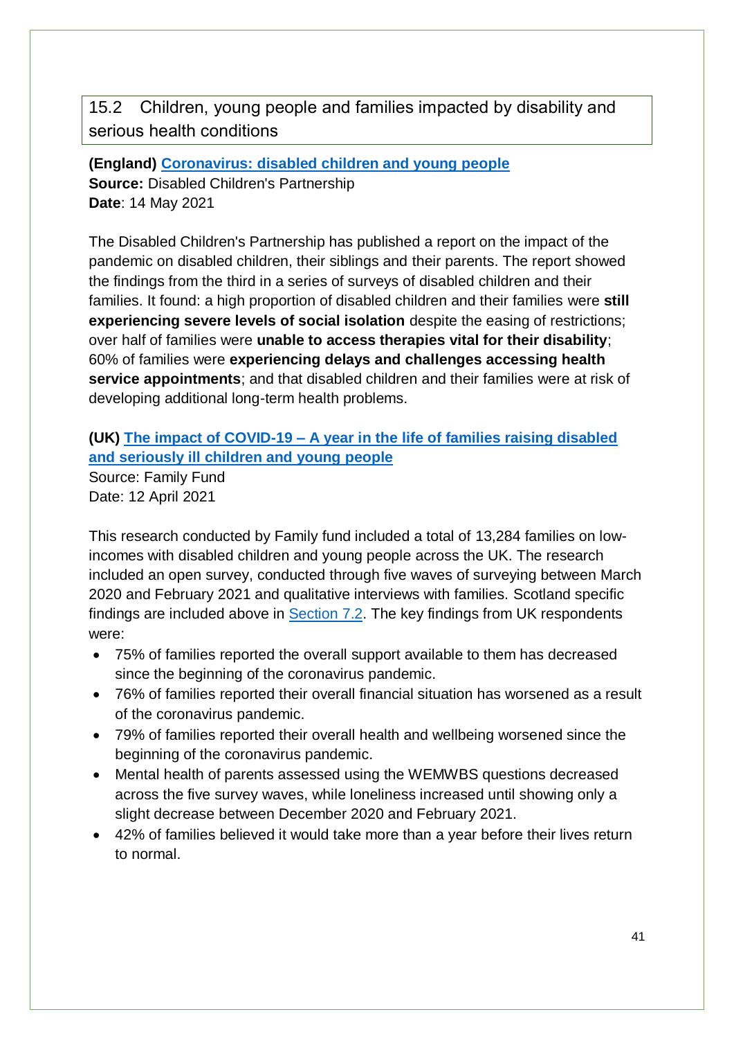## 15.2 Children, young people and families impacted by disability and serious health conditions

**(England) Coronavirus: disabled children and young people**
**Source:** Disabled Children's Partnership
**Date**: 14 May 2021

The Disabled Children's Partnership has published a report on the impact of the pandemic on disabled children, their siblings and their parents. The report showed the findings from the third in a series of surveys of disabled children and their families. It found: a high proportion of disabled children and their families were **still experiencing severe levels of social isolation** despite the easing of restrictions; over half of families were **unable to access therapies vital for their disability**; 60% of families were **experiencing delays and challenges accessing health service appointments**; and that disabled children and their families were at risk of developing additional long-term health problems.

**(UK) The impact of COVID-19 – A year in the life of families raising disabled and seriously ill children and young people**
Source: Family Fund
Date: 12 April 2021

This research conducted by Family fund included a total of 13,284 families on low-incomes with disabled children and young people across the UK. The research included an open survey, conducted through five waves of surveying between March 2020 and February 2021 and qualitative interviews with families. Scotland specific findings are included above in Section 7.2. The key findings from UK respondents were:

- 75% of families reported the overall support available to them has decreased since the beginning of the coronavirus pandemic.
- 76% of families reported their overall financial situation has worsened as a result of the coronavirus pandemic.
- 79% of families reported their overall health and wellbeing worsened since the beginning of the coronavirus pandemic.
- Mental health of parents assessed using the WEMWBS questions decreased across the five survey waves, while loneliness increased until showing only a slight decrease between December 2020 and February 2021.
- 42% of families believed it would take more than a year before their lives return to normal.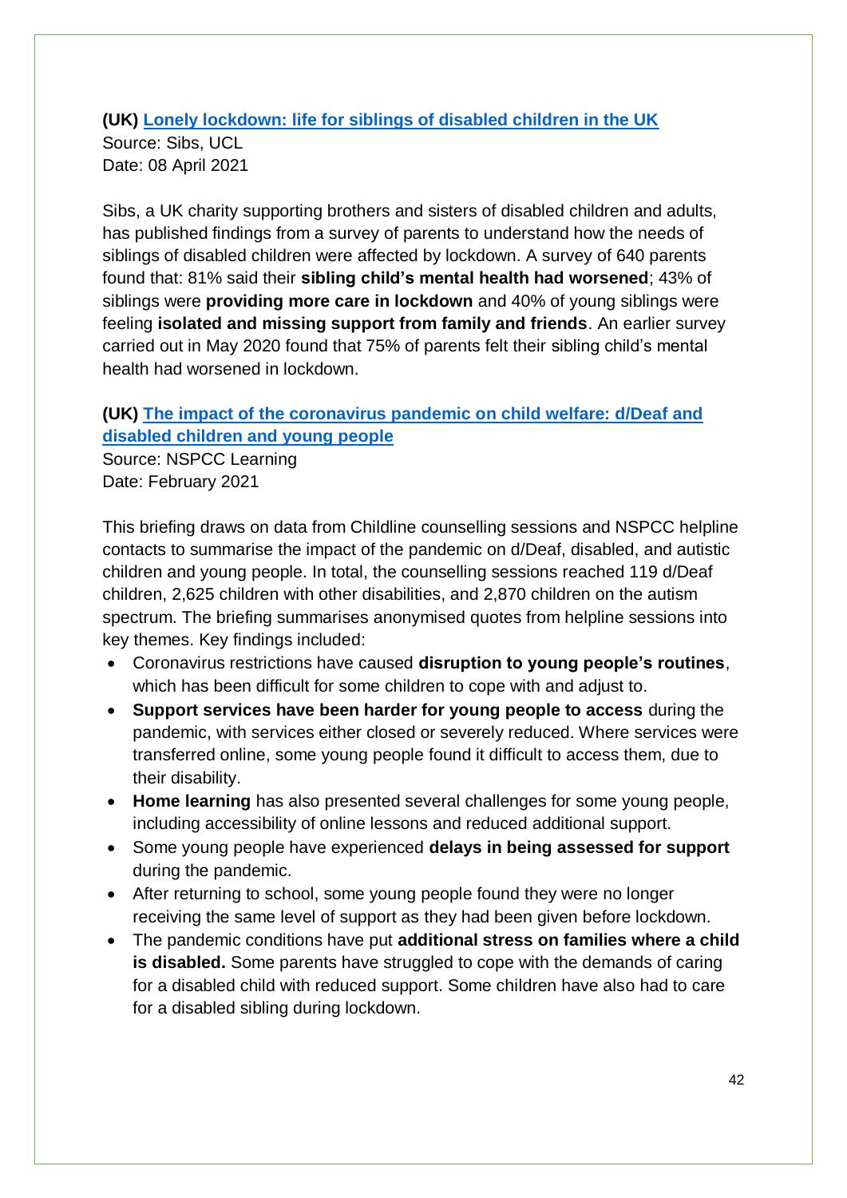**(UK) [Lonely lockdown: life for siblings of disabled children in the UK]()**
Source: Sibs, UCL
Date: 08 April 2021

Sibs, a UK charity supporting brothers and sisters of disabled children and adults, has published findings from a survey of parents to understand how the needs of siblings of disabled children were affected by lockdown. A survey of 640 parents found that: 81% said their **sibling child's mental health had worsened**; 43% of siblings were **providing more care in lockdown** and 40% of young siblings were feeling **isolated and missing support from family and friends**. An earlier survey carried out in May 2020 found that 75% of parents felt their sibling child's mental health had worsened in lockdown.

**(UK) [The impact of the coronavirus pandemic on child welfare: d/Deaf and disabled children and young people]()**
Source: NSPCC Learning
Date: February 2021

This briefing draws on data from Childline counselling sessions and NSPCC helpline contacts to summarise the impact of the pandemic on d/Deaf, disabled, and autistic children and young people. In total, the counselling sessions reached 119 d/Deaf children, 2,625 children with other disabilities, and 2,870 children on the autism spectrum. The briefing summarises anonymised quotes from helpline sessions into key themes. Key findings included:

- Coronavirus restrictions have caused **disruption to young people's routines**, which has been difficult for some children to cope with and adjust to.
- **Support services have been harder for young people to access** during the pandemic, with services either closed or severely reduced. Where services were transferred online, some young people found it difficult to access them, due to their disability.
- **Home learning** has also presented several challenges for some young people, including accessibility of online lessons and reduced additional support.
- Some young people have experienced **delays in being assessed for support** during the pandemic.
- After returning to school, some young people found they were no longer receiving the same level of support as they had been given before lockdown.
- The pandemic conditions have put **additional stress on families where a child is disabled.** Some parents have struggled to cope with the demands of caring for a disabled child with reduced support. Some children have also had to care for a disabled sibling during lockdown.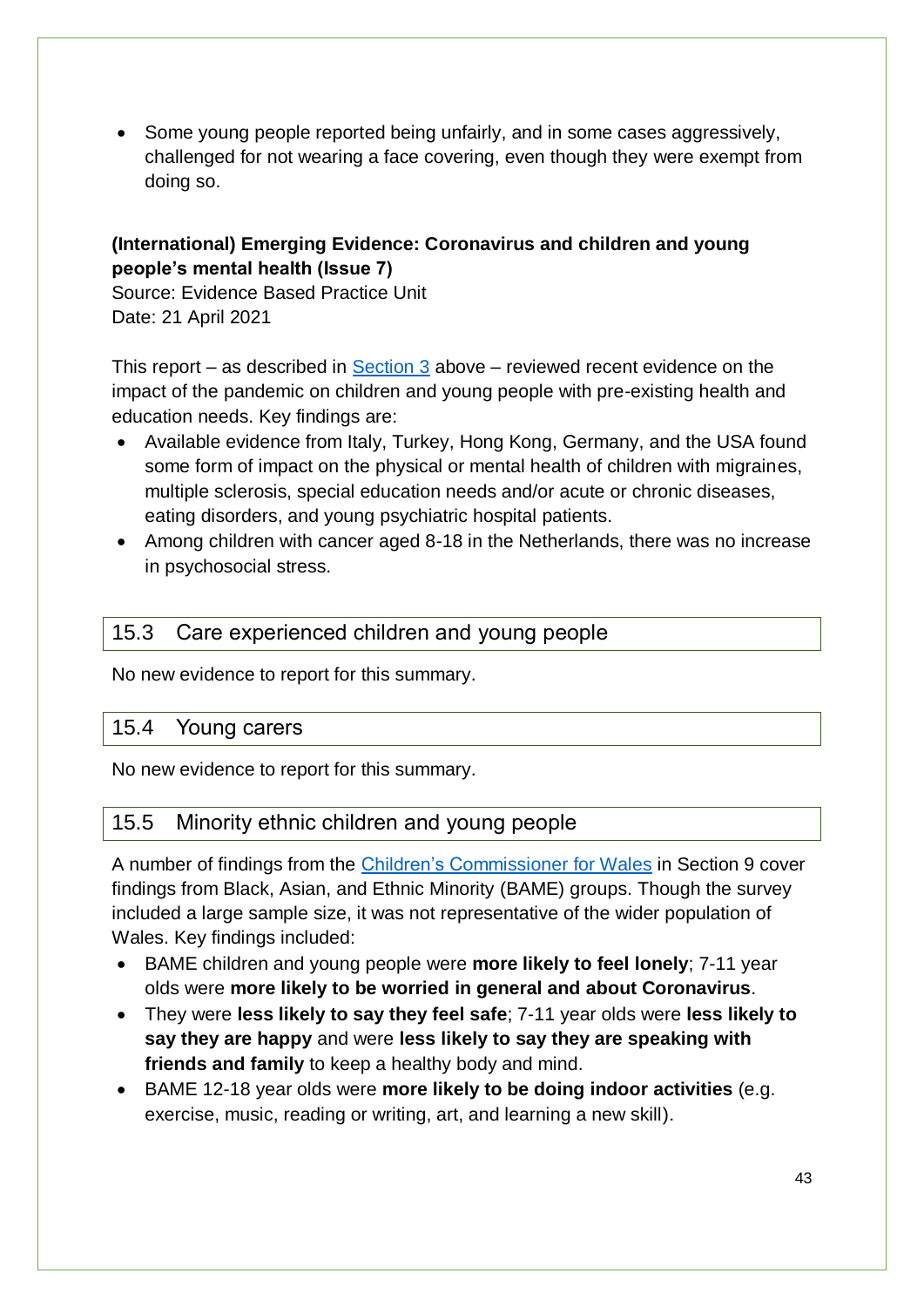- Some young people reported being unfairly, and in some cases aggressively, challenged for not wearing a face covering, even though they were exempt from doing so.

**(International) Emerging Evidence: Coronavirus and children and young people's mental health (Issue 7)**
Source: Evidence Based Practice Unit
Date: 21 April 2021

This report – as described in Section 3 above – reviewed recent evidence on the impact of the pandemic on children and young people with pre-existing health and education needs. Key findings are:

- Available evidence from Italy, Turkey, Hong Kong, Germany, and the USA found some form of impact on the physical or mental health of children with migraines, multiple sclerosis, special education needs and/or acute or chronic diseases, eating disorders, and young psychiatric hospital patients.
- Among children with cancer aged 8-18 in the Netherlands, there was no increase in psychosocial stress.

## 15.3 Care experienced children and young people

No new evidence to report for this summary.

## 15.4 Young carers

No new evidence to report for this summary.

## 15.5 Minority ethnic children and young people

A number of findings from the Children's Commissioner for Wales in Section 9 cover findings from Black, Asian, and Ethnic Minority (BAME) groups. Though the survey included a large sample size, it was not representative of the wider population of Wales. Key findings included:

- BAME children and young people were **more likely to feel lonely**; 7-11 year olds were **more likely to be worried in general and about Coronavirus**.
- They were **less likely to say they feel safe**; 7-11 year olds were **less likely to say they are happy** and were **less likely to say they are speaking with friends and family** to keep a healthy body and mind.
- BAME 12-18 year olds were **more likely to be doing indoor activities** (e.g. exercise, music, reading or writing, art, and learning a new skill).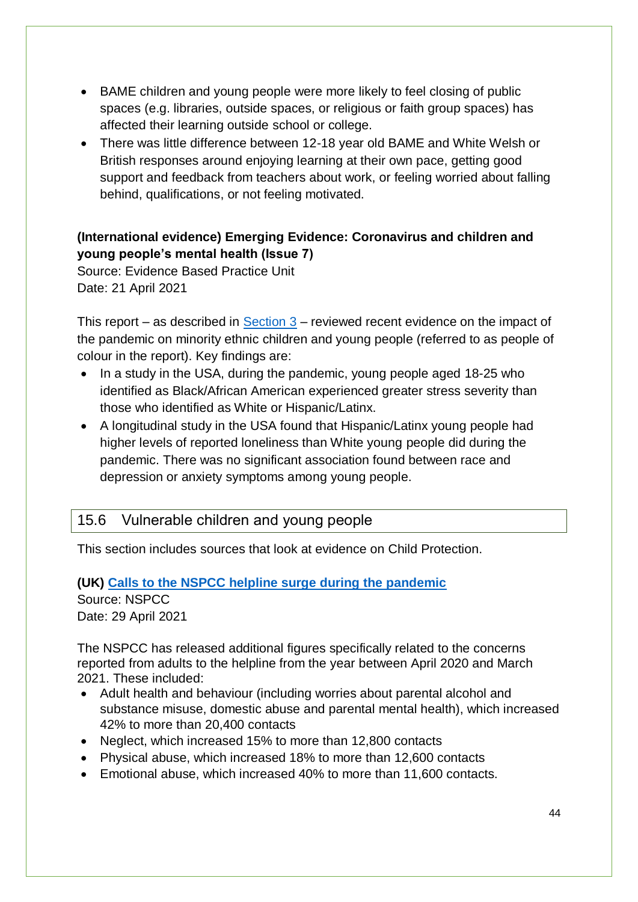- BAME children and young people were more likely to feel closing of public spaces (e.g. libraries, outside spaces, or religious or faith group spaces) has affected their learning outside school or college.
- There was little difference between 12-18 year old BAME and White Welsh or British responses around enjoying learning at their own pace, getting good support and feedback from teachers about work, or feeling worried about falling behind, qualifications, or not feeling motivated.

**(International evidence) Emerging Evidence: Coronavirus and children and young people's mental health (Issue 7)**
Source: Evidence Based Practice Unit
Date: 21 April 2021

This report – as described in Section 3 – reviewed recent evidence on the impact of the pandemic on minority ethnic children and young people (referred to as people of colour in the report). Key findings are:

- In a study in the USA, during the pandemic, young people aged 18-25 who identified as Black/African American experienced greater stress severity than those who identified as White or Hispanic/Latinx.
- A longitudinal study in the USA found that Hispanic/Latinx young people had higher levels of reported loneliness than White young people did during the pandemic. There was no significant association found between race and depression or anxiety symptoms among young people.

## 15.6 Vulnerable children and young people

This section includes sources that look at evidence on Child Protection.

**(UK) Calls to the NSPCC helpline surge during the pandemic**
Source: NSPCC
Date: 29 April 2021

The NSPCC has released additional figures specifically related to the concerns reported from adults to the helpline from the year between April 2020 and March 2021. These included:

- Adult health and behaviour (including worries about parental alcohol and substance misuse, domestic abuse and parental mental health), which increased 42% to more than 20,400 contacts
- Neglect, which increased 15% to more than 12,800 contacts
- Physical abuse, which increased 18% to more than 12,600 contacts
- Emotional abuse, which increased 40% to more than 11,600 contacts.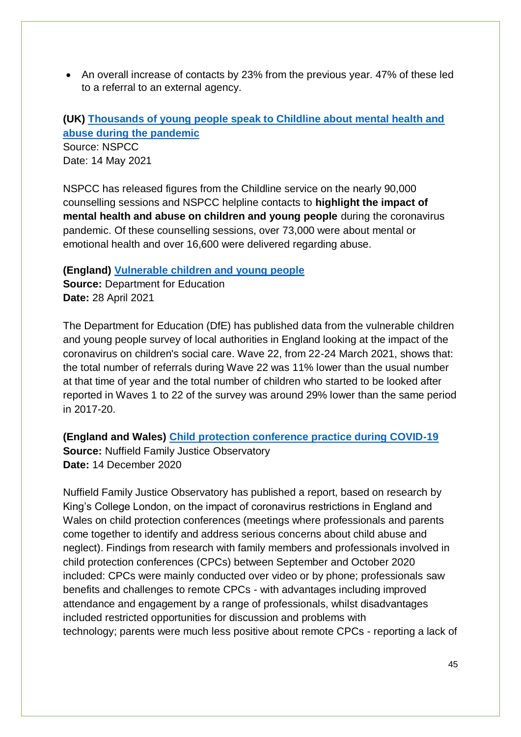- An overall increase of contacts by 23% from the previous year. 47% of these led to a referral to an external agency.

**(UK) Thousands of young people speak to Childline about mental health and abuse during the pandemic**
Source: NSPCC
Date: 14 May 2021

NSPCC has released figures from the Childline service on the nearly 90,000 counselling sessions and NSPCC helpline contacts to **highlight the impact of mental health and abuse on children and young people** during the coronavirus pandemic. Of these counselling sessions, over 73,000 were about mental or emotional health and over 16,600 were delivered regarding abuse.

**(England) Vulnerable children and young people**
**Source:** Department for Education
**Date:** 28 April 2021

The Department for Education (DfE) has published data from the vulnerable children and young people survey of local authorities in England looking at the impact of the coronavirus on children's social care. Wave 22, from 22-24 March 2021, shows that: the total number of referrals during Wave 22 was 11% lower than the usual number at that time of year and the total number of children who started to be looked after reported in Waves 1 to 22 of the survey was around 29% lower than the same period in 2017-20.

**(England and Wales) Child protection conference practice during COVID-19**
**Source:** Nuffield Family Justice Observatory
**Date:** 14 December 2020

Nuffield Family Justice Observatory has published a report, based on research by King's College London, on the impact of coronavirus restrictions in England and Wales on child protection conferences (meetings where professionals and parents come together to identify and address serious concerns about child abuse and neglect). Findings from research with family members and professionals involved in child protection conferences (CPCs) between September and October 2020 included: CPCs were mainly conducted over video or by phone; professionals saw benefits and challenges to remote CPCs - with advantages including improved attendance and engagement by a range of professionals, whilst disadvantages included restricted opportunities for discussion and problems with technology; parents were much less positive about remote CPCs - reporting a lack of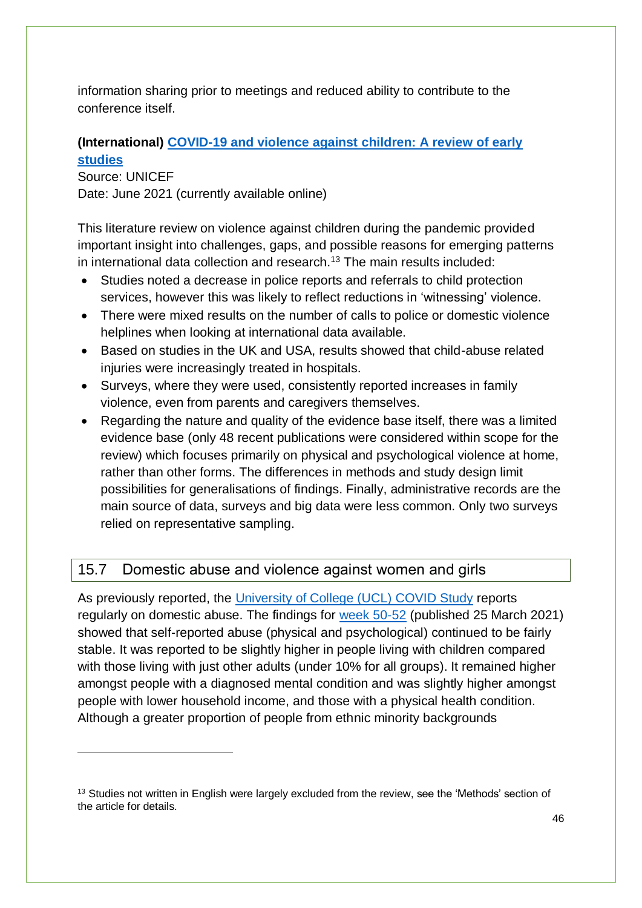information sharing prior to meetings and reduced ability to contribute to the conference itself.

**(International) COVID-19 and violence against children: A review of early studies**
Source: UNICEF
Date: June 2021 (currently available online)

This literature review on violence against children during the pandemic provided important insight into challenges, gaps, and possible reasons for emerging patterns in international data collection and research.[13] The main results included:

- Studies noted a decrease in police reports and referrals to child protection services, however this was likely to reflect reductions in 'witnessing' violence.
- There were mixed results on the number of calls to police or domestic violence helplines when looking at international data available.
- Based on studies in the UK and USA, results showed that child-abuse related injuries were increasingly treated in hospitals.
- Surveys, where they were used, consistently reported increases in family violence, even from parents and caregivers themselves.
- Regarding the nature and quality of the evidence base itself, there was a limited evidence base (only 48 recent publications were considered within scope for the review) which focuses primarily on physical and psychological violence at home, rather than other forms. The differences in methods and study design limit possibilities for generalisations of findings. Finally, administrative records are the main source of data, surveys and big data were less common. Only two surveys relied on representative sampling.

## 15.7 Domestic abuse and violence against women and girls

As previously reported, the University of College (UCL) COVID Study reports regularly on domestic abuse. The findings for week 50-52 (published 25 March 2021) showed that self-reported abuse (physical and psychological) continued to be fairly stable. It was reported to be slightly higher in people living with children compared with those living with just other adults (under 10% for all groups). It remained higher amongst people with a diagnosed mental condition and was slightly higher amongst people with lower household income, and those with a physical health condition. Although a greater proportion of people from ethnic minority backgrounds

[13] Studies not written in English were largely excluded from the review, see the 'Methods' section of the article for details.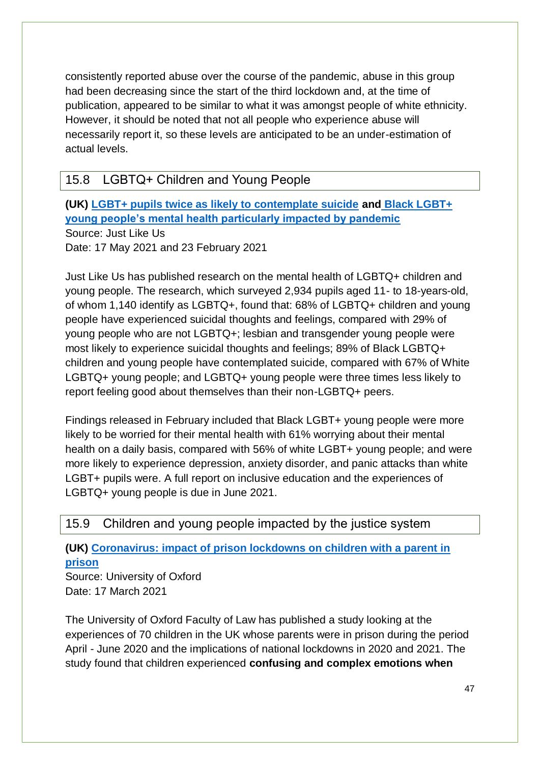consistently reported abuse over the course of the pandemic, abuse in this group had been decreasing since the start of the third lockdown and, at the time of publication, appeared to be similar to what it was amongst people of white ethnicity. However, it should be noted that not all people who experience abuse will necessarily report it, so these levels are anticipated to be an under-estimation of actual levels.

## 15.8 LGBTQ+ Children and Young People

**(UK) LGBT+ pupils twice as likely to contemplate suicide and Black LGBT+ young people's mental health particularly impacted by pandemic**
Source: Just Like Us
Date: 17 May 2021 and 23 February 2021

Just Like Us has published research on the mental health of LGBTQ+ children and young people. The research, which surveyed 2,934 pupils aged 11- to 18-years-old, of whom 1,140 identify as LGBTQ+, found that: 68% of LGBTQ+ children and young people have experienced suicidal thoughts and feelings, compared with 29% of young people who are not LGBTQ+; lesbian and transgender young people were most likely to experience suicidal thoughts and feelings; 89% of Black LGBTQ+ children and young people have contemplated suicide, compared with 67% of White LGBTQ+ young people; and LGBTQ+ young people were three times less likely to report feeling good about themselves than their non-LGBTQ+ peers.

Findings released in February included that Black LGBT+ young people were more likely to be worried for their mental health with 61% worrying about their mental health on a daily basis, compared with 56% of white LGBT+ young people; and were more likely to experience depression, anxiety disorder, and panic attacks than white LGBT+ pupils were. A full report on inclusive education and the experiences of LGBTQ+ young people is due in June 2021.

## 15.9 Children and young people impacted by the justice system

**(UK) Coronavirus: impact of prison lockdowns on children with a parent in prison**
Source: University of Oxford
Date: 17 March 2021

The University of Oxford Faculty of Law has published a study looking at the experiences of 70 children in the UK whose parents were in prison during the period April - June 2020 and the implications of national lockdowns in 2020 and 2021. The study found that children experienced **confusing and complex emotions when**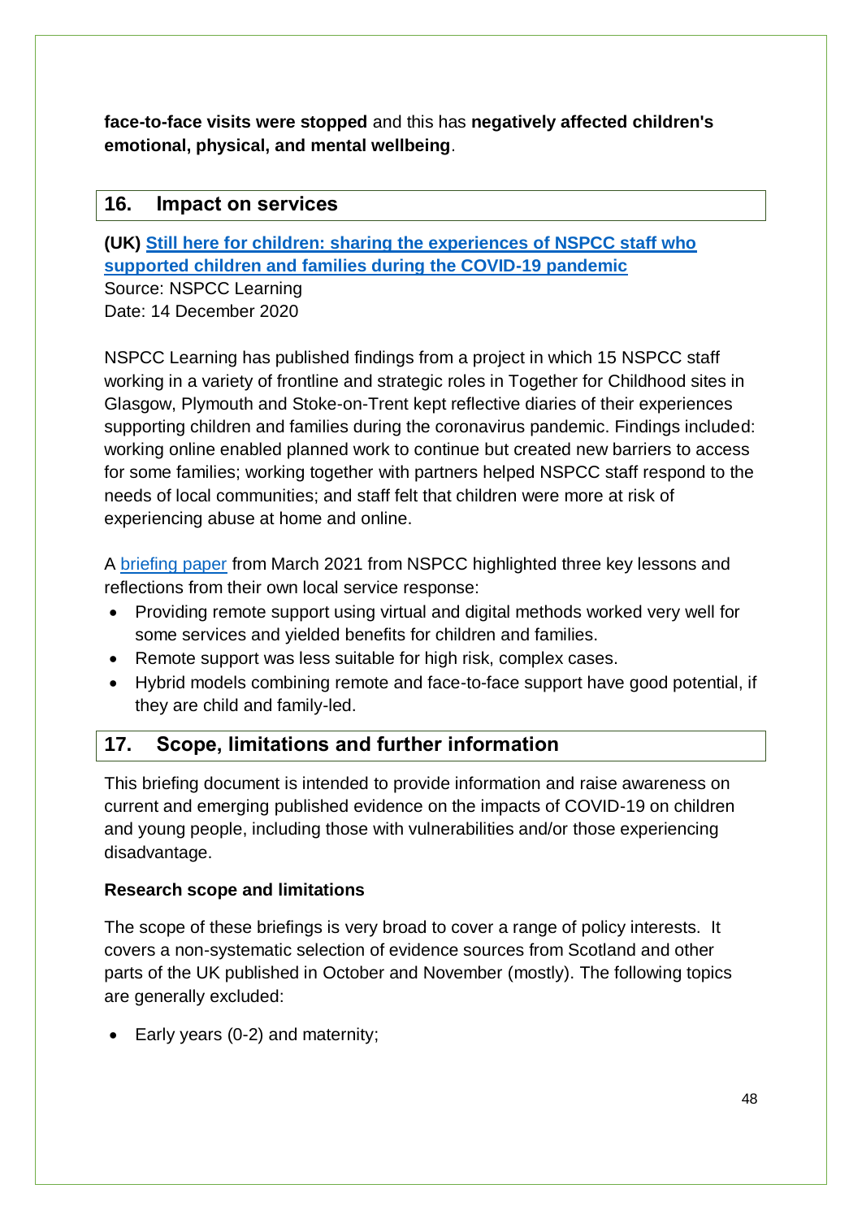**face-to-face visits were stopped** and this has **negatively affected children's emotional, physical, and mental wellbeing**.

## 16. Impact on services

**(UK) Still here for children: sharing the experiences of NSPCC staff who supported children and families during the COVID-19 pandemic**
Source: NSPCC Learning
Date: 14 December 2020

NSPCC Learning has published findings from a project in which 15 NSPCC staff working in a variety of frontline and strategic roles in Together for Childhood sites in Glasgow, Plymouth and Stoke-on-Trent kept reflective diaries of their experiences supporting children and families during the coronavirus pandemic. Findings included: working online enabled planned work to continue but created new barriers to access for some families; working together with partners helped NSPCC staff respond to the needs of local communities; and staff felt that children were more at risk of experiencing abuse at home and online.

A briefing paper from March 2021 from NSPCC highlighted three key lessons and reflections from their own local service response:

- Providing remote support using virtual and digital methods worked very well for some services and yielded benefits for children and families.
- Remote support was less suitable for high risk, complex cases.
- Hybrid models combining remote and face-to-face support have good potential, if they are child and family-led.

## 17. Scope, limitations and further information

This briefing document is intended to provide information and raise awareness on current and emerging published evidence on the impacts of COVID-19 on children and young people, including those with vulnerabilities and/or those experiencing disadvantage.

**Research scope and limitations**

The scope of these briefings is very broad to cover a range of policy interests. It covers a non-systematic selection of evidence sources from Scotland and other parts of the UK published in October and November (mostly). The following topics are generally excluded:

- Early years (0-2) and maternity;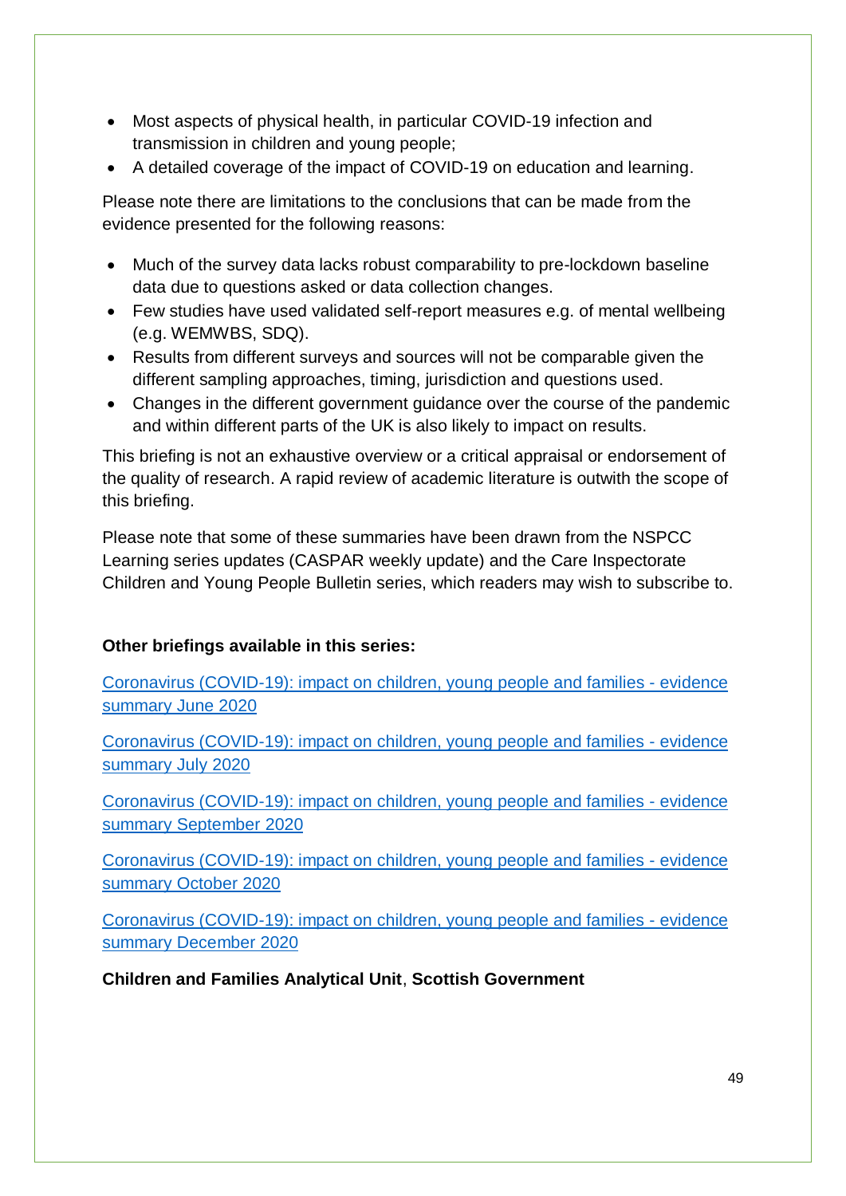- Most aspects of physical health, in particular COVID-19 infection and transmission in children and young people;
- A detailed coverage of the impact of COVID-19 on education and learning.

Please note there are limitations to the conclusions that can be made from the evidence presented for the following reasons:

- Much of the survey data lacks robust comparability to pre-lockdown baseline data due to questions asked or data collection changes.
- Few studies have used validated self-report measures e.g. of mental wellbeing (e.g. WEMWBS, SDQ).
- Results from different surveys and sources will not be comparable given the different sampling approaches, timing, jurisdiction and questions used.
- Changes in the different government guidance over the course of the pandemic and within different parts of the UK is also likely to impact on results.

This briefing is not an exhaustive overview or a critical appraisal or endorsement of the quality of research. A rapid review of academic literature is outwith the scope of this briefing.

Please note that some of these summaries have been drawn from the NSPCC Learning series updates (CASPAR weekly update) and the Care Inspectorate Children and Young People Bulletin series, which readers may wish to subscribe to.

**Other briefings available in this series:**

Coronavirus (COVID-19): impact on children, young people and families - evidence summary June 2020

Coronavirus (COVID-19): impact on children, young people and families - evidence summary July 2020

Coronavirus (COVID-19): impact on children, young people and families - evidence summary September 2020

Coronavirus (COVID-19): impact on children, young people and families - evidence summary October 2020

Coronavirus (COVID-19): impact on children, young people and families - evidence summary December 2020

**Children and Families Analytical Unit**, **Scottish Government**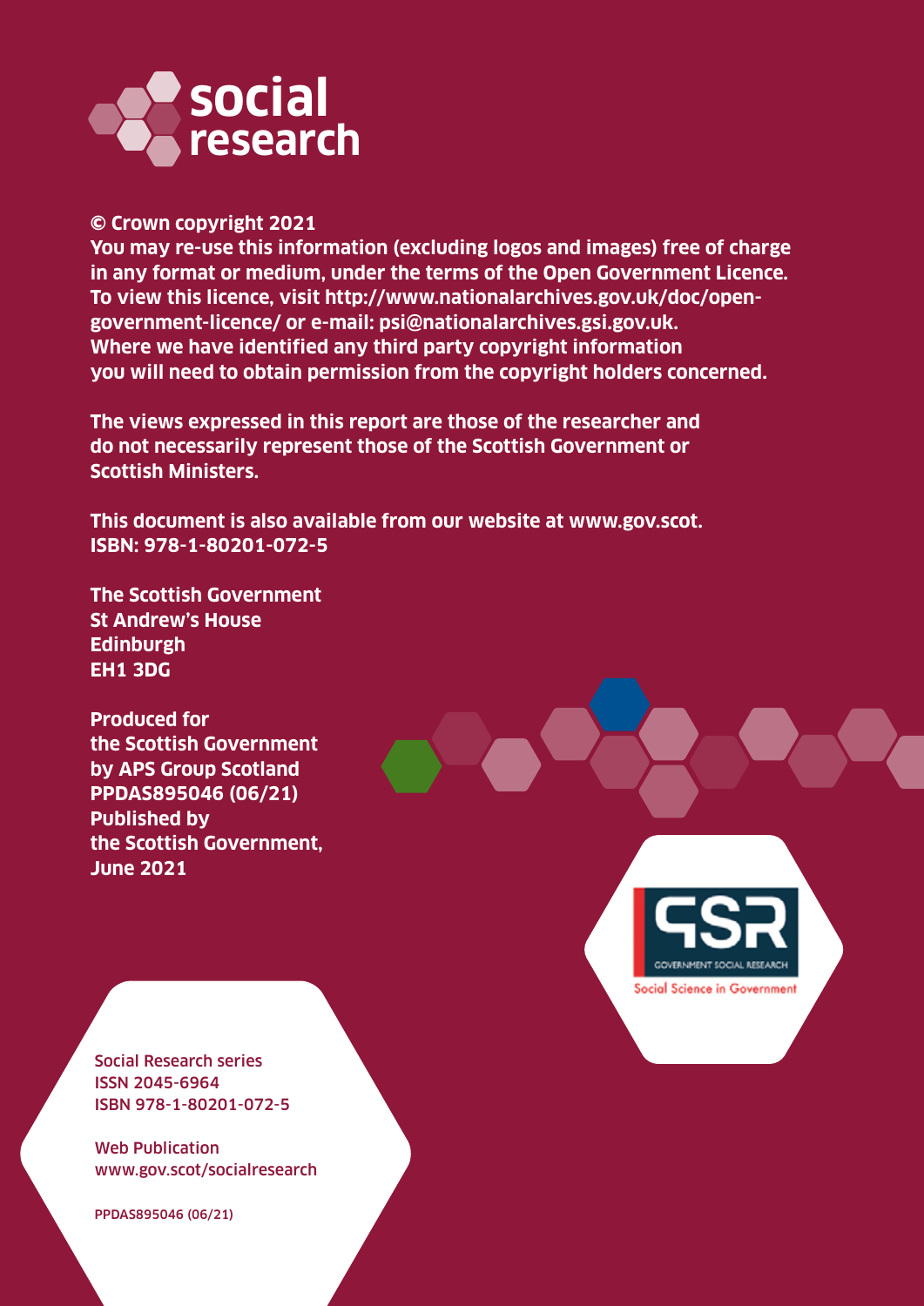social research

**© Crown copyright 2021**
**You may re-use this information (excluding logos and images) free of charge in any format or medium, under the terms of the Open Government Licence. To view this licence, visit http://www.nationalarchives.gov.uk/doc/open-government-licence/ or e-mail: psi@nationalarchives.gsi.gov.uk. Where we have identified any third party copyright information you will need to obtain permission from the copyright holders concerned.**

**The views expressed in this report are those of the researcher and do not necessarily represent those of the Scottish Government or Scottish Ministers.**

**This document is also available from our website at www.gov.scot.**
**ISBN: 978-1-80201-072-5**

**The Scottish Government**
**St Andrew's House**
**Edinburgh**
**EH1 3DG**

**Produced for the Scottish Government by APS Group Scotland**
**PPDAS895046 (06/21)**
**Published by the Scottish Government, June 2021**

GSR
GOVERNMENT SOCIAL RESEARCH
Social Science in Government

Social Research series
ISSN 2045-6964
ISBN 978-1-80201-072-5

Web Publication
www.gov.scot/socialresearch

PPDAS895046 (06/21)